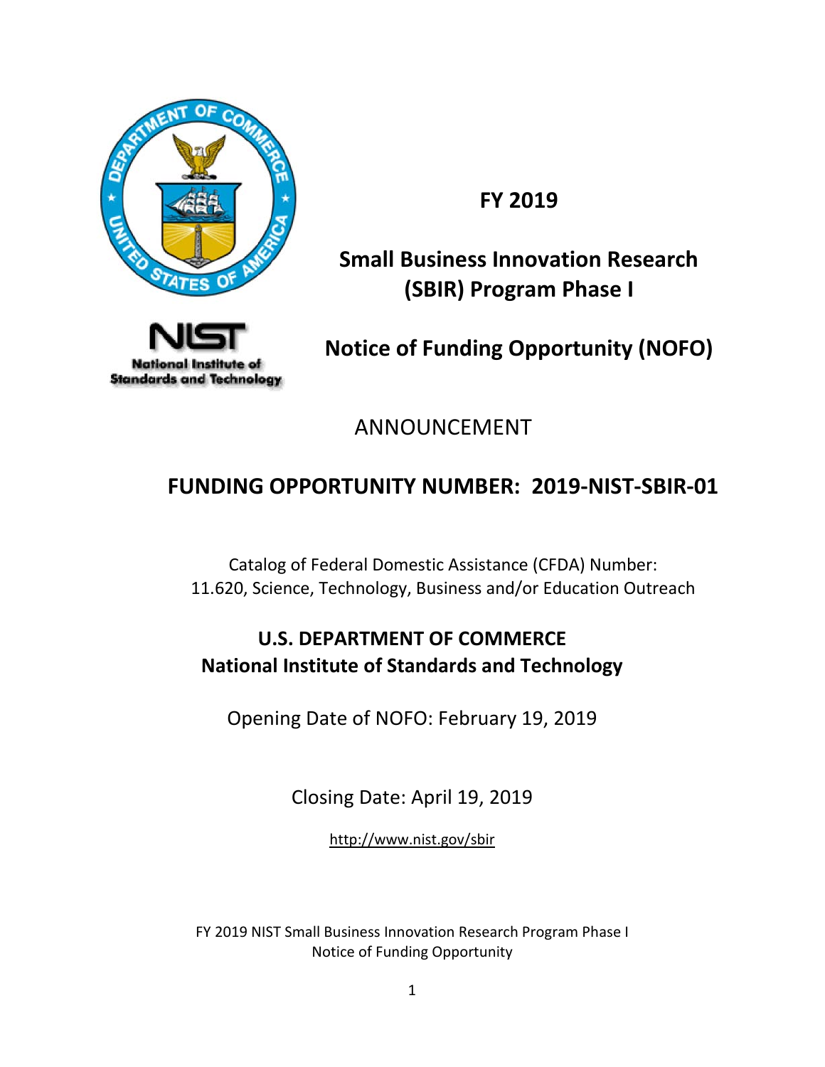# FY 2019

# Small Business Innovation Research (SBIR) Program Phase I

# Notice of Funding Opportunity (NOFO)

ANNOUNCEMENT

## FUNDING OPPORTUNITY NUMBER: 2019-NIST-SBIR-01

Catalog of Federal Domestic Assistance (CFDA) Number:
11.620, Science, Technology, Business and/or Education Outreach

**U.S. DEPARTMENT OF COMMERCE**
**National Institute of Standards and Technology**

Opening Date of NOFO: February 19, 2019

Closing Date: April 19, 2019

http://www.nist.gov/sbir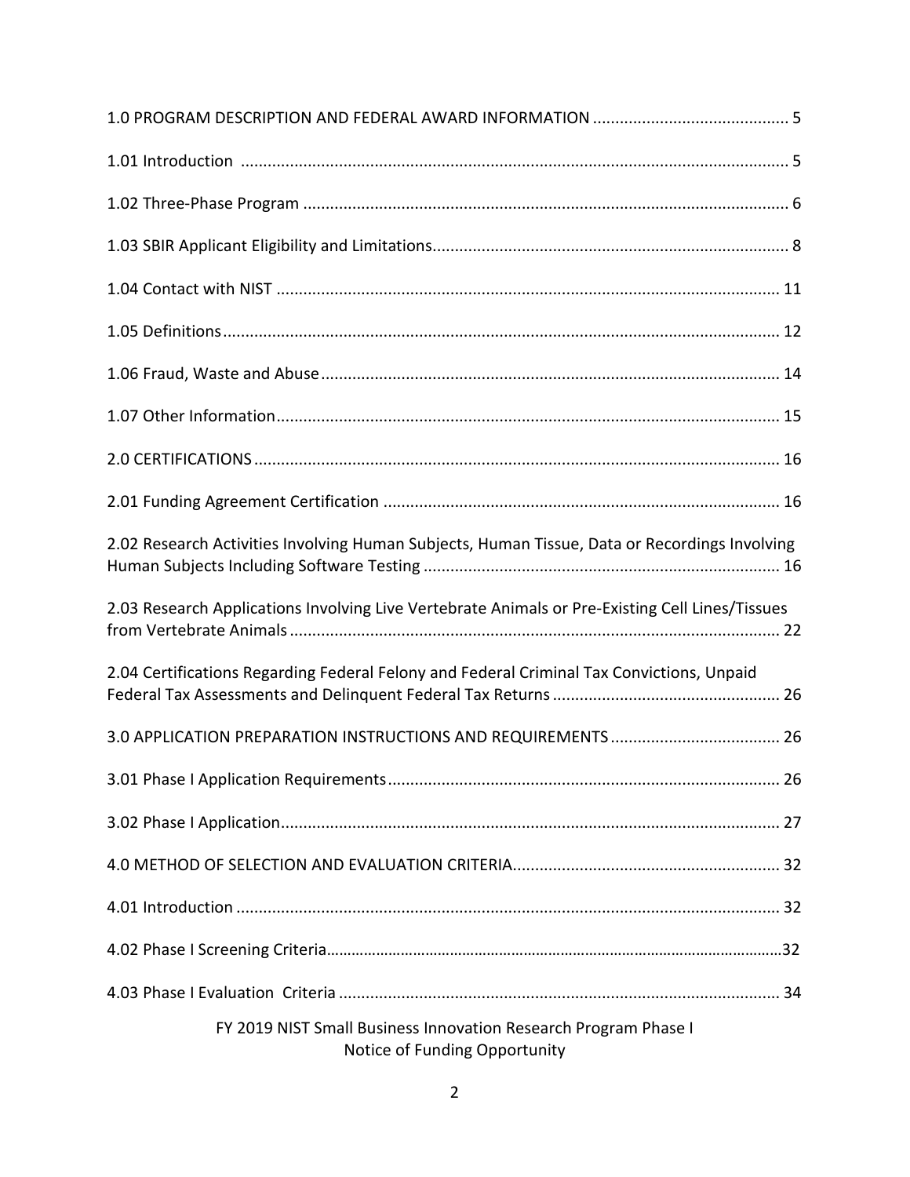1.0 PROGRAM DESCRIPTION AND FEDERAL AWARD INFORMATION ........................................... 5

1.01 Introduction ......................................................................................................... 5

1.02 Three-Phase Program ............................................................................................. 6

1.03 SBIR Applicant Eligibility and Limitations................................................................ 8

1.04 Contact with NIST .................................................................................................. 11

1.05 Definitions............................................................................................................. 12

1.06 Fraud, Waste and Abuse ....................................................................................... 14

1.07 Other Information................................................................................................. 15

2.0 CERTIFICATIONS .................................................................................................... 16

2.01 Funding Agreement Certification ......................................................................... 16

2.02 Research Activities Involving Human Subjects, Human Tissue, Data or Recordings Involving Human Subjects Including Software Testing ............................................................... 16

2.03 Research Applications Involving Live Vertebrate Animals or Pre-Existing Cell Lines/Tissues from Vertebrate Animals ............................................................................................. 22

2.04 Certifications Regarding Federal Felony and Federal Criminal Tax Convictions, Unpaid Federal Tax Assessments and Delinquent Federal Tax Returns ................................................ 26

3.0 APPLICATION PREPARATION INSTRUCTIONS AND REQUIREMENTS ...................... 26

3.01 Phase I Application Requirements ....................................................................... 26

3.02 Phase I Application................................................................................................ 27

4.0 METHOD OF SELECTION AND EVALUATION CRITERIA............................................ 32

4.01 Introduction .......................................................................................................... 32

4.02 Phase I Screening Criteria.......................................................................................32

4.03 Phase I Evaluation Criteria .................................................................................... 34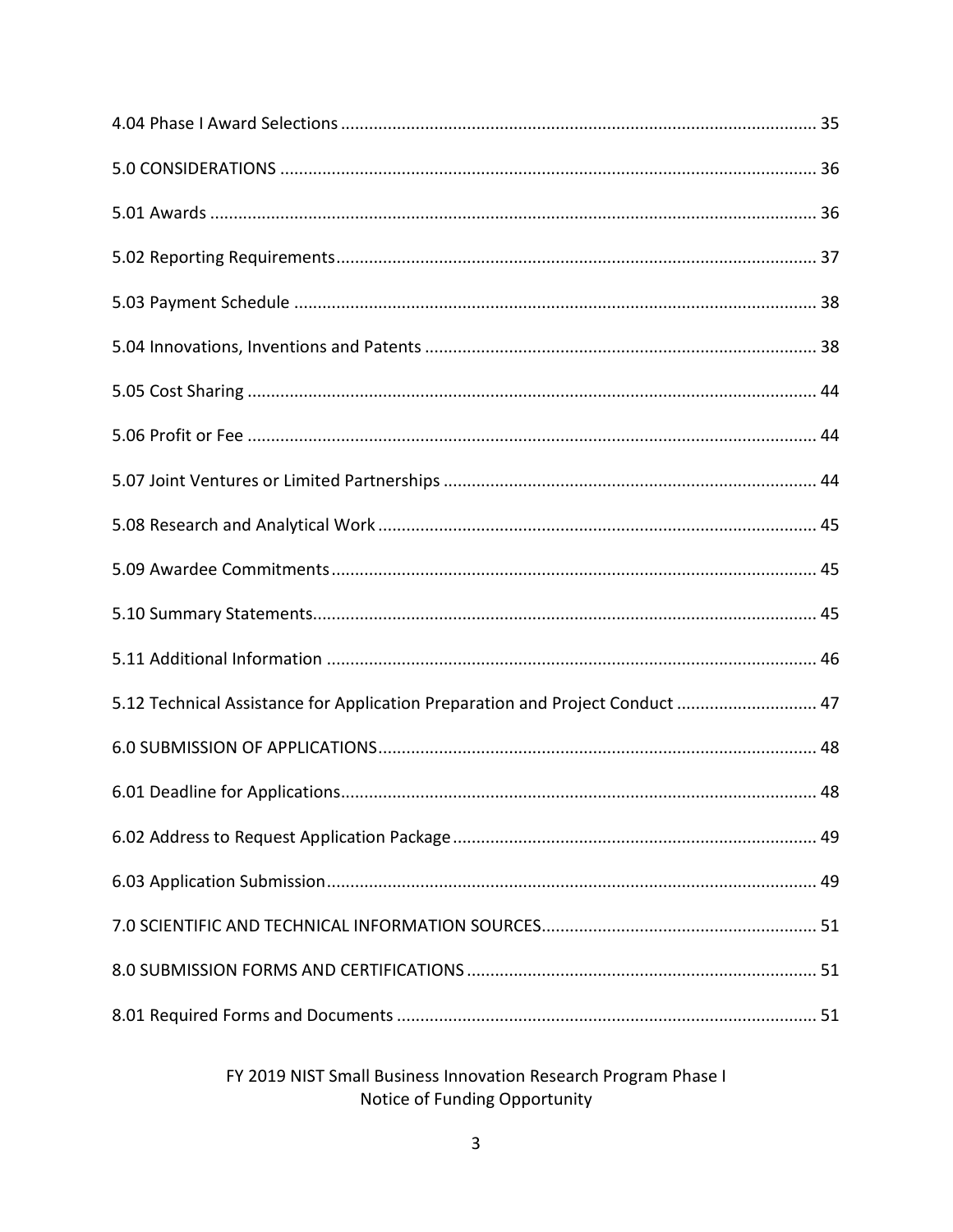4.04 Phase I Award Selections ..................................................................................................... 35

5.0 CONSIDERATIONS .................................................................................................................. 36

5.01 Awards ................................................................................................................................. 36

5.02 Reporting Requirements...................................................................................................... 37

5.03 Payment Schedule ............................................................................................................... 38

5.04 Innovations, Inventions and Patents ................................................................................... 38

5.05 Cost Sharing ........................................................................................................................ 44

5.06 Profit or Fee ......................................................................................................................... 44

5.07 Joint Ventures or Limited Partnerships ............................................................................... 44

5.08 Research and Analytical Work ............................................................................................. 45

5.09 Awardee Commitments....................................................................................................... 45

5.10 Summary Statements........................................................................................................... 45

5.11 Additional Information ........................................................................................................ 46

5.12 Technical Assistance for Application Preparation and Project Conduct ............................. 47

6.0 SUBMISSION OF APPLICATIONS............................................................................................ 48

6.01 Deadline for Applications..................................................................................................... 48

6.02 Address to Request Application Package ............................................................................ 49

6.03 Application Submission........................................................................................................ 49

7.0 SCIENTIFIC AND TECHNICAL INFORMATION SOURCES.......................................................... 51

8.0 SUBMISSION FORMS AND CERTIFICATIONS .......................................................................... 51

8.01 Required Forms and Documents ......................................................................................... 51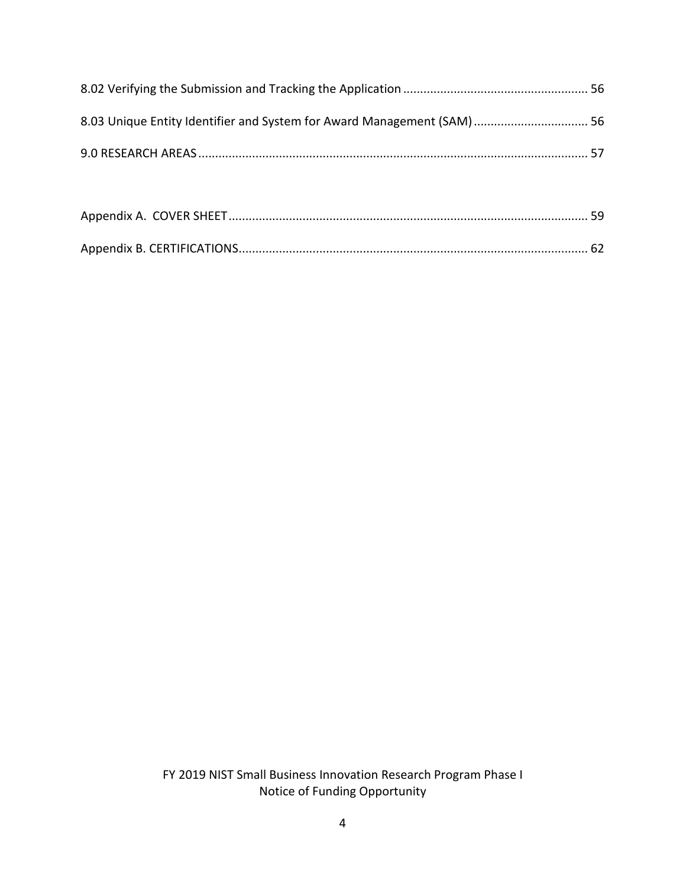8.02 Verifying the Submission and Tracking the Application ...................................................... 56

8.03 Unique Entity Identifier and System for Award Management (SAM) .................................. 56

9.0 RESEARCH AREAS ................................................................................................................ 57

Appendix A. COVER SHEET ......................................................................................................... 59

Appendix B. CERTIFICATIONS...................................................................................................... 62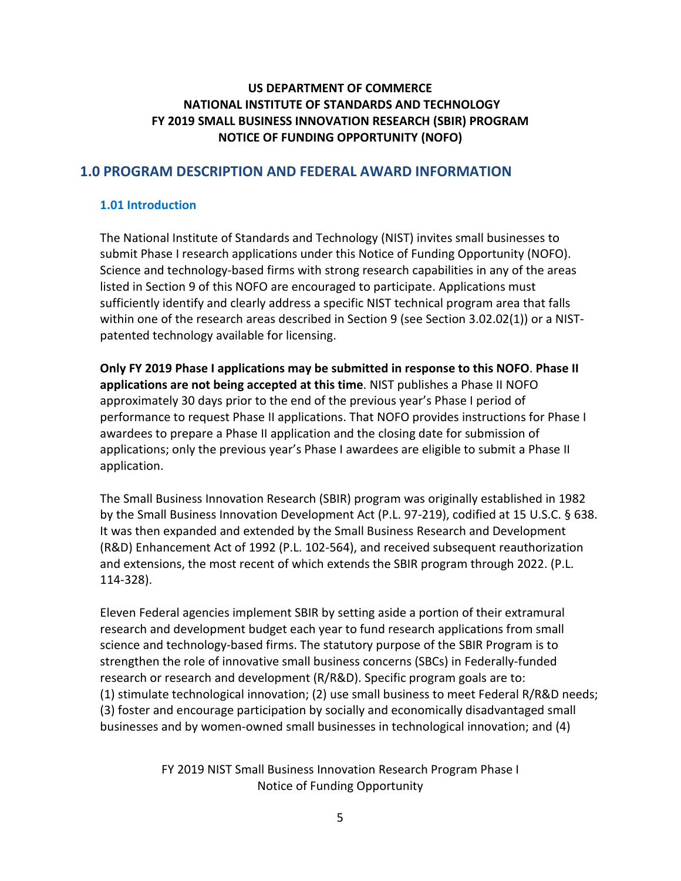**US DEPARTMENT OF COMMERCE**
**NATIONAL INSTITUTE OF STANDARDS AND TECHNOLOGY**
**FY 2019 SMALL BUSINESS INNOVATION RESEARCH (SBIR) PROGRAM**
**NOTICE OF FUNDING OPPORTUNITY (NOFO)**

## 1.0 PROGRAM DESCRIPTION AND FEDERAL AWARD INFORMATION

### 1.01 Introduction

The National Institute of Standards and Technology (NIST) invites small businesses to submit Phase I research applications under this Notice of Funding Opportunity (NOFO). Science and technology-based firms with strong research capabilities in any of the areas listed in Section 9 of this NOFO are encouraged to participate. Applications must sufficiently identify and clearly address a specific NIST technical program area that falls within one of the research areas described in Section 9 (see Section 3.02.02(1)) or a NIST-patented technology available for licensing.

**Only FY 2019 Phase I applications may be submitted in response to this NOFO**. **Phase II applications are not being accepted at this time**. NIST publishes a Phase II NOFO approximately 30 days prior to the end of the previous year's Phase I period of performance to request Phase II applications. That NOFO provides instructions for Phase I awardees to prepare a Phase II application and the closing date for submission of applications; only the previous year's Phase I awardees are eligible to submit a Phase II application.

The Small Business Innovation Research (SBIR) program was originally established in 1982 by the Small Business Innovation Development Act (P.L. 97-219), codified at 15 U.S.C. § 638. It was then expanded and extended by the Small Business Research and Development (R&D) Enhancement Act of 1992 (P.L. 102-564), and received subsequent reauthorization and extensions, the most recent of which extends the SBIR program through 2022. (P.L. 114-328).

Eleven Federal agencies implement SBIR by setting aside a portion of their extramural research and development budget each year to fund research applications from small science and technology-based firms. The statutory purpose of the SBIR Program is to strengthen the role of innovative small business concerns (SBCs) in Federally-funded research or research and development (R/R&D). Specific program goals are to: (1) stimulate technological innovation; (2) use small business to meet Federal R/R&D needs; (3) foster and encourage participation by socially and economically disadvantaged small businesses and by women-owned small businesses in technological innovation; and (4)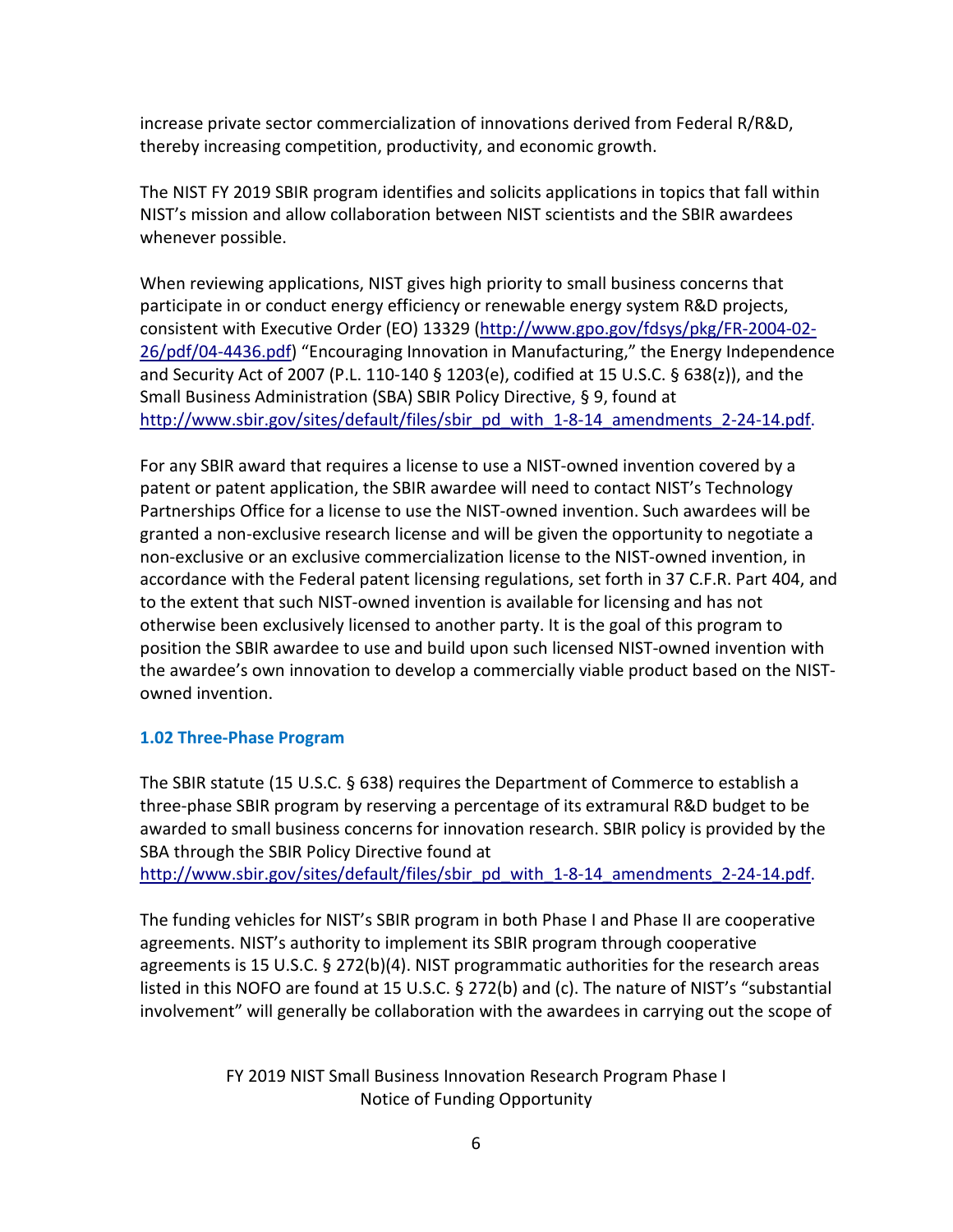increase private sector commercialization of innovations derived from Federal R/R&D, thereby increasing competition, productivity, and economic growth.

The NIST FY 2019 SBIR program identifies and solicits applications in topics that fall within NIST's mission and allow collaboration between NIST scientists and the SBIR awardees whenever possible.

When reviewing applications, NIST gives high priority to small business concerns that participate in or conduct energy efficiency or renewable energy system R&D projects, consistent with Executive Order (EO) 13329 (http://www.gpo.gov/fdsys/pkg/FR-2004-02-26/pdf/04-4436.pdf) "Encouraging Innovation in Manufacturing," the Energy Independence and Security Act of 2007 (P.L. 110-140 § 1203(e), codified at 15 U.S.C. § 638(z)), and the Small Business Administration (SBA) SBIR Policy Directive, § 9, found at http://www.sbir.gov/sites/default/files/sbir_pd_with_1-8-14_amendments_2-24-14.pdf.

For any SBIR award that requires a license to use a NIST-owned invention covered by a patent or patent application, the SBIR awardee will need to contact NIST's Technology Partnerships Office for a license to use the NIST-owned invention. Such awardees will be granted a non-exclusive research license and will be given the opportunity to negotiate a non-exclusive or an exclusive commercialization license to the NIST-owned invention, in accordance with the Federal patent licensing regulations, set forth in 37 C.F.R. Part 404, and to the extent that such NIST-owned invention is available for licensing and has not otherwise been exclusively licensed to another party. It is the goal of this program to position the SBIR awardee to use and build upon such licensed NIST-owned invention with the awardee's own innovation to develop a commercially viable product based on the NIST-owned invention.

### 1.02 Three-Phase Program

The SBIR statute (15 U.S.C. § 638) requires the Department of Commerce to establish a three-phase SBIR program by reserving a percentage of its extramural R&D budget to be awarded to small business concerns for innovation research. SBIR policy is provided by the SBA through the SBIR Policy Directive found at http://www.sbir.gov/sites/default/files/sbir_pd_with_1-8-14_amendments_2-24-14.pdf.

The funding vehicles for NIST's SBIR program in both Phase I and Phase II are cooperative agreements. NIST's authority to implement its SBIR program through cooperative agreements is 15 U.S.C. § 272(b)(4). NIST programmatic authorities for the research areas listed in this NOFO are found at 15 U.S.C. § 272(b) and (c). The nature of NIST's "substantial involvement" will generally be collaboration with the awardees in carrying out the scope of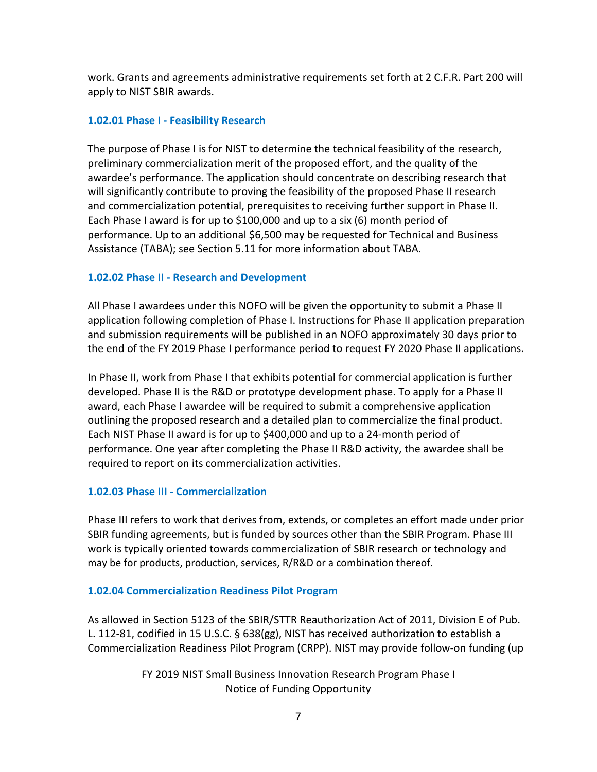work. Grants and agreements administrative requirements set forth at 2 C.F.R. Part 200 will apply to NIST SBIR awards.

### 1.02.01 Phase I - Feasibility Research

The purpose of Phase I is for NIST to determine the technical feasibility of the research, preliminary commercialization merit of the proposed effort, and the quality of the awardee's performance. The application should concentrate on describing research that will significantly contribute to proving the feasibility of the proposed Phase II research and commercialization potential, prerequisites to receiving further support in Phase II. Each Phase I award is for up to $100,000 and up to a six (6) month period of performance. Up to an additional $6,500 may be requested for Technical and Business Assistance (TABA); see Section 5.11 for more information about TABA.

### 1.02.02 Phase II - Research and Development

All Phase I awardees under this NOFO will be given the opportunity to submit a Phase II application following completion of Phase I. Instructions for Phase II application preparation and submission requirements will be published in an NOFO approximately 30 days prior to the end of the FY 2019 Phase I performance period to request FY 2020 Phase II applications.

In Phase II, work from Phase I that exhibits potential for commercial application is further developed. Phase II is the R&D or prototype development phase. To apply for a Phase II award, each Phase I awardee will be required to submit a comprehensive application outlining the proposed research and a detailed plan to commercialize the final product. Each NIST Phase II award is for up to $400,000 and up to a 24-month period of performance. One year after completing the Phase II R&D activity, the awardee shall be required to report on its commercialization activities.

### 1.02.03 Phase III - Commercialization

Phase III refers to work that derives from, extends, or completes an effort made under prior SBIR funding agreements, but is funded by sources other than the SBIR Program. Phase III work is typically oriented towards commercialization of SBIR research or technology and may be for products, production, services, R/R&D or a combination thereof.

### 1.02.04 Commercialization Readiness Pilot Program

As allowed in Section 5123 of the SBIR/STTR Reauthorization Act of 2011, Division E of Pub. L. 112-81, codified in 15 U.S.C. § 638(gg), NIST has received authorization to establish a Commercialization Readiness Pilot Program (CRPP). NIST may provide follow-on funding (up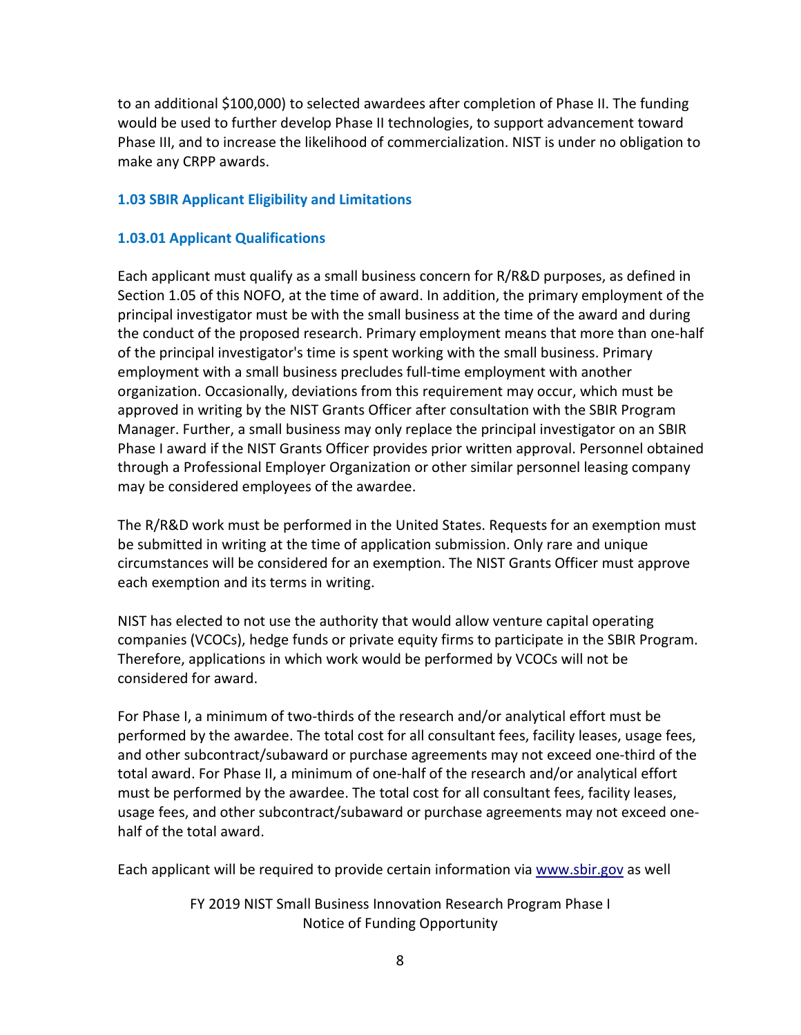to an additional $100,000) to selected awardees after completion of Phase II. The funding would be used to further develop Phase II technologies, to support advancement toward Phase III, and to increase the likelihood of commercialization. NIST is under no obligation to make any CRPP awards.

## 1.03 SBIR Applicant Eligibility and Limitations

### 1.03.01 Applicant Qualifications

Each applicant must qualify as a small business concern for R/R&D purposes, as defined in Section 1.05 of this NOFO, at the time of award. In addition, the primary employment of the principal investigator must be with the small business at the time of the award and during the conduct of the proposed research. Primary employment means that more than one-half of the principal investigator's time is spent working with the small business. Primary employment with a small business precludes full-time employment with another organization. Occasionally, deviations from this requirement may occur, which must be approved in writing by the NIST Grants Officer after consultation with the SBIR Program Manager. Further, a small business may only replace the principal investigator on an SBIR Phase I award if the NIST Grants Officer provides prior written approval. Personnel obtained through a Professional Employer Organization or other similar personnel leasing company may be considered employees of the awardee.

The R/R&D work must be performed in the United States. Requests for an exemption must be submitted in writing at the time of application submission. Only rare and unique circumstances will be considered for an exemption. The NIST Grants Officer must approve each exemption and its terms in writing.

NIST has elected to not use the authority that would allow venture capital operating companies (VCOCs), hedge funds or private equity firms to participate in the SBIR Program. Therefore, applications in which work would be performed by VCOCs will not be considered for award.

For Phase I, a minimum of two-thirds of the research and/or analytical effort must be performed by the awardee. The total cost for all consultant fees, facility leases, usage fees, and other subcontract/subaward or purchase agreements may not exceed one-third of the total award. For Phase II, a minimum of one-half of the research and/or analytical effort must be performed by the awardee. The total cost for all consultant fees, facility leases, usage fees, and other subcontract/subaward or purchase agreements may not exceed one-half of the total award.

Each applicant will be required to provide certain information via [www.sbir.gov](http://www.sbir.gov) as well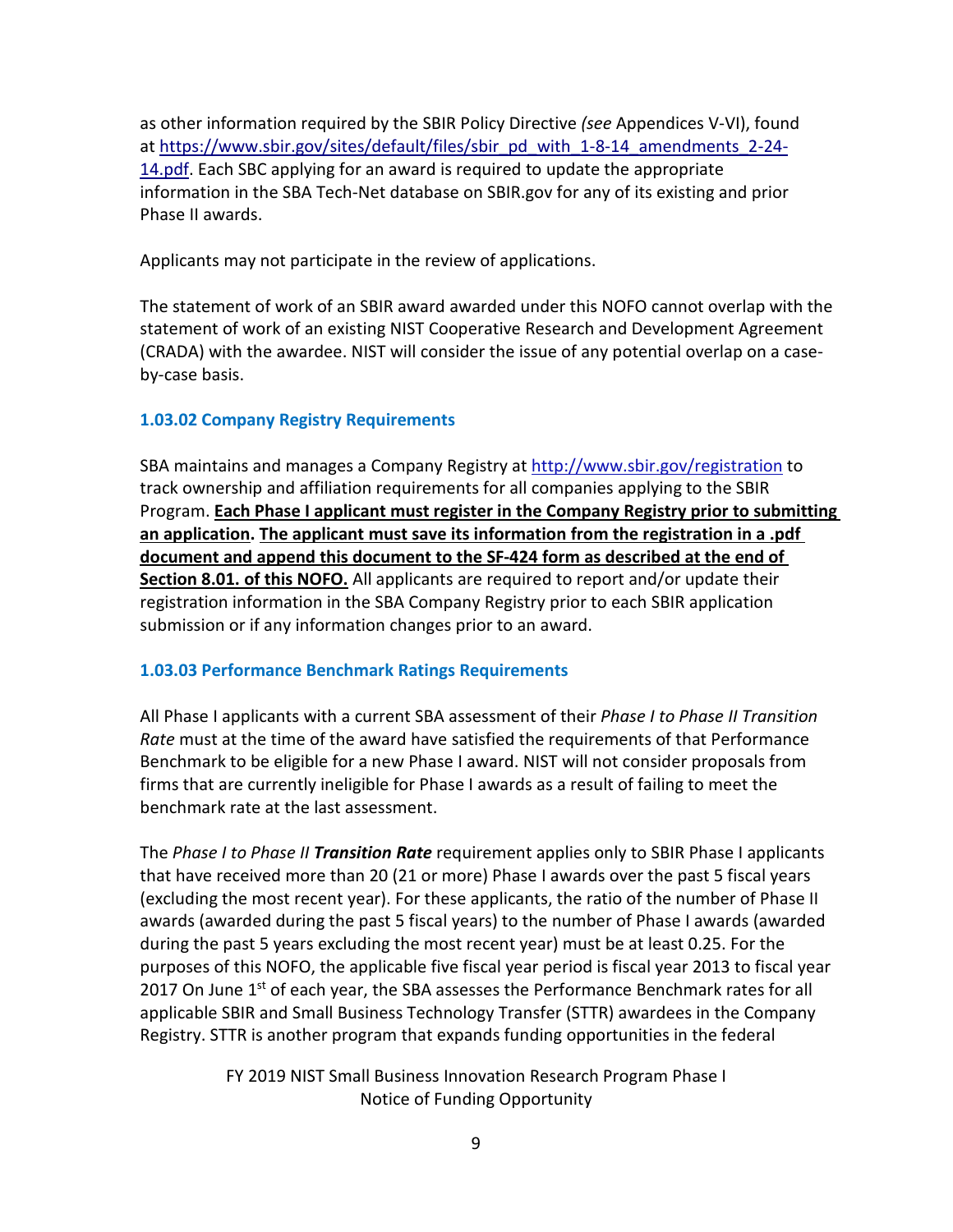as other information required by the SBIR Policy Directive *(see* Appendices V-VI), found at [https://www.sbir.gov/sites/default/files/sbir_pd_with_1-8-14_amendments_2-24-14.pdf](https://www.sbir.gov/sites/default/files/sbir_pd_with_1-8-14_amendments_2-24-14.pdf). Each SBC applying for an award is required to update the appropriate information in the SBA Tech-Net database on SBIR.gov for any of its existing and prior Phase II awards.

Applicants may not participate in the review of applications.

The statement of work of an SBIR award awarded under this NOFO cannot overlap with the statement of work of an existing NIST Cooperative Research and Development Agreement (CRADA) with the awardee. NIST will consider the issue of any potential overlap on a case-by-case basis.

### 1.03.02 Company Registry Requirements

SBA maintains and manages a Company Registry at [http://www.sbir.gov/registration](http://www.sbir.gov/registration) to track ownership and affiliation requirements for all companies applying to the SBIR Program. **Each Phase I applicant must register in the Company Registry prior to submitting an application. The applicant must save its information from the registration in a .pdf document and append this document to the SF-424 form as described at the end of Section 8.01. of this NOFO.** All applicants are required to report and/or update their registration information in the SBA Company Registry prior to each SBIR application submission or if any information changes prior to an award.

### 1.03.03 Performance Benchmark Ratings Requirements

All Phase I applicants with a current SBA assessment of their *Phase I to Phase II Transition Rate* must at the time of the award have satisfied the requirements of that Performance Benchmark to be eligible for a new Phase I award. NIST will not consider proposals from firms that are currently ineligible for Phase I awards as a result of failing to meet the benchmark rate at the last assessment.

The *Phase I to Phase II* ***Transition Rate*** requirement applies only to SBIR Phase I applicants that have received more than 20 (21 or more) Phase I awards over the past 5 fiscal years (excluding the most recent year). For these applicants, the ratio of the number of Phase II awards (awarded during the past 5 fiscal years) to the number of Phase I awards (awarded during the past 5 years excluding the most recent year) must be at least 0.25. For the purposes of this NOFO, the applicable five fiscal year period is fiscal year 2013 to fiscal year 2017 On June 1st of each year, the SBA assesses the Performance Benchmark rates for all applicable SBIR and Small Business Technology Transfer (STTR) awardees in the Company Registry. STTR is another program that expands funding opportunities in the federal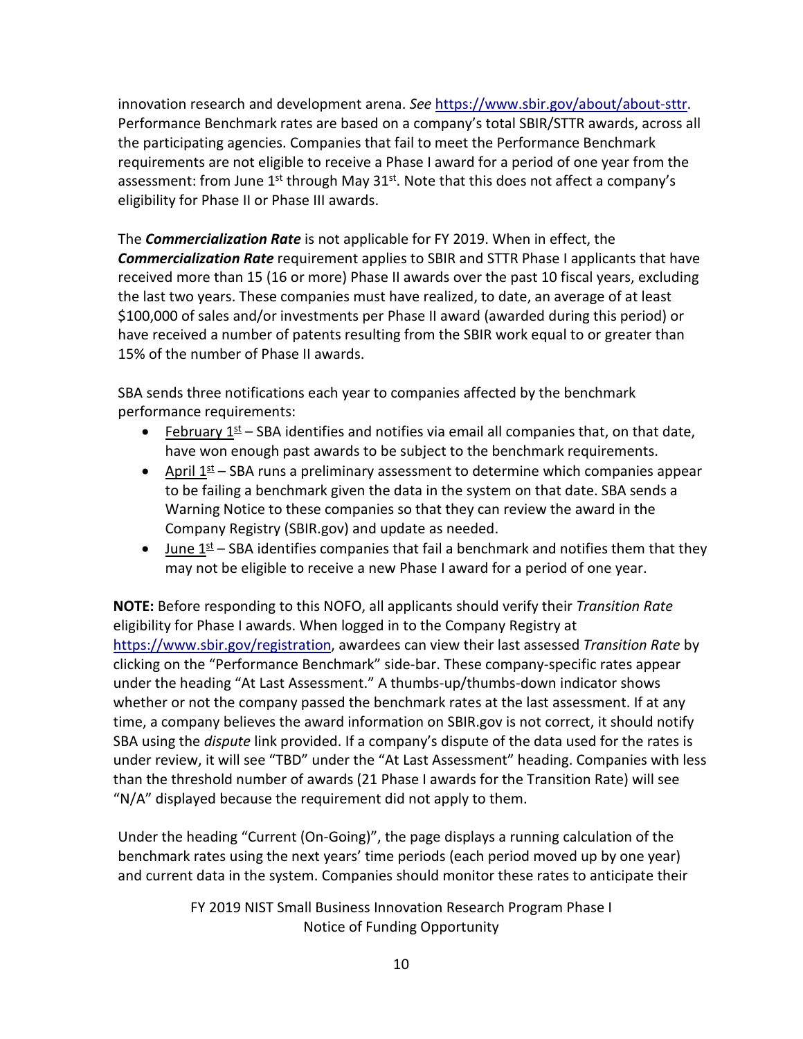innovation research and development arena. *See* https://www.sbir.gov/about/about-sttr. Performance Benchmark rates are based on a company's total SBIR/STTR awards, across all the participating agencies. Companies that fail to meet the Performance Benchmark requirements are not eligible to receive a Phase I award for a period of one year from the assessment: from June 1st through May 31st. Note that this does not affect a company's eligibility for Phase II or Phase III awards.

The ***Commercialization Rate*** is not applicable for FY 2019. When in effect, the ***Commercialization Rate*** requirement applies to SBIR and STTR Phase I applicants that have received more than 15 (16 or more) Phase II awards over the past 10 fiscal years, excluding the last two years. These companies must have realized, to date, an average of at least $100,000 of sales and/or investments per Phase II award (awarded during this period) or have received a number of patents resulting from the SBIR work equal to or greater than 15% of the number of Phase II awards.

SBA sends three notifications each year to companies affected by the benchmark performance requirements:

- February 1st – SBA identifies and notifies via email all companies that, on that date, have won enough past awards to be subject to the benchmark requirements.
- April 1st – SBA runs a preliminary assessment to determine which companies appear to be failing a benchmark given the data in the system on that date. SBA sends a Warning Notice to these companies so that they can review the award in the Company Registry (SBIR.gov) and update as needed.
- June 1st – SBA identifies companies that fail a benchmark and notifies them that they may not be eligible to receive a new Phase I award for a period of one year.

**NOTE:** Before responding to this NOFO, all applicants should verify their *Transition Rate* eligibility for Phase I awards. When logged in to the Company Registry at https://www.sbir.gov/registration, awardees can view their last assessed *Transition Rate* by clicking on the "Performance Benchmark" side-bar. These company-specific rates appear under the heading "At Last Assessment." A thumbs-up/thumbs-down indicator shows whether or not the company passed the benchmark rates at the last assessment. If at any time, a company believes the award information on SBIR.gov is not correct, it should notify SBA using the *dispute* link provided. If a company's dispute of the data used for the rates is under review, it will see "TBD" under the "At Last Assessment" heading. Companies with less than the threshold number of awards (21 Phase I awards for the Transition Rate) will see "N/A" displayed because the requirement did not apply to them.

Under the heading "Current (On-Going)", the page displays a running calculation of the benchmark rates using the next years' time periods (each period moved up by one year) and current data in the system. Companies should monitor these rates to anticipate their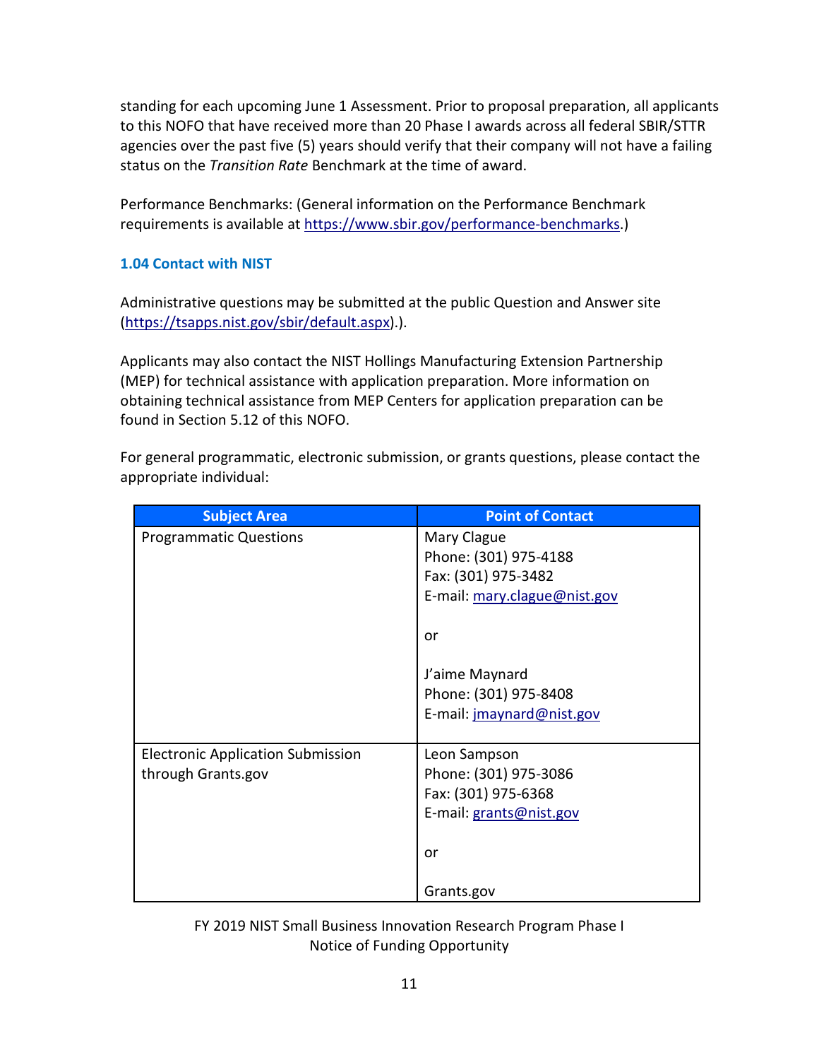standing for each upcoming June 1 Assessment. Prior to proposal preparation, all applicants to this NOFO that have received more than 20 Phase I awards across all federal SBIR/STTR agencies over the past five (5) years should verify that their company will not have a failing status on the *Transition Rate* Benchmark at the time of award.

Performance Benchmarks: (General information on the Performance Benchmark requirements is available at https://www.sbir.gov/performance-benchmarks.)

### 1.04 Contact with NIST

Administrative questions may be submitted at the public Question and Answer site (https://tsapps.nist.gov/sbir/default.aspx).).

Applicants may also contact the NIST Hollings Manufacturing Extension Partnership (MEP) for technical assistance with application preparation. More information on obtaining technical assistance from MEP Centers for application preparation can be found in Section 5.12 of this NOFO.

For general programmatic, electronic submission, or grants questions, please contact the appropriate individual:

| Subject Area | Point of Contact |
|---|---|
| Programmatic Questions | Mary Clague<br>Phone: (301) 975-4188<br>Fax: (301) 975-3482<br>E-mail: mary.clague@nist.gov<br><br>or<br><br>J'aime Maynard<br>Phone: (301) 975-8408<br>E-mail: jmaynard@nist.gov |
| Electronic Application Submission through Grants.gov | Leon Sampson<br>Phone: (301) 975-3086<br>Fax: (301) 975-6368<br>E-mail: grants@nist.gov<br><br>or<br><br>Grants.gov |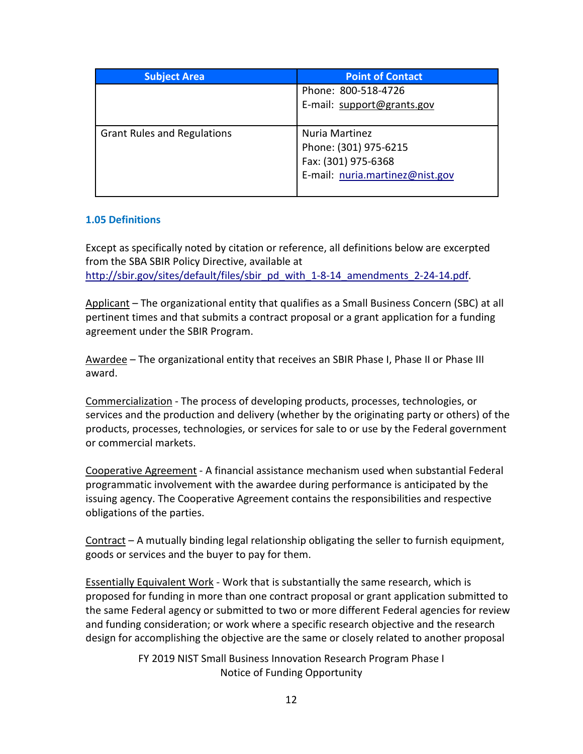| Subject Area | Point of Contact |
|---|---|
| | Phone: 800-518-4726<br>E-mail: support@grants.gov |
| Grant Rules and Regulations | Nuria Martinez<br>Phone: (301) 975-6215<br>Fax: (301) 975-6368<br>E-mail: nuria.martinez@nist.gov |

### 1.05 Definitions

Except as specifically noted by citation or reference, all definitions below are excerpted from the SBA SBIR Policy Directive, available at http://sbir.gov/sites/default/files/sbir_pd_with_1-8-14_amendments_2-24-14.pdf.

Applicant – The organizational entity that qualifies as a Small Business Concern (SBC) at all pertinent times and that submits a contract proposal or a grant application for a funding agreement under the SBIR Program.

Awardee – The organizational entity that receives an SBIR Phase I, Phase II or Phase III award.

Commercialization - The process of developing products, processes, technologies, or services and the production and delivery (whether by the originating party or others) of the products, processes, technologies, or services for sale to or use by the Federal government or commercial markets.

Cooperative Agreement - A financial assistance mechanism used when substantial Federal programmatic involvement with the awardee during performance is anticipated by the issuing agency. The Cooperative Agreement contains the responsibilities and respective obligations of the parties.

Contract – A mutually binding legal relationship obligating the seller to furnish equipment, goods or services and the buyer to pay for them.

Essentially Equivalent Work - Work that is substantially the same research, which is proposed for funding in more than one contract proposal or grant application submitted to the same Federal agency or submitted to two or more different Federal agencies for review and funding consideration; or work where a specific research objective and the research design for accomplishing the objective are the same or closely related to another proposal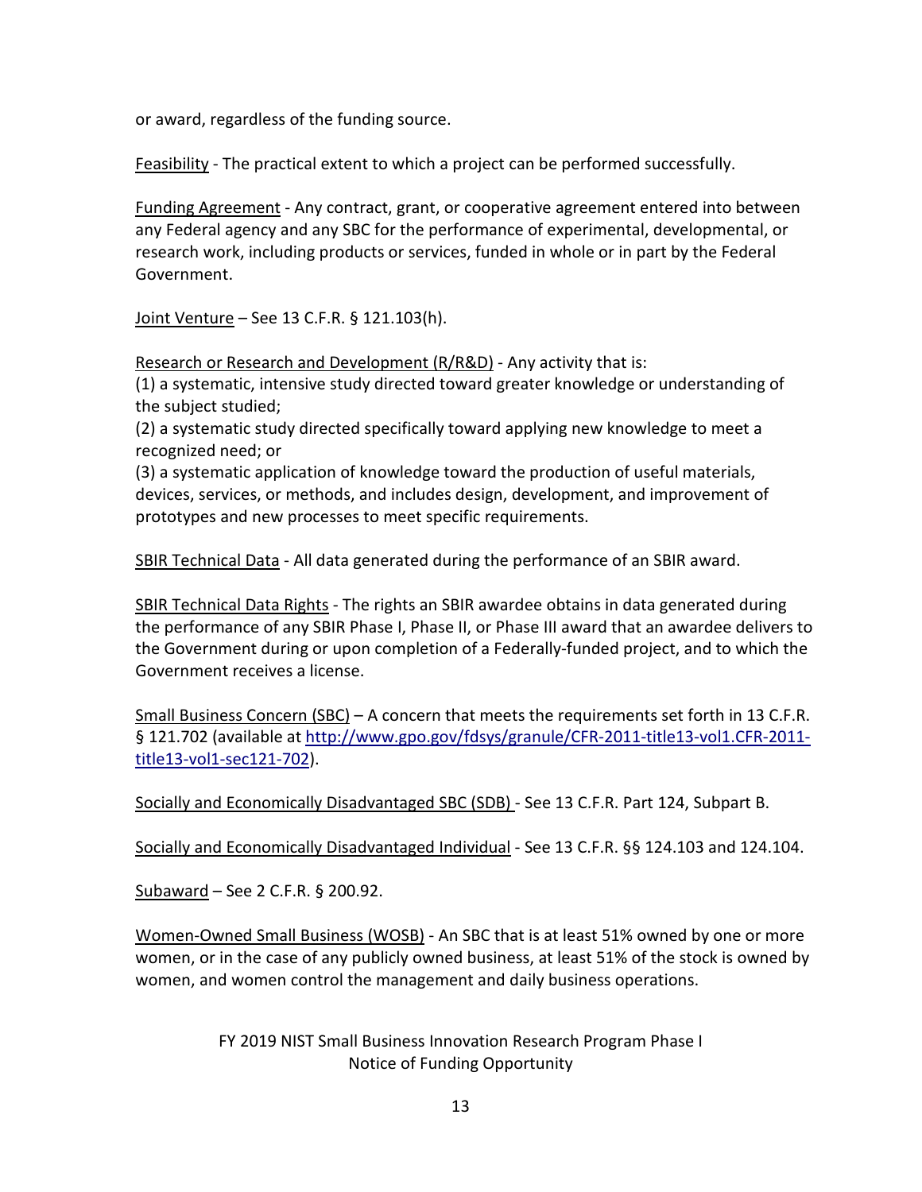or award, regardless of the funding source.

Feasibility - The practical extent to which a project can be performed successfully.

Funding Agreement - Any contract, grant, or cooperative agreement entered into between any Federal agency and any SBC for the performance of experimental, developmental, or research work, including products or services, funded in whole or in part by the Federal Government.

Joint Venture – See 13 C.F.R. § 121.103(h).

Research or Research and Development (R/R&D) - Any activity that is:
(1) a systematic, intensive study directed toward greater knowledge or understanding of the subject studied;
(2) a systematic study directed specifically toward applying new knowledge to meet a recognized need; or
(3) a systematic application of knowledge toward the production of useful materials, devices, services, or methods, and includes design, development, and improvement of prototypes and new processes to meet specific requirements.

SBIR Technical Data - All data generated during the performance of an SBIR award.

SBIR Technical Data Rights - The rights an SBIR awardee obtains in data generated during the performance of any SBIR Phase I, Phase II, or Phase III award that an awardee delivers to the Government during or upon completion of a Federally-funded project, and to which the Government receives a license.

Small Business Concern (SBC) – A concern that meets the requirements set forth in 13 C.F.R. § 121.702 (available at http://www.gpo.gov/fdsys/granule/CFR-2011-title13-vol1.CFR-2011-title13-vol1-sec121-702).

Socially and Economically Disadvantaged SBC (SDB) - See 13 C.F.R. Part 124, Subpart B.

Socially and Economically Disadvantaged Individual - See 13 C.F.R. §§ 124.103 and 124.104.

Subaward – See 2 C.F.R. § 200.92.

Women-Owned Small Business (WOSB) - An SBC that is at least 51% owned by one or more women, or in the case of any publicly owned business, at least 51% of the stock is owned by women, and women control the management and daily business operations.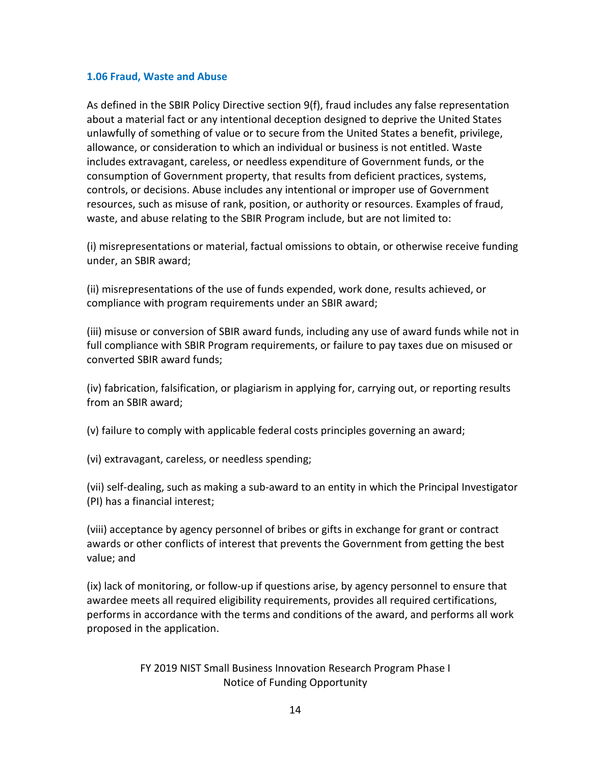### 1.06 Fraud, Waste and Abuse

As defined in the SBIR Policy Directive section 9(f), fraud includes any false representation about a material fact or any intentional deception designed to deprive the United States unlawfully of something of value or to secure from the United States a benefit, privilege, allowance, or consideration to which an individual or business is not entitled. Waste includes extravagant, careless, or needless expenditure of Government funds, or the consumption of Government property, that results from deficient practices, systems, controls, or decisions. Abuse includes any intentional or improper use of Government resources, such as misuse of rank, position, or authority or resources. Examples of fraud, waste, and abuse relating to the SBIR Program include, but are not limited to:

(i) misrepresentations or material, factual omissions to obtain, or otherwise receive funding under, an SBIR award;

(ii) misrepresentations of the use of funds expended, work done, results achieved, or compliance with program requirements under an SBIR award;

(iii) misuse or conversion of SBIR award funds, including any use of award funds while not in full compliance with SBIR Program requirements, or failure to pay taxes due on misused or converted SBIR award funds;

(iv) fabrication, falsification, or plagiarism in applying for, carrying out, or reporting results from an SBIR award;

(v) failure to comply with applicable federal costs principles governing an award;

(vi) extravagant, careless, or needless spending;

(vii) self-dealing, such as making a sub-award to an entity in which the Principal Investigator (PI) has a financial interest;

(viii) acceptance by agency personnel of bribes or gifts in exchange for grant or contract awards or other conflicts of interest that prevents the Government from getting the best value; and

(ix) lack of monitoring, or follow-up if questions arise, by agency personnel to ensure that awardee meets all required eligibility requirements, provides all required certifications, performs in accordance with the terms and conditions of the award, and performs all work proposed in the application.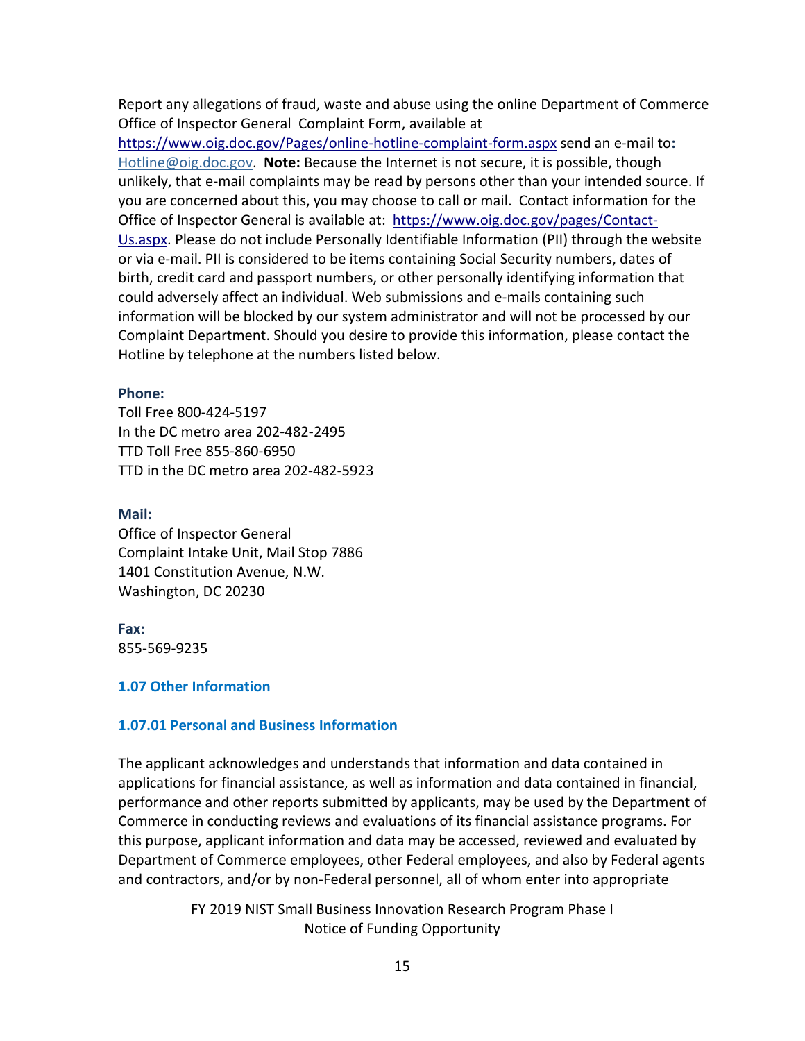Report any allegations of fraud, waste and abuse using the online Department of Commerce Office of Inspector General Complaint Form, available at https://www.oig.doc.gov/Pages/online-hotline-complaint-form.aspx send an e-mail to**:** Hotline@oig.doc.gov. **Note:** Because the Internet is not secure, it is possible, though unlikely, that e-mail complaints may be read by persons other than your intended source. If you are concerned about this, you may choose to call or mail. Contact information for the Office of Inspector General is available at: https://www.oig.doc.gov/pages/Contact-Us.aspx. Please do not include Personally Identifiable Information (PII) through the website or via e-mail. PII is considered to be items containing Social Security numbers, dates of birth, credit card and passport numbers, or other personally identifying information that could adversely affect an individual. Web submissions and e-mails containing such information will be blocked by our system administrator and will not be processed by our Complaint Department. Should you desire to provide this information, please contact the Hotline by telephone at the numbers listed below.

**Phone:**
Toll Free 800-424-5197
In the DC metro area 202-482-2495
TTD Toll Free 855-860-6950
TTD in the DC metro area 202-482-5923

**Mail:**
Office of Inspector General
Complaint Intake Unit, Mail Stop 7886
1401 Constitution Avenue, N.W.
Washington, DC 20230

**Fax:**
855-569-9235

### 1.07 Other Information

#### 1.07.01 Personal and Business Information

The applicant acknowledges and understands that information and data contained in applications for financial assistance, as well as information and data contained in financial, performance and other reports submitted by applicants, may be used by the Department of Commerce in conducting reviews and evaluations of its financial assistance programs. For this purpose, applicant information and data may be accessed, reviewed and evaluated by Department of Commerce employees, other Federal employees, and also by Federal agents and contractors, and/or by non-Federal personnel, all of whom enter into appropriate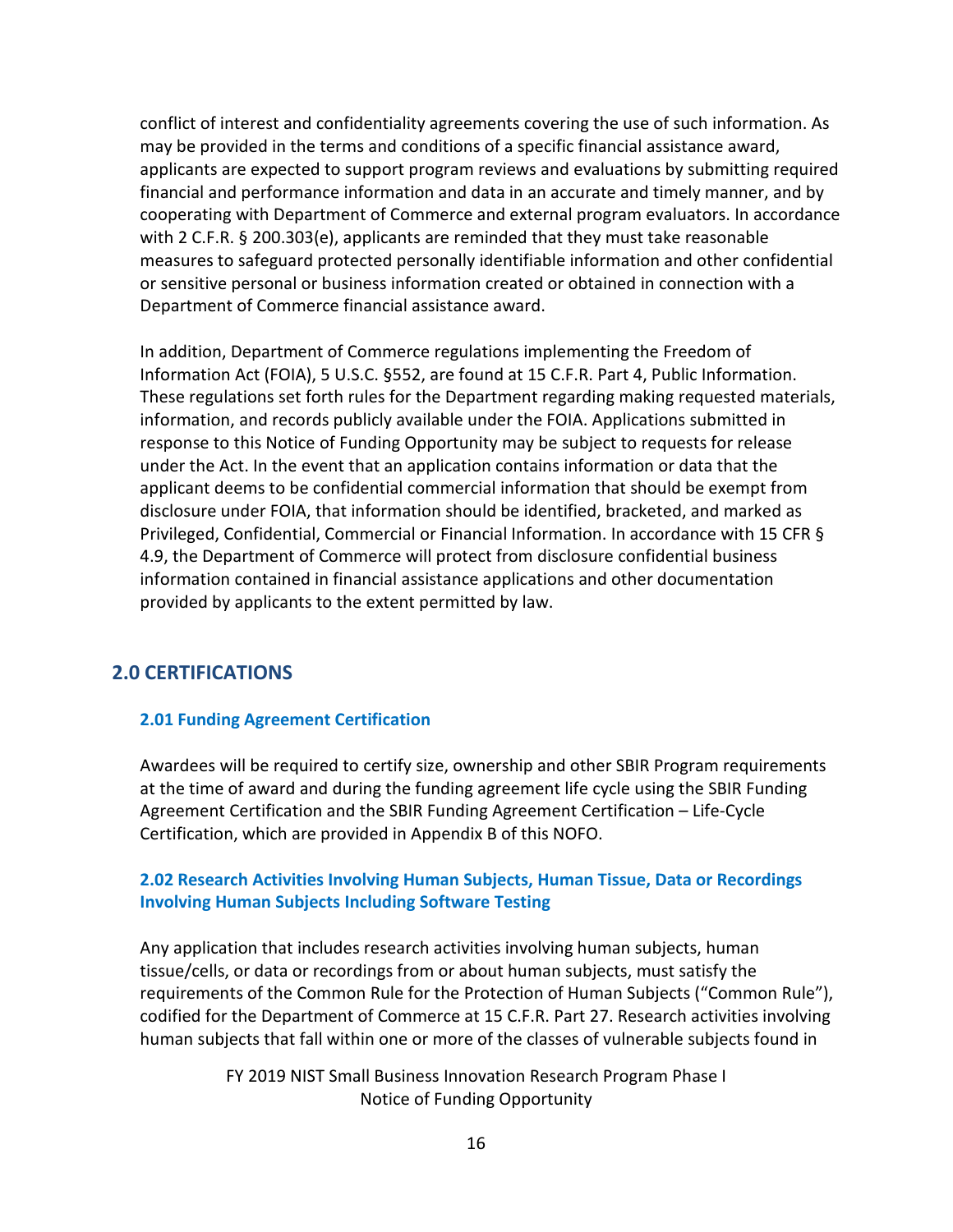conflict of interest and confidentiality agreements covering the use of such information. As may be provided in the terms and conditions of a specific financial assistance award, applicants are expected to support program reviews and evaluations by submitting required financial and performance information and data in an accurate and timely manner, and by cooperating with Department of Commerce and external program evaluators. In accordance with 2 C.F.R. § 200.303(e), applicants are reminded that they must take reasonable measures to safeguard protected personally identifiable information and other confidential or sensitive personal or business information created or obtained in connection with a Department of Commerce financial assistance award.

In addition, Department of Commerce regulations implementing the Freedom of Information Act (FOIA), 5 U.S.C. §552, are found at 15 C.F.R. Part 4, Public Information. These regulations set forth rules for the Department regarding making requested materials, information, and records publicly available under the FOIA. Applications submitted in response to this Notice of Funding Opportunity may be subject to requests for release under the Act. In the event that an application contains information or data that the applicant deems to be confidential commercial information that should be exempt from disclosure under FOIA, that information should be identified, bracketed, and marked as Privileged, Confidential, Commercial or Financial Information. In accordance with 15 CFR § 4.9, the Department of Commerce will protect from disclosure confidential business information contained in financial assistance applications and other documentation provided by applicants to the extent permitted by law.

## 2.0 CERTIFICATIONS

### 2.01 Funding Agreement Certification

Awardees will be required to certify size, ownership and other SBIR Program requirements at the time of award and during the funding agreement life cycle using the SBIR Funding Agreement Certification and the SBIR Funding Agreement Certification – Life-Cycle Certification, which are provided in Appendix B of this NOFO.

### 2.02 Research Activities Involving Human Subjects, Human Tissue, Data or Recordings Involving Human Subjects Including Software Testing

Any application that includes research activities involving human subjects, human tissue/cells, or data or recordings from or about human subjects, must satisfy the requirements of the Common Rule for the Protection of Human Subjects ("Common Rule"), codified for the Department of Commerce at 15 C.F.R. Part 27. Research activities involving human subjects that fall within one or more of the classes of vulnerable subjects found in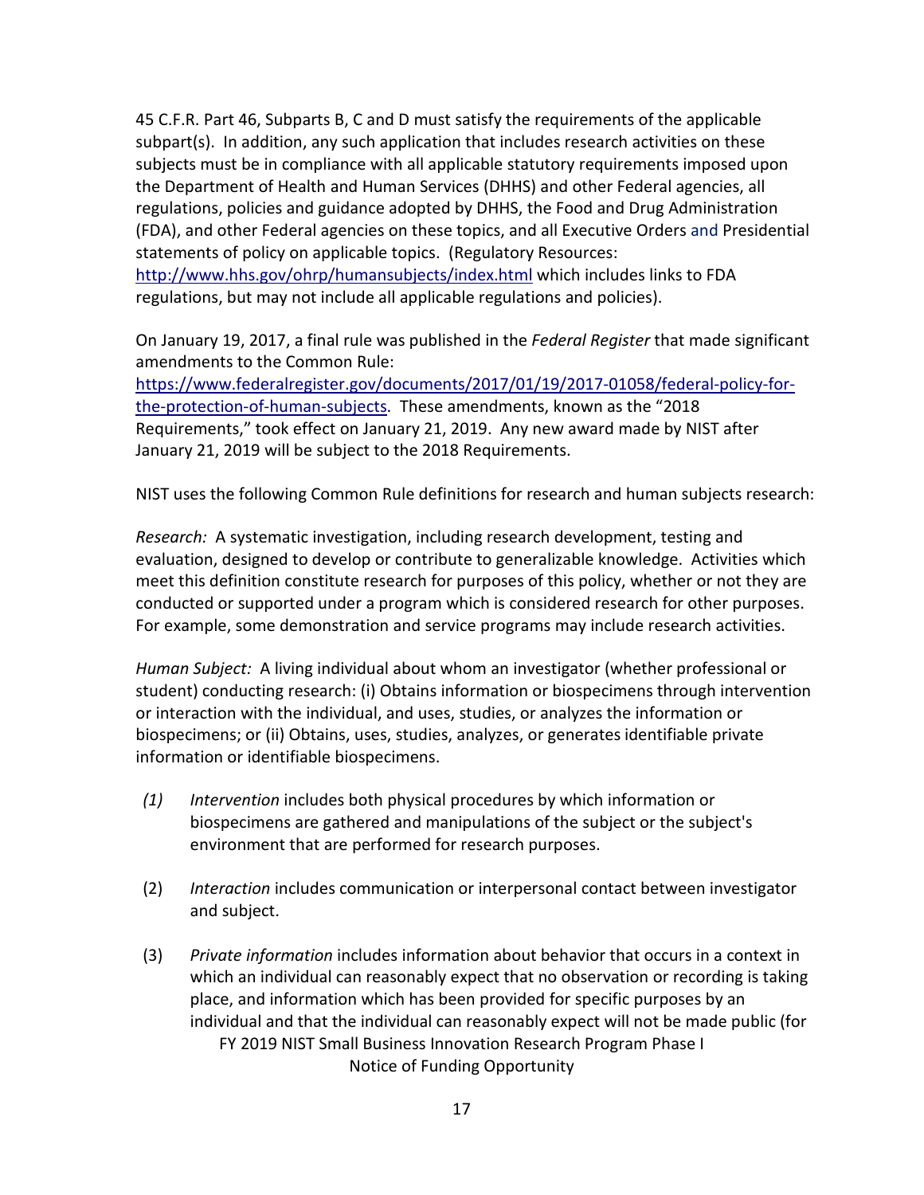45 C.F.R. Part 46, Subparts B, C and D must satisfy the requirements of the applicable subpart(s). In addition, any such application that includes research activities on these subjects must be in compliance with all applicable statutory requirements imposed upon the Department of Health and Human Services (DHHS) and other Federal agencies, all regulations, policies and guidance adopted by DHHS, the Food and Drug Administration (FDA), and other Federal agencies on these topics, and all Executive Orders and Presidential statements of policy on applicable topics. (Regulatory Resources: http://www.hhs.gov/ohrp/humansubjects/index.html which includes links to FDA regulations, but may not include all applicable regulations and policies).

On January 19, 2017, a final rule was published in the *Federal Register* that made significant amendments to the Common Rule: https://www.federalregister.gov/documents/2017/01/19/2017-01058/federal-policy-for-the-protection-of-human-subjects. These amendments, known as the "2018 Requirements," took effect on January 21, 2019. Any new award made by NIST after January 21, 2019 will be subject to the 2018 Requirements.

NIST uses the following Common Rule definitions for research and human subjects research:

*Research:* A systematic investigation, including research development, testing and evaluation, designed to develop or contribute to generalizable knowledge. Activities which meet this definition constitute research for purposes of this policy, whether or not they are conducted or supported under a program which is considered research for other purposes. For example, some demonstration and service programs may include research activities.

*Human Subject:* A living individual about whom an investigator (whether professional or student) conducting research: (i) Obtains information or biospecimens through intervention or interaction with the individual, and uses, studies, or analyzes the information or biospecimens; or (ii) Obtains, uses, studies, analyzes, or generates identifiable private information or identifiable biospecimens.

*(1)* *Intervention* includes both physical procedures by which information or biospecimens are gathered and manipulations of the subject or the subject's environment that are performed for research purposes.

(2) *Interaction* includes communication or interpersonal contact between investigator and subject.

(3) *Private information* includes information about behavior that occurs in a context in which an individual can reasonably expect that no observation or recording is taking place, and information which has been provided for specific purposes by an individual and that the individual can reasonably expect will not be made public (for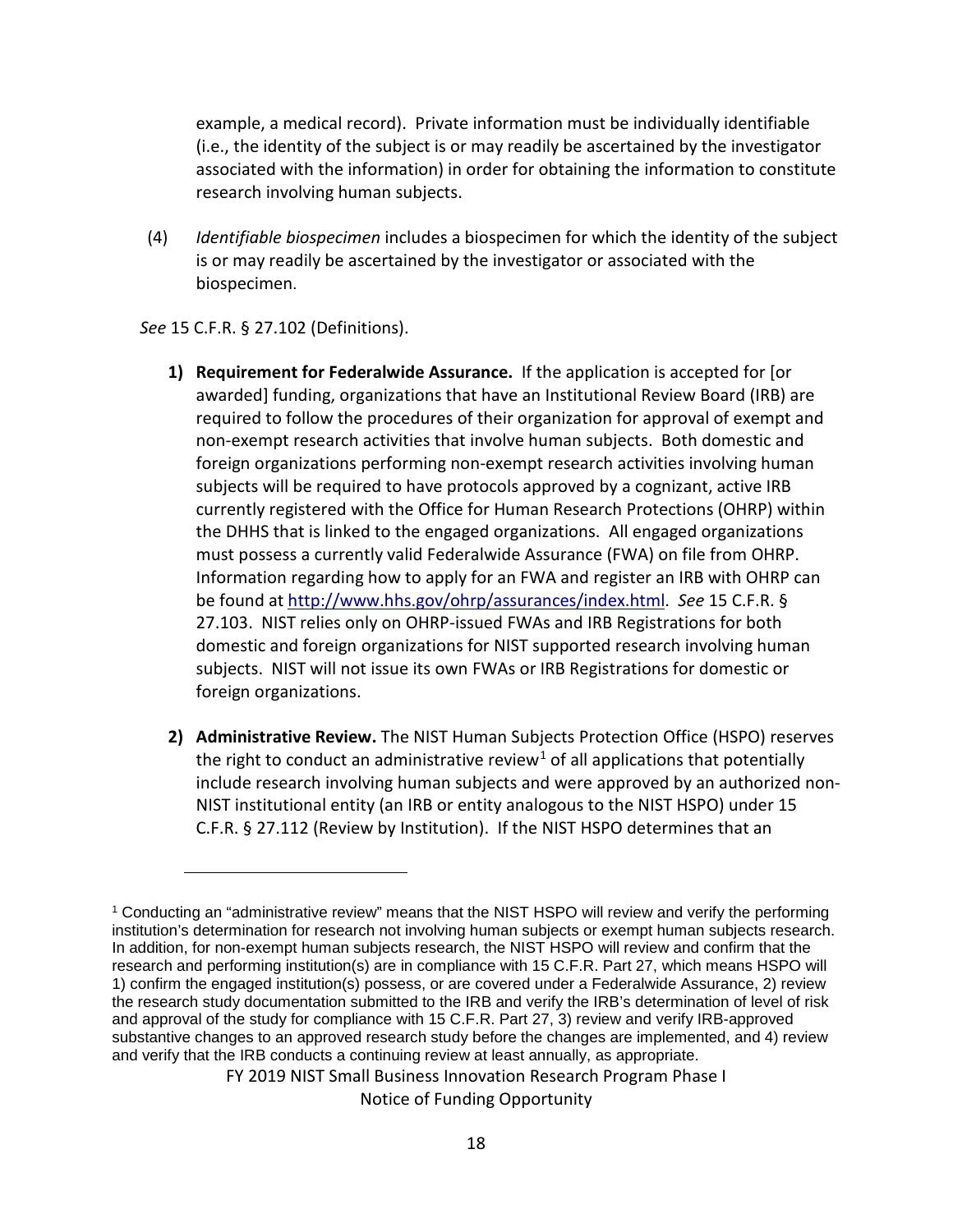example, a medical record). Private information must be individually identifiable (i.e., the identity of the subject is or may readily be ascertained by the investigator associated with the information) in order for obtaining the information to constitute research involving human subjects.

(4) *Identifiable biospecimen* includes a biospecimen for which the identity of the subject is or may readily be ascertained by the investigator or associated with the biospecimen.

*See* 15 C.F.R. § 27.102 (Definitions).

1) **Requirement for Federalwide Assurance.** If the application is accepted for [or awarded] funding, organizations that have an Institutional Review Board (IRB) are required to follow the procedures of their organization for approval of exempt and non-exempt research activities that involve human subjects. Both domestic and foreign organizations performing non-exempt research activities involving human subjects will be required to have protocols approved by a cognizant, active IRB currently registered with the Office for Human Research Protections (OHRP) within the DHHS that is linked to the engaged organizations. All engaged organizations must possess a currently valid Federalwide Assurance (FWA) on file from OHRP. Information regarding how to apply for an FWA and register an IRB with OHRP can be found at http://www.hhs.gov/ohrp/assurances/index.html. *See* 15 C.F.R. § 27.103. NIST relies only on OHRP-issued FWAs and IRB Registrations for both domestic and foreign organizations for NIST supported research involving human subjects. NIST will not issue its own FWAs or IRB Registrations for domestic or foreign organizations.

2) **Administrative Review.** The NIST Human Subjects Protection Office (HSPO) reserves the right to conduct an administrative review[1] of all applications that potentially include research involving human subjects and were approved by an authorized non-NIST institutional entity (an IRB or entity analogous to the NIST HSPO) under 15 C.F.R. § 27.112 (Review by Institution). If the NIST HSPO determines that an

[1] Conducting an "administrative review" means that the NIST HSPO will review and verify the performing institution's determination for research not involving human subjects or exempt human subjects research. In addition, for non-exempt human subjects research, the NIST HSPO will review and confirm that the research and performing institution(s) are in compliance with 15 C.F.R. Part 27, which means HSPO will 1) confirm the engaged institution(s) possess, or are covered under a Federalwide Assurance, 2) review the research study documentation submitted to the IRB and verify the IRB's determination of level of risk and approval of the study for compliance with 15 C.F.R. Part 27, 3) review and verify IRB-approved substantive changes to an approved research study before the changes are implemented, and 4) review and verify that the IRB conducts a continuing review at least annually, as appropriate.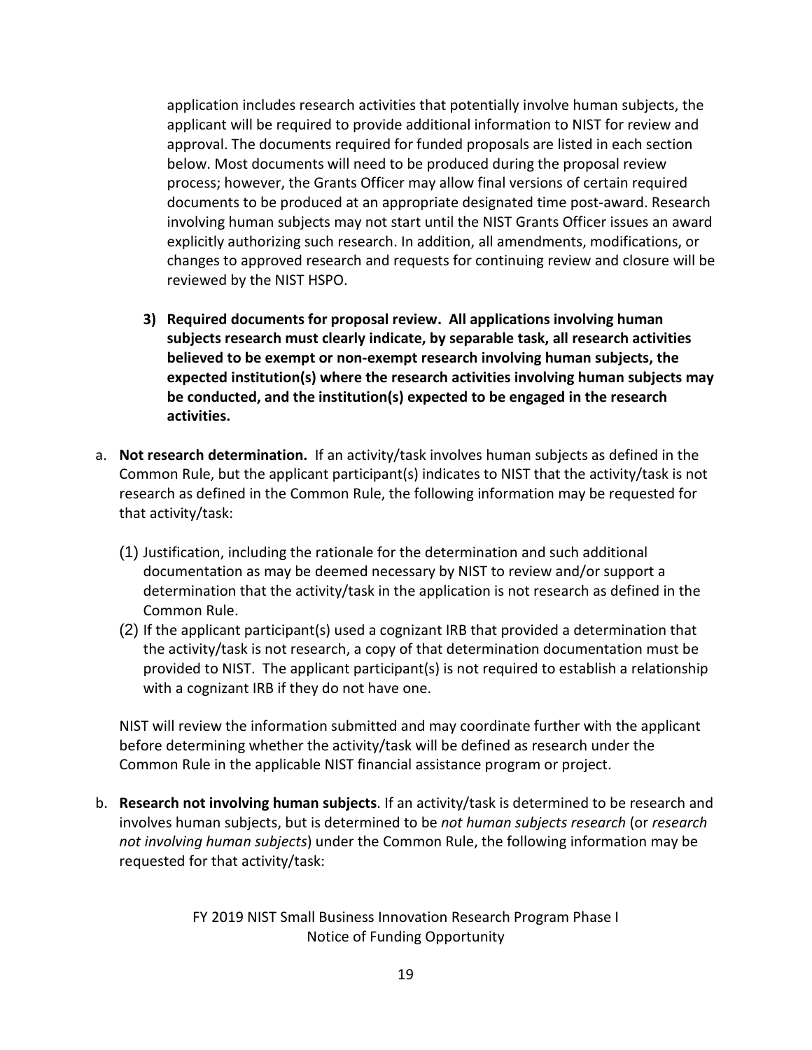application includes research activities that potentially involve human subjects, the applicant will be required to provide additional information to NIST for review and approval. The documents required for funded proposals are listed in each section below. Most documents will need to be produced during the proposal review process; however, the Grants Officer may allow final versions of certain required documents to be produced at an appropriate designated time post-award. Research involving human subjects may not start until the NIST Grants Officer issues an award explicitly authorizing such research. In addition, all amendments, modifications, or changes to approved research and requests for continuing review and closure will be reviewed by the NIST HSPO.

3) **Required documents for proposal review. All applications involving human subjects research must clearly indicate, by separable task, all research activities believed to be exempt or non-exempt research involving human subjects, the expected institution(s) where the research activities involving human subjects may be conducted, and the institution(s) expected to be engaged in the research activities.**

a. **Not research determination.** If an activity/task involves human subjects as defined in the Common Rule, but the applicant participant(s) indicates to NIST that the activity/task is not research as defined in the Common Rule, the following information may be requested for that activity/task:

   (1) Justification, including the rationale for the determination and such additional documentation as may be deemed necessary by NIST to review and/or support a determination that the activity/task in the application is not research as defined in the Common Rule.

   (2) If the applicant participant(s) used a cognizant IRB that provided a determination that the activity/task is not research, a copy of that determination documentation must be provided to NIST. The applicant participant(s) is not required to establish a relationship with a cognizant IRB if they do not have one.

   NIST will review the information submitted and may coordinate further with the applicant before determining whether the activity/task will be defined as research under the Common Rule in the applicable NIST financial assistance program or project.

b. **Research not involving human subjects**. If an activity/task is determined to be research and involves human subjects, but is determined to be *not human subjects research* (or *research not involving human subjects*) under the Common Rule, the following information may be requested for that activity/task: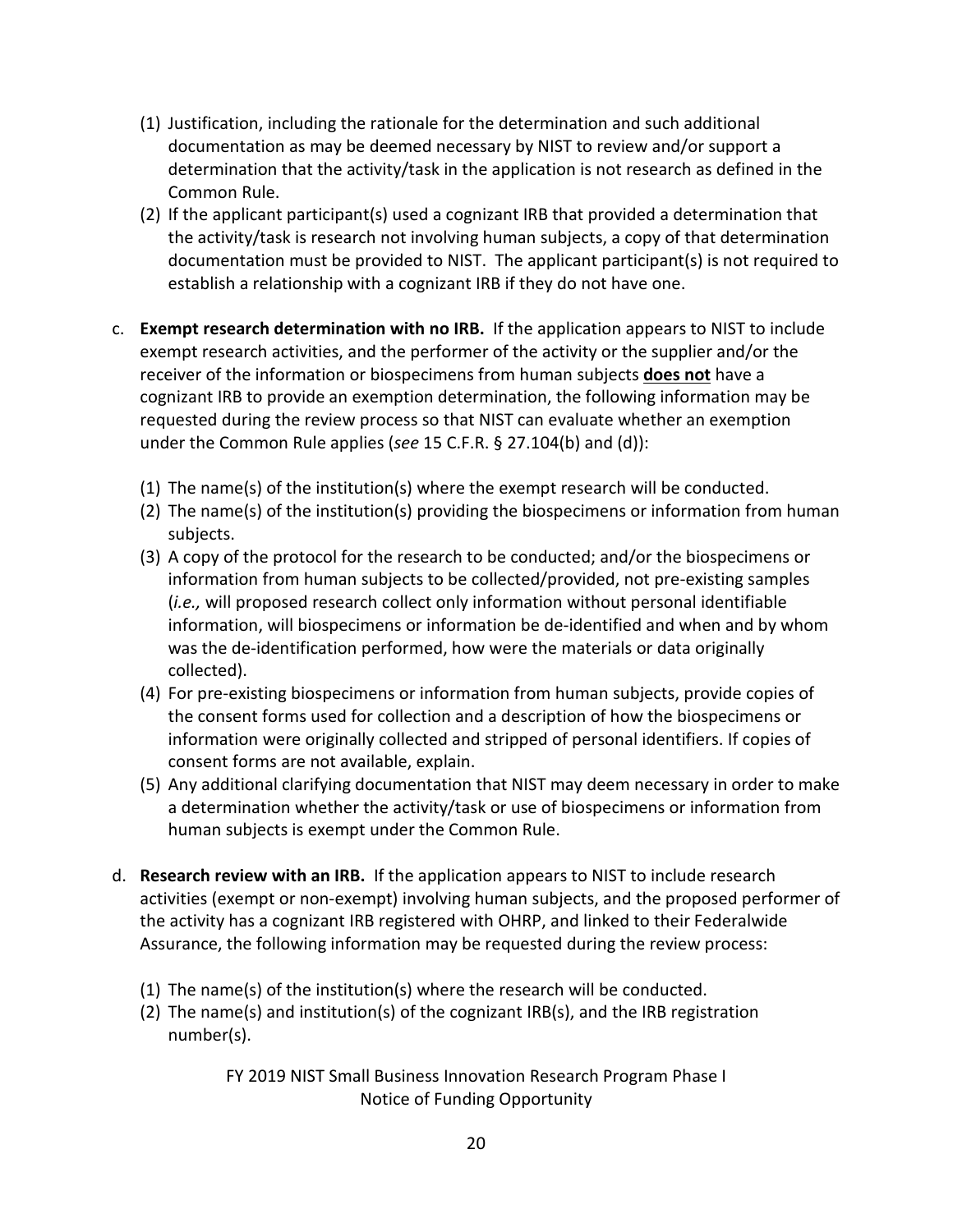(1) Justification, including the rationale for the determination and such additional documentation as may be deemed necessary by NIST to review and/or support a determination that the activity/task in the application is not research as defined in the Common Rule.

(2) If the applicant participant(s) used a cognizant IRB that provided a determination that the activity/task is research not involving human subjects, a copy of that determination documentation must be provided to NIST. The applicant participant(s) is not required to establish a relationship with a cognizant IRB if they do not have one.

c. **Exempt research determination with no IRB.** If the application appears to NIST to include exempt research activities, and the performer of the activity or the supplier and/or the receiver of the information or biospecimens from human subjects **<u>does not</u>** have a cognizant IRB to provide an exemption determination, the following information may be requested during the review process so that NIST can evaluate whether an exemption under the Common Rule applies (*see* 15 C.F.R. § 27.104(b) and (d)):

(1) The name(s) of the institution(s) where the exempt research will be conducted.

(2) The name(s) of the institution(s) providing the biospecimens or information from human subjects.

(3) A copy of the protocol for the research to be conducted; and/or the biospecimens or information from human subjects to be collected/provided, not pre-existing samples (*i.e.,* will proposed research collect only information without personal identifiable information, will biospecimens or information be de-identified and when and by whom was the de-identification performed, how were the materials or data originally collected).

(4) For pre-existing biospecimens or information from human subjects, provide copies of the consent forms used for collection and a description of how the biospecimens or information were originally collected and stripped of personal identifiers. If copies of consent forms are not available, explain.

(5) Any additional clarifying documentation that NIST may deem necessary in order to make a determination whether the activity/task or use of biospecimens or information from human subjects is exempt under the Common Rule.

d. **Research review with an IRB.** If the application appears to NIST to include research activities (exempt or non-exempt) involving human subjects, and the proposed performer of the activity has a cognizant IRB registered with OHRP, and linked to their Federalwide Assurance, the following information may be requested during the review process:

(1) The name(s) of the institution(s) where the research will be conducted.

(2) The name(s) and institution(s) of the cognizant IRB(s), and the IRB registration number(s).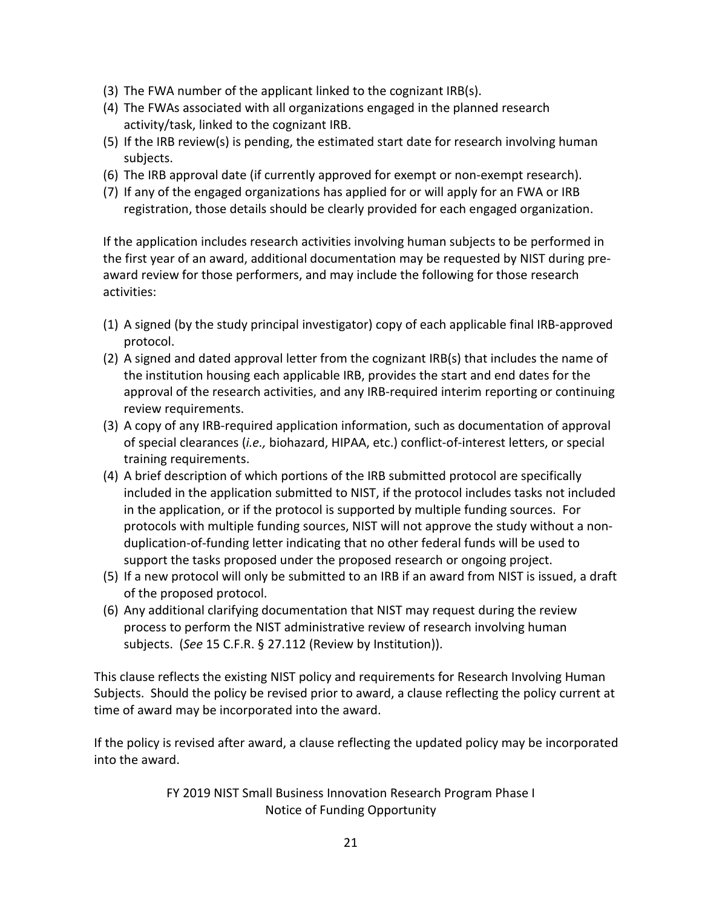(3) The FWA number of the applicant linked to the cognizant IRB(s).
(4) The FWAs associated with all organizations engaged in the planned research activity/task, linked to the cognizant IRB.
(5) If the IRB review(s) is pending, the estimated start date for research involving human subjects.
(6) The IRB approval date (if currently approved for exempt or non-exempt research).
(7) If any of the engaged organizations has applied for or will apply for an FWA or IRB registration, those details should be clearly provided for each engaged organization.

If the application includes research activities involving human subjects to be performed in the first year of an award, additional documentation may be requested by NIST during pre-award review for those performers, and may include the following for those research activities:

(1) A signed (by the study principal investigator) copy of each applicable final IRB-approved protocol.
(2) A signed and dated approval letter from the cognizant IRB(s) that includes the name of the institution housing each applicable IRB, provides the start and end dates for the approval of the research activities, and any IRB-required interim reporting or continuing review requirements.
(3) A copy of any IRB-required application information, such as documentation of approval of special clearances (*i.e.,* biohazard, HIPAA, etc.) conflict-of-interest letters, or special training requirements.
(4) A brief description of which portions of the IRB submitted protocol are specifically included in the application submitted to NIST, if the protocol includes tasks not included in the application, or if the protocol is supported by multiple funding sources. For protocols with multiple funding sources, NIST will not approve the study without a non-duplication-of-funding letter indicating that no other federal funds will be used to support the tasks proposed under the proposed research or ongoing project.
(5) If a new protocol will only be submitted to an IRB if an award from NIST is issued, a draft of the proposed protocol.
(6) Any additional clarifying documentation that NIST may request during the review process to perform the NIST administrative review of research involving human subjects. (*See* 15 C.F.R. § 27.112 (Review by Institution)).

This clause reflects the existing NIST policy and requirements for Research Involving Human Subjects. Should the policy be revised prior to award, a clause reflecting the policy current at time of award may be incorporated into the award.

If the policy is revised after award, a clause reflecting the updated policy may be incorporated into the award.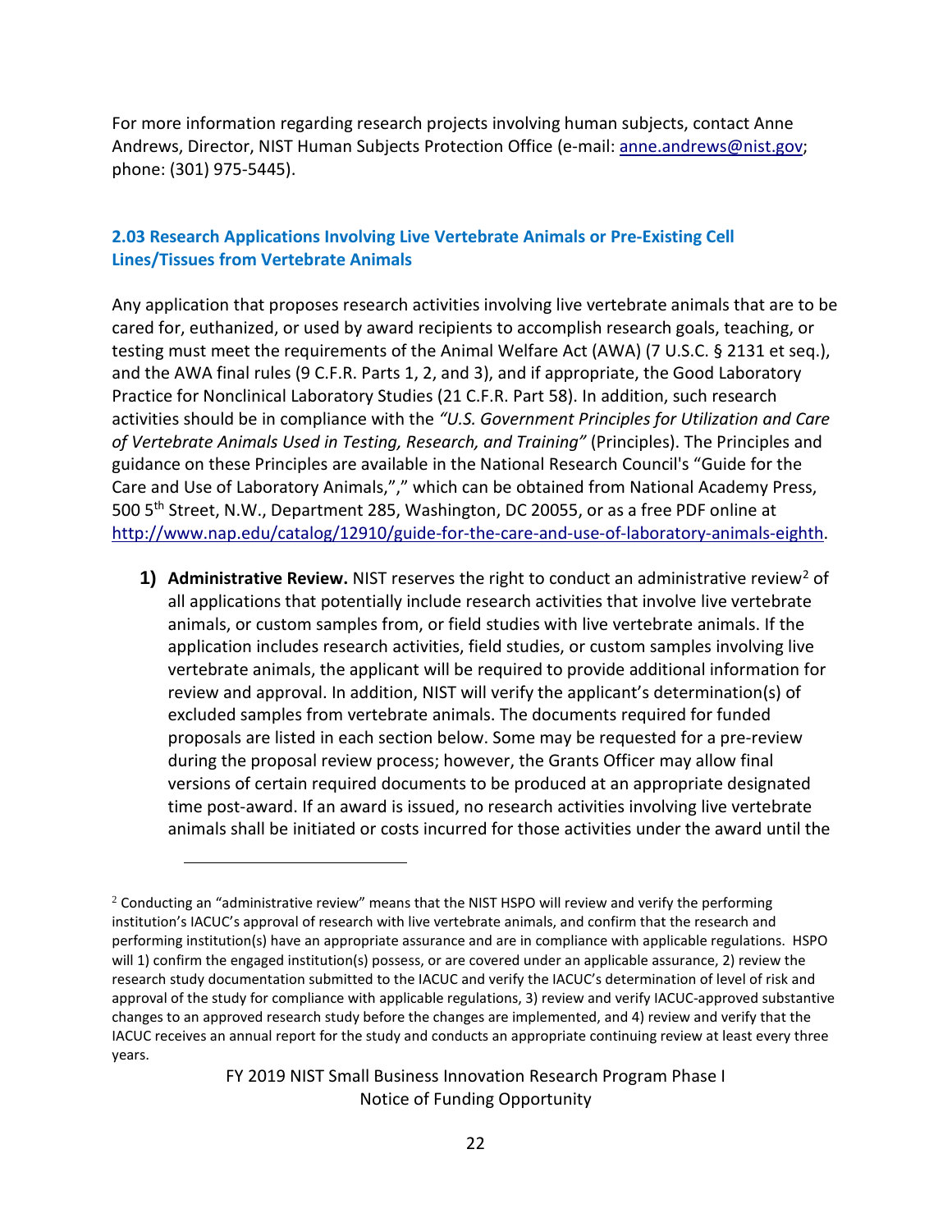For more information regarding research projects involving human subjects, contact Anne Andrews, Director, NIST Human Subjects Protection Office (e-mail: anne.andrews@nist.gov; phone: (301) 975-5445).

### 2.03 Research Applications Involving Live Vertebrate Animals or Pre-Existing Cell Lines/Tissues from Vertebrate Animals

Any application that proposes research activities involving live vertebrate animals that are to be cared for, euthanized, or used by award recipients to accomplish research goals, teaching, or testing must meet the requirements of the Animal Welfare Act (AWA) (7 U.S.C. § 2131 et seq.), and the AWA final rules (9 C.F.R. Parts 1, 2, and 3), and if appropriate, the Good Laboratory Practice for Nonclinical Laboratory Studies (21 C.F.R. Part 58). In addition, such research activities should be in compliance with the *"U.S. Government Principles for Utilization and Care of Vertebrate Animals Used in Testing, Research, and Training"* (Principles). The Principles and guidance on these Principles are available in the National Research Council's "Guide for the Care and Use of Laboratory Animals,"," which can be obtained from National Academy Press, 500 5th Street, N.W., Department 285, Washington, DC 20055, or as a free PDF online at http://www.nap.edu/catalog/12910/guide-for-the-care-and-use-of-laboratory-animals-eighth.

1) **Administrative Review.** NIST reserves the right to conduct an administrative review[2] of all applications that potentially include research activities that involve live vertebrate animals, or custom samples from, or field studies with live vertebrate animals. If the application includes research activities, field studies, or custom samples involving live vertebrate animals, the applicant will be required to provide additional information for review and approval. In addition, NIST will verify the applicant's determination(s) of excluded samples from vertebrate animals. The documents required for funded proposals are listed in each section below. Some may be requested for a pre-review during the proposal review process; however, the Grants Officer may allow final versions of certain required documents to be produced at an appropriate designated time post-award. If an award is issued, no research activities involving live vertebrate animals shall be initiated or costs incurred for those activities under the award until the

[2] Conducting an "administrative review" means that the NIST HSPO will review and verify the performing institution's IACUC's approval of research with live vertebrate animals, and confirm that the research and performing institution(s) have an appropriate assurance and are in compliance with applicable regulations. HSPO will 1) confirm the engaged institution(s) possess, or are covered under an applicable assurance, 2) review the research study documentation submitted to the IACUC and verify the IACUC's determination of level of risk and approval of the study for compliance with applicable regulations, 3) review and verify IACUC-approved substantive changes to an approved research study before the changes are implemented, and 4) review and verify that the IACUC receives an annual report for the study and conducts an appropriate continuing review at least every three years.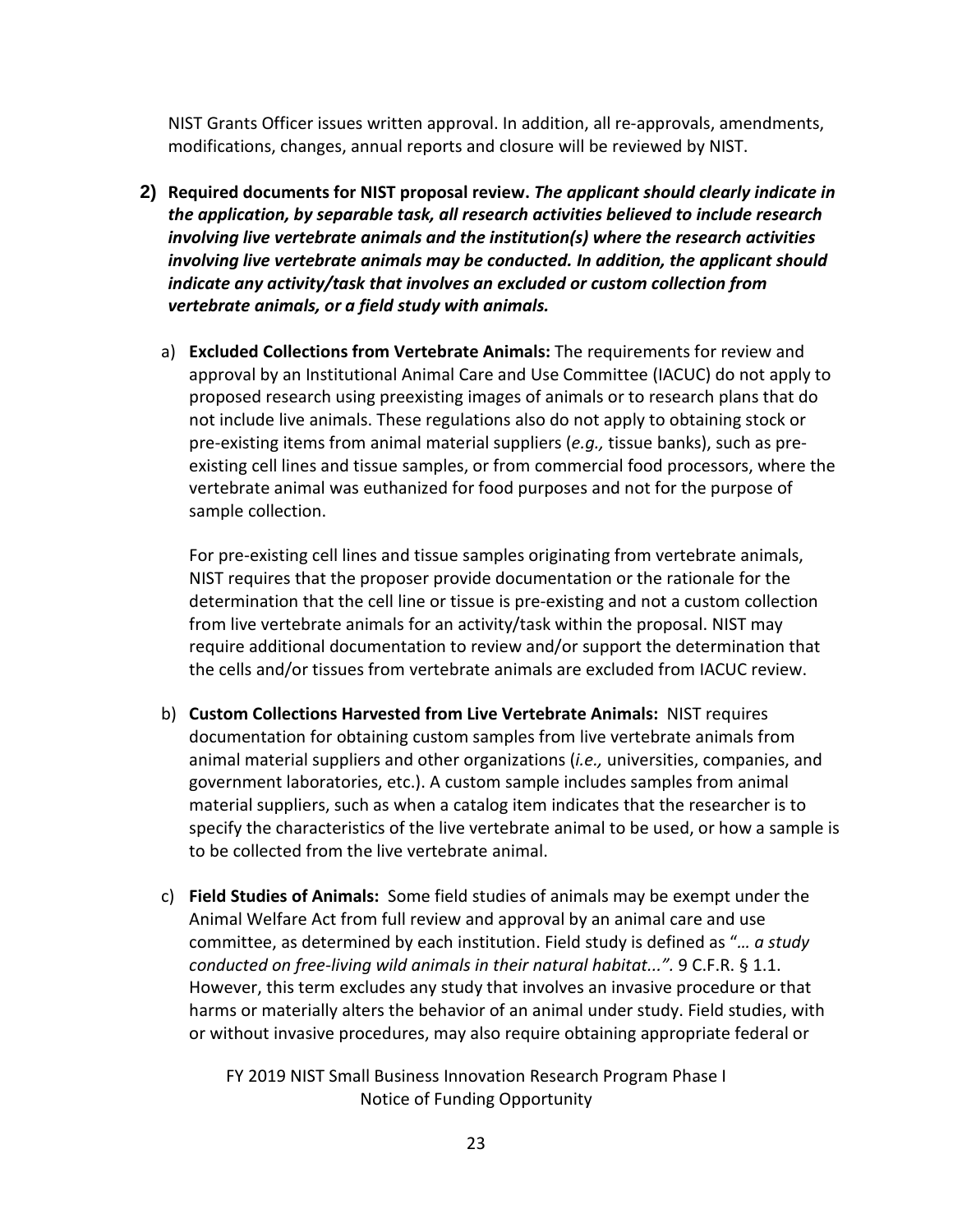NIST Grants Officer issues written approval. In addition, all re-approvals, amendments, modifications, changes, annual reports and closure will be reviewed by NIST.

**2) Required documents for NIST proposal review.** ***The applicant should clearly indicate in the application, by separable task, all research activities believed to include research involving live vertebrate animals and the institution(s) where the research activities involving live vertebrate animals may be conducted. In addition, the applicant should indicate any activity/task that involves an excluded or custom collection from vertebrate animals, or a field study with animals.***

a) **Excluded Collections from Vertebrate Animals:** The requirements for review and approval by an Institutional Animal Care and Use Committee (IACUC) do not apply to proposed research using preexisting images of animals or to research plans that do not include live animals. These regulations also do not apply to obtaining stock or pre-existing items from animal material suppliers (*e.g.,* tissue banks), such as pre-existing cell lines and tissue samples, or from commercial food processors, where the vertebrate animal was euthanized for food purposes and not for the purpose of sample collection.

   For pre-existing cell lines and tissue samples originating from vertebrate animals, NIST requires that the proposer provide documentation or the rationale for the determination that the cell line or tissue is pre-existing and not a custom collection from live vertebrate animals for an activity/task within the proposal. NIST may require additional documentation to review and/or support the determination that the cells and/or tissues from vertebrate animals are excluded from IACUC review.

b) **Custom Collections Harvested from Live Vertebrate Animals:** NIST requires documentation for obtaining custom samples from live vertebrate animals from animal material suppliers and other organizations (*i.e.,* universities, companies, and government laboratories, etc.). A custom sample includes samples from animal material suppliers, such as when a catalog item indicates that the researcher is to specify the characteristics of the live vertebrate animal to be used, or how a sample is to be collected from the live vertebrate animal.

c) **Field Studies of Animals:** Some field studies of animals may be exempt under the Animal Welfare Act from full review and approval by an animal care and use committee, as determined by each institution. Field study is defined as "*… a study conducted on free-living wild animals in their natural habitat...*". 9 C.F.R. § 1.1. However, this term excludes any study that involves an invasive procedure or that harms or materially alters the behavior of an animal under study. Field studies, with or without invasive procedures, may also require obtaining appropriate federal or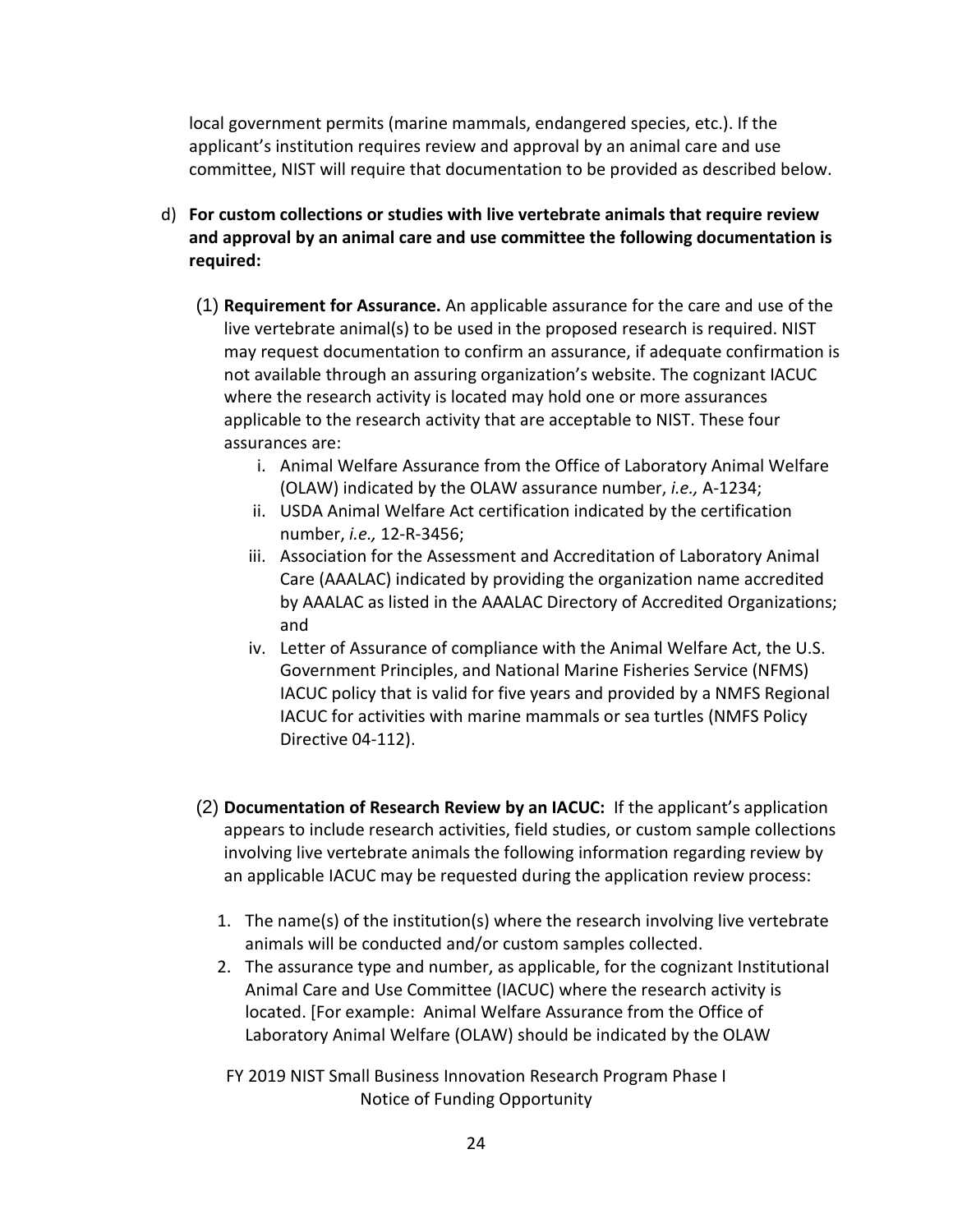local government permits (marine mammals, endangered species, etc.). If the applicant's institution requires review and approval by an animal care and use committee, NIST will require that documentation to be provided as described below.

d) **For custom collections or studies with live vertebrate animals that require review and approval by an animal care and use committee the following documentation is required:**

(1) **Requirement for Assurance.** An applicable assurance for the care and use of the live vertebrate animal(s) to be used in the proposed research is required. NIST may request documentation to confirm an assurance, if adequate confirmation is not available through an assuring organization's website. The cognizant IACUC where the research activity is located may hold one or more assurances applicable to the research activity that are acceptable to NIST. These four assurances are:

i. Animal Welfare Assurance from the Office of Laboratory Animal Welfare (OLAW) indicated by the OLAW assurance number, *i.e.,* A-1234;
ii. USDA Animal Welfare Act certification indicated by the certification number, *i.e.,* 12-R-3456;
iii. Association for the Assessment and Accreditation of Laboratory Animal Care (AAALAC) indicated by providing the organization name accredited by AAALAC as listed in the AAALAC Directory of Accredited Organizations; and
iv. Letter of Assurance of compliance with the Animal Welfare Act, the U.S. Government Principles, and National Marine Fisheries Service (NFMS) IACUC policy that is valid for five years and provided by a NMFS Regional IACUC for activities with marine mammals or sea turtles (NMFS Policy Directive 04-112).

(2) **Documentation of Research Review by an IACUC:** If the applicant's application appears to include research activities, field studies, or custom sample collections involving live vertebrate animals the following information regarding review by an applicable IACUC may be requested during the application review process:

1. The name(s) of the institution(s) where the research involving live vertebrate animals will be conducted and/or custom samples collected.
2. The assurance type and number, as applicable, for the cognizant Institutional Animal Care and Use Committee (IACUC) where the research activity is located. [For example: Animal Welfare Assurance from the Office of Laboratory Animal Welfare (OLAW) should be indicated by the OLAW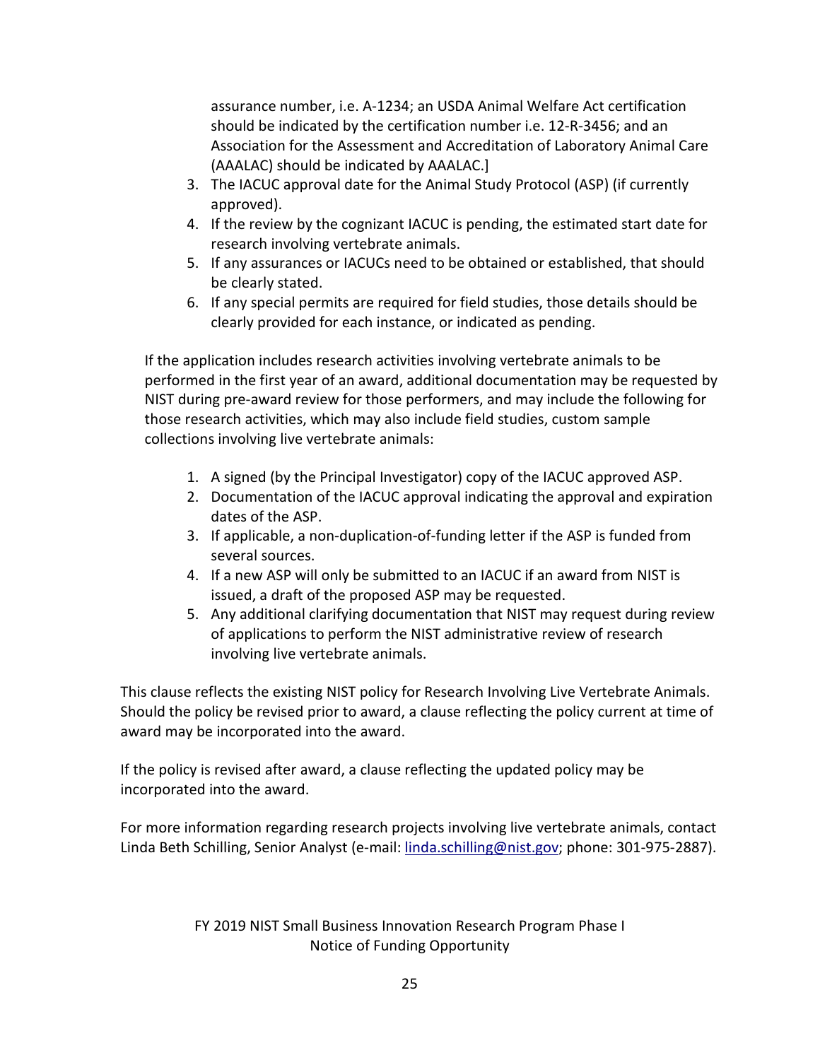assurance number, i.e. A-1234; an USDA Animal Welfare Act certification should be indicated by the certification number i.e. 12-R-3456; and an Association for the Assessment and Accreditation of Laboratory Animal Care (AAALAC) should be indicated by AAALAC.]

3. The IACUC approval date for the Animal Study Protocol (ASP) (if currently approved).
4. If the review by the cognizant IACUC is pending, the estimated start date for research involving vertebrate animals.
5. If any assurances or IACUCs need to be obtained or established, that should be clearly stated.
6. If any special permits are required for field studies, those details should be clearly provided for each instance, or indicated as pending.

If the application includes research activities involving vertebrate animals to be performed in the first year of an award, additional documentation may be requested by NIST during pre-award review for those performers, and may include the following for those research activities, which may also include field studies, custom sample collections involving live vertebrate animals:

1. A signed (by the Principal Investigator) copy of the IACUC approved ASP.
2. Documentation of the IACUC approval indicating the approval and expiration dates of the ASP.
3. If applicable, a non-duplication-of-funding letter if the ASP is funded from several sources.
4. If a new ASP will only be submitted to an IACUC if an award from NIST is issued, a draft of the proposed ASP may be requested.
5. Any additional clarifying documentation that NIST may request during review of applications to perform the NIST administrative review of research involving live vertebrate animals.

This clause reflects the existing NIST policy for Research Involving Live Vertebrate Animals. Should the policy be revised prior to award, a clause reflecting the policy current at time of award may be incorporated into the award.

If the policy is revised after award, a clause reflecting the updated policy may be incorporated into the award.

For more information regarding research projects involving live vertebrate animals, contact Linda Beth Schilling, Senior Analyst (e-mail: linda.schilling@nist.gov; phone: 301-975-2887).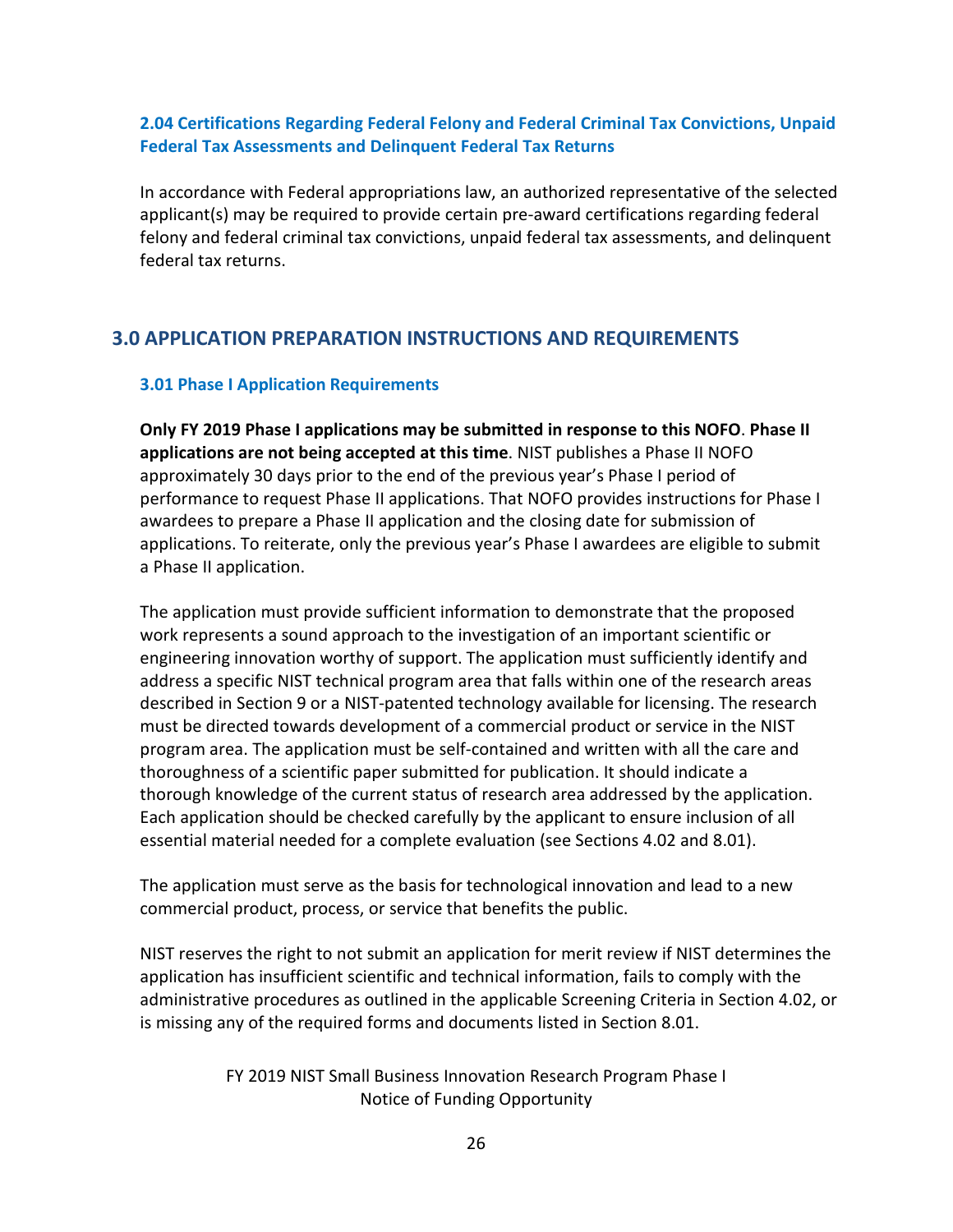### 2.04 Certifications Regarding Federal Felony and Federal Criminal Tax Convictions, Unpaid Federal Tax Assessments and Delinquent Federal Tax Returns

In accordance with Federal appropriations law, an authorized representative of the selected applicant(s) may be required to provide certain pre-award certifications regarding federal felony and federal criminal tax convictions, unpaid federal tax assessments, and delinquent federal tax returns.

## 3.0 APPLICATION PREPARATION INSTRUCTIONS AND REQUIREMENTS

### 3.01 Phase I Application Requirements

**Only FY 2019 Phase I applications may be submitted in response to this NOFO**. **Phase II applications are not being accepted at this time**. NIST publishes a Phase II NOFO approximately 30 days prior to the end of the previous year's Phase I period of performance to request Phase II applications. That NOFO provides instructions for Phase I awardees to prepare a Phase II application and the closing date for submission of applications. To reiterate, only the previous year's Phase I awardees are eligible to submit a Phase II application.

The application must provide sufficient information to demonstrate that the proposed work represents a sound approach to the investigation of an important scientific or engineering innovation worthy of support. The application must sufficiently identify and address a specific NIST technical program area that falls within one of the research areas described in Section 9 or a NIST-patented technology available for licensing. The research must be directed towards development of a commercial product or service in the NIST program area. The application must be self-contained and written with all the care and thoroughness of a scientific paper submitted for publication. It should indicate a thorough knowledge of the current status of research area addressed by the application. Each application should be checked carefully by the applicant to ensure inclusion of all essential material needed for a complete evaluation (see Sections 4.02 and 8.01).

The application must serve as the basis for technological innovation and lead to a new commercial product, process, or service that benefits the public.

NIST reserves the right to not submit an application for merit review if NIST determines the application has insufficient scientific and technical information, fails to comply with the administrative procedures as outlined in the applicable Screening Criteria in Section 4.02, or is missing any of the required forms and documents listed in Section 8.01.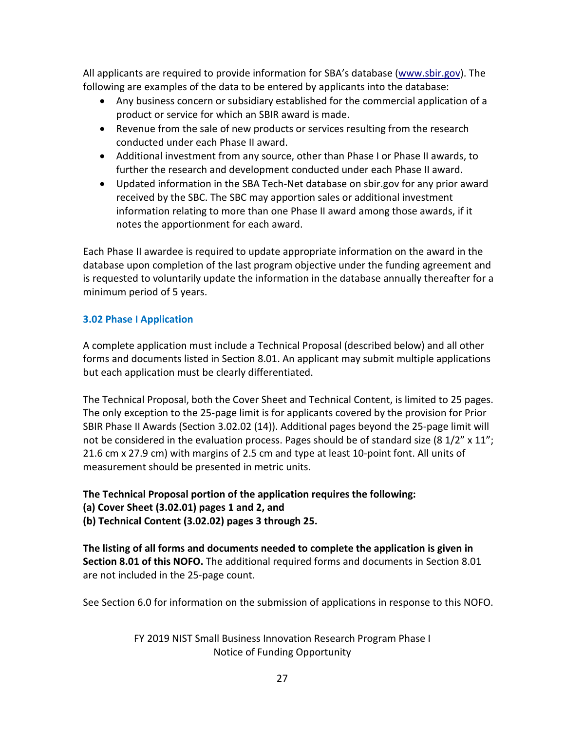All applicants are required to provide information for SBA's database (www.sbir.gov). The following are examples of the data to be entered by applicants into the database:

- Any business concern or subsidiary established for the commercial application of a product or service for which an SBIR award is made.
- Revenue from the sale of new products or services resulting from the research conducted under each Phase II award.
- Additional investment from any source, other than Phase I or Phase II awards, to further the research and development conducted under each Phase II award.
- Updated information in the SBA Tech-Net database on sbir.gov for any prior award received by the SBC. The SBC may apportion sales or additional investment information relating to more than one Phase II award among those awards, if it notes the apportionment for each award.

Each Phase II awardee is required to update appropriate information on the award in the database upon completion of the last program objective under the funding agreement and is requested to voluntarily update the information in the database annually thereafter for a minimum period of 5 years.

### 3.02 Phase I Application

A complete application must include a Technical Proposal (described below) and all other forms and documents listed in Section 8.01. An applicant may submit multiple applications but each application must be clearly differentiated.

The Technical Proposal, both the Cover Sheet and Technical Content, is limited to 25 pages. The only exception to the 25-page limit is for applicants covered by the provision for Prior SBIR Phase II Awards (Section 3.02.02 (14)). Additional pages beyond the 25-page limit will not be considered in the evaluation process. Pages should be of standard size (8 1/2" x 11"; 21.6 cm x 27.9 cm) with margins of 2.5 cm and type at least 10-point font. All units of measurement should be presented in metric units.

**The Technical Proposal portion of the application requires the following:**
**(a) Cover Sheet (3.02.01) pages 1 and 2, and**
**(b) Technical Content (3.02.02) pages 3 through 25.**

**The listing of all forms and documents needed to complete the application is given in Section 8.01 of this NOFO.** The additional required forms and documents in Section 8.01 are not included in the 25-page count.

See Section 6.0 for information on the submission of applications in response to this NOFO.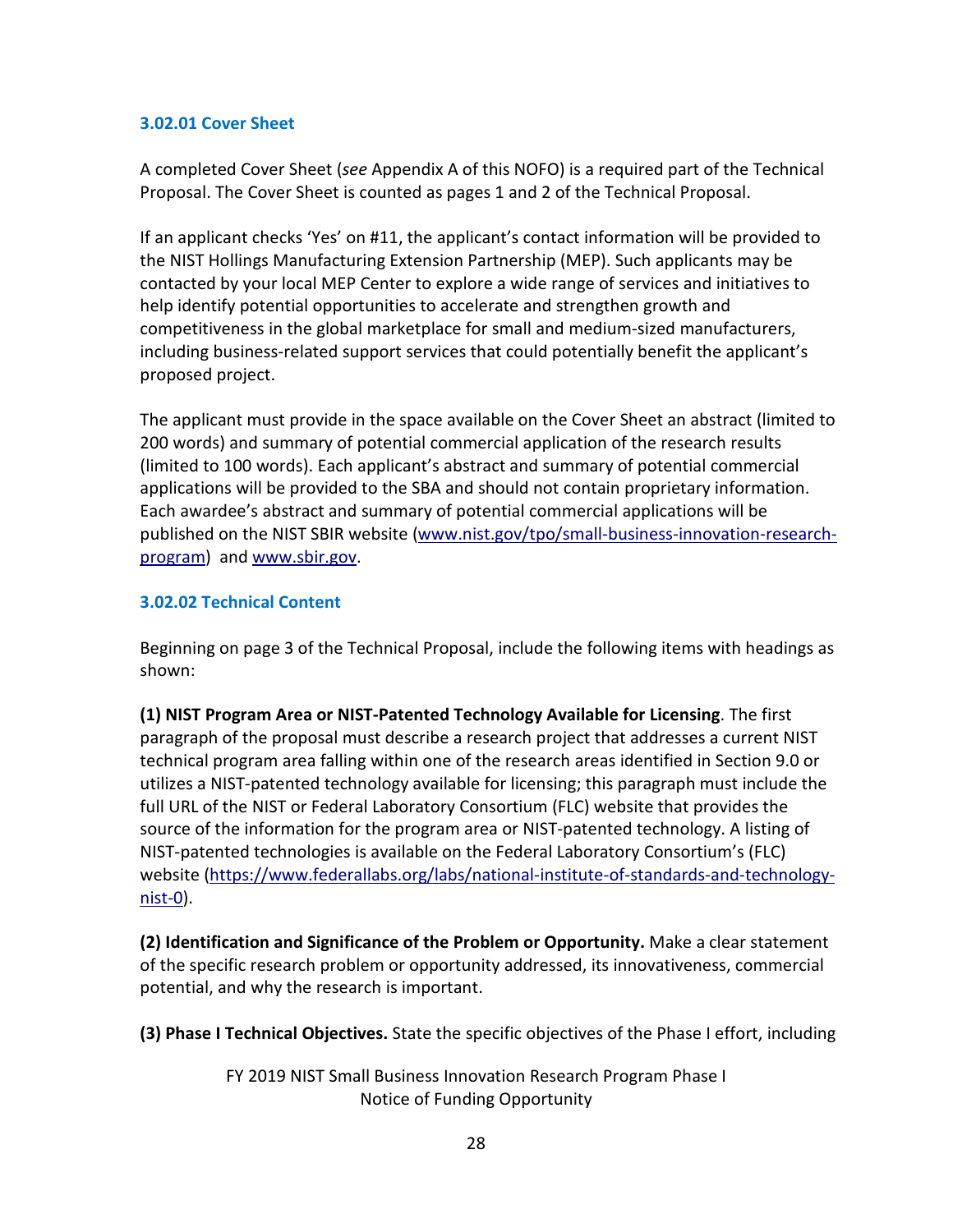### 3.02.01 Cover Sheet

A completed Cover Sheet (*see* Appendix A of this NOFO) is a required part of the Technical Proposal. The Cover Sheet is counted as pages 1 and 2 of the Technical Proposal.

If an applicant checks 'Yes' on #11, the applicant's contact information will be provided to the NIST Hollings Manufacturing Extension Partnership (MEP). Such applicants may be contacted by your local MEP Center to explore a wide range of services and initiatives to help identify potential opportunities to accelerate and strengthen growth and competitiveness in the global marketplace for small and medium-sized manufacturers, including business-related support services that could potentially benefit the applicant's proposed project.

The applicant must provide in the space available on the Cover Sheet an abstract (limited to 200 words) and summary of potential commercial application of the research results (limited to 100 words). Each applicant's abstract and summary of potential commercial applications will be provided to the SBA and should not contain proprietary information. Each awardee's abstract and summary of potential commercial applications will be published on the NIST SBIR website ([www.nist.gov/tpo/small-business-innovation-research-program](www.nist.gov/tpo/small-business-innovation-research-program)) and [www.sbir.gov](www.sbir.gov).

### 3.02.02 Technical Content

Beginning on page 3 of the Technical Proposal, include the following items with headings as shown:

**(1) NIST Program Area or NIST-Patented Technology Available for Licensing**. The first paragraph of the proposal must describe a research project that addresses a current NIST technical program area falling within one of the research areas identified in Section 9.0 or utilizes a NIST-patented technology available for licensing; this paragraph must include the full URL of the NIST or Federal Laboratory Consortium (FLC) website that provides the source of the information for the program area or NIST-patented technology. A listing of NIST-patented technologies is available on the Federal Laboratory Consortium's (FLC) website ([https://www.federallabs.org/labs/national-institute-of-standards-and-technology-nist-0](https://www.federallabs.org/labs/national-institute-of-standards-and-technology-nist-0)).

**(2) Identification and Significance of the Problem or Opportunity.** Make a clear statement of the specific research problem or opportunity addressed, its innovativeness, commercial potential, and why the research is important.

**(3) Phase I Technical Objectives.** State the specific objectives of the Phase I effort, including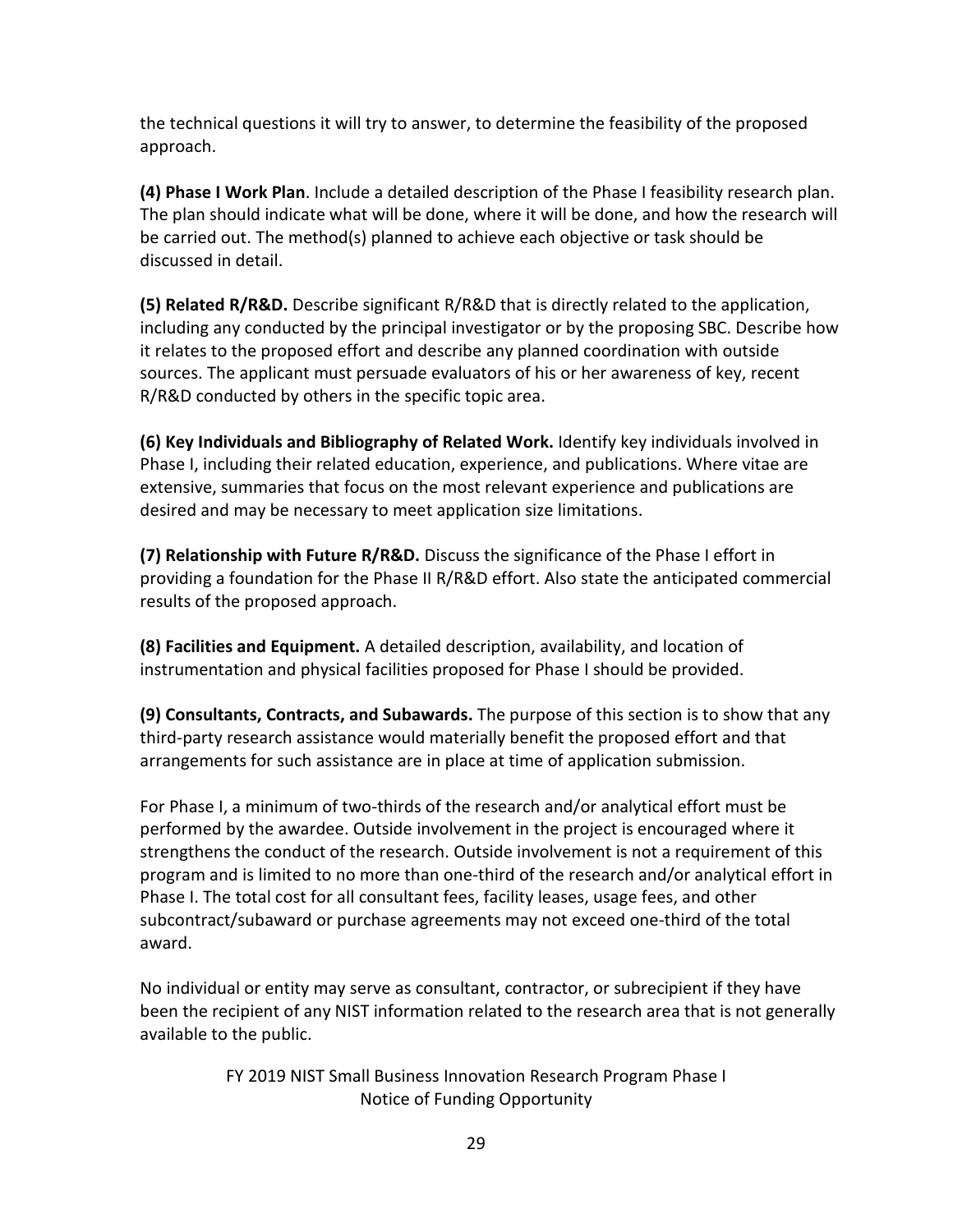the technical questions it will try to answer, to determine the feasibility of the proposed approach.

**(4) Phase I Work Plan**. Include a detailed description of the Phase I feasibility research plan. The plan should indicate what will be done, where it will be done, and how the research will be carried out. The method(s) planned to achieve each objective or task should be discussed in detail.

**(5) Related R/R&D.** Describe significant R/R&D that is directly related to the application, including any conducted by the principal investigator or by the proposing SBC. Describe how it relates to the proposed effort and describe any planned coordination with outside sources. The applicant must persuade evaluators of his or her awareness of key, recent R/R&D conducted by others in the specific topic area.

**(6) Key Individuals and Bibliography of Related Work.** Identify key individuals involved in Phase I, including their related education, experience, and publications. Where vitae are extensive, summaries that focus on the most relevant experience and publications are desired and may be necessary to meet application size limitations.

**(7) Relationship with Future R/R&D.** Discuss the significance of the Phase I effort in providing a foundation for the Phase II R/R&D effort. Also state the anticipated commercial results of the proposed approach.

**(8) Facilities and Equipment.** A detailed description, availability, and location of instrumentation and physical facilities proposed for Phase I should be provided.

**(9) Consultants, Contracts, and Subawards.** The purpose of this section is to show that any third-party research assistance would materially benefit the proposed effort and that arrangements for such assistance are in place at time of application submission.

For Phase I, a minimum of two-thirds of the research and/or analytical effort must be performed by the awardee. Outside involvement in the project is encouraged where it strengthens the conduct of the research. Outside involvement is not a requirement of this program and is limited to no more than one-third of the research and/or analytical effort in Phase I. The total cost for all consultant fees, facility leases, usage fees, and other subcontract/subaward or purchase agreements may not exceed one-third of the total award.

No individual or entity may serve as consultant, contractor, or subrecipient if they have been the recipient of any NIST information related to the research area that is not generally available to the public.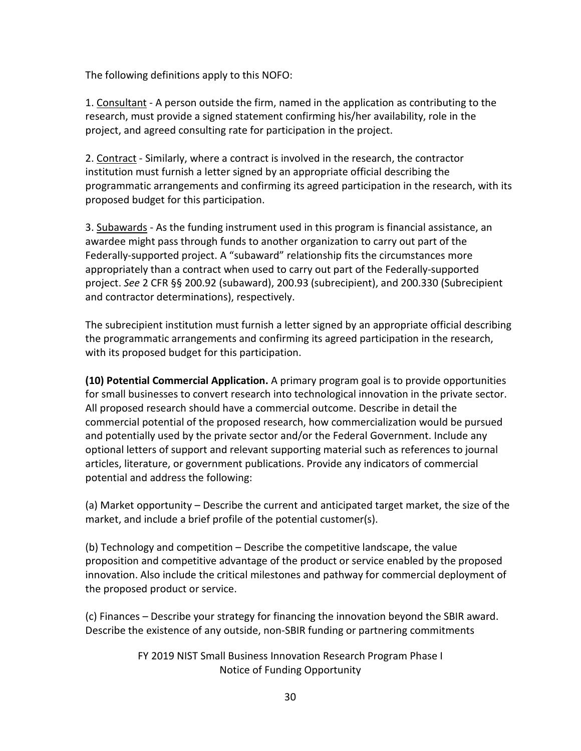The following definitions apply to this NOFO:

1. Consultant - A person outside the firm, named in the application as contributing to the research, must provide a signed statement confirming his/her availability, role in the project, and agreed consulting rate for participation in the project.

2. Contract - Similarly, where a contract is involved in the research, the contractor institution must furnish a letter signed by an appropriate official describing the programmatic arrangements and confirming its agreed participation in the research, with its proposed budget for this participation.

3. Subawards - As the funding instrument used in this program is financial assistance, an awardee might pass through funds to another organization to carry out part of the Federally-supported project. A "subaward" relationship fits the circumstances more appropriately than a contract when used to carry out part of the Federally-supported project. *See* 2 CFR §§ 200.92 (subaward), 200.93 (subrecipient), and 200.330 (Subrecipient and contractor determinations), respectively.

The subrecipient institution must furnish a letter signed by an appropriate official describing the programmatic arrangements and confirming its agreed participation in the research, with its proposed budget for this participation.

**(10) Potential Commercial Application.** A primary program goal is to provide opportunities for small businesses to convert research into technological innovation in the private sector. All proposed research should have a commercial outcome. Describe in detail the commercial potential of the proposed research, how commercialization would be pursued and potentially used by the private sector and/or the Federal Government. Include any optional letters of support and relevant supporting material such as references to journal articles, literature, or government publications. Provide any indicators of commercial potential and address the following:

(a) Market opportunity – Describe the current and anticipated target market, the size of the market, and include a brief profile of the potential customer(s).

(b) Technology and competition – Describe the competitive landscape, the value proposition and competitive advantage of the product or service enabled by the proposed innovation. Also include the critical milestones and pathway for commercial deployment of the proposed product or service.

(c) Finances – Describe your strategy for financing the innovation beyond the SBIR award. Describe the existence of any outside, non-SBIR funding or partnering commitments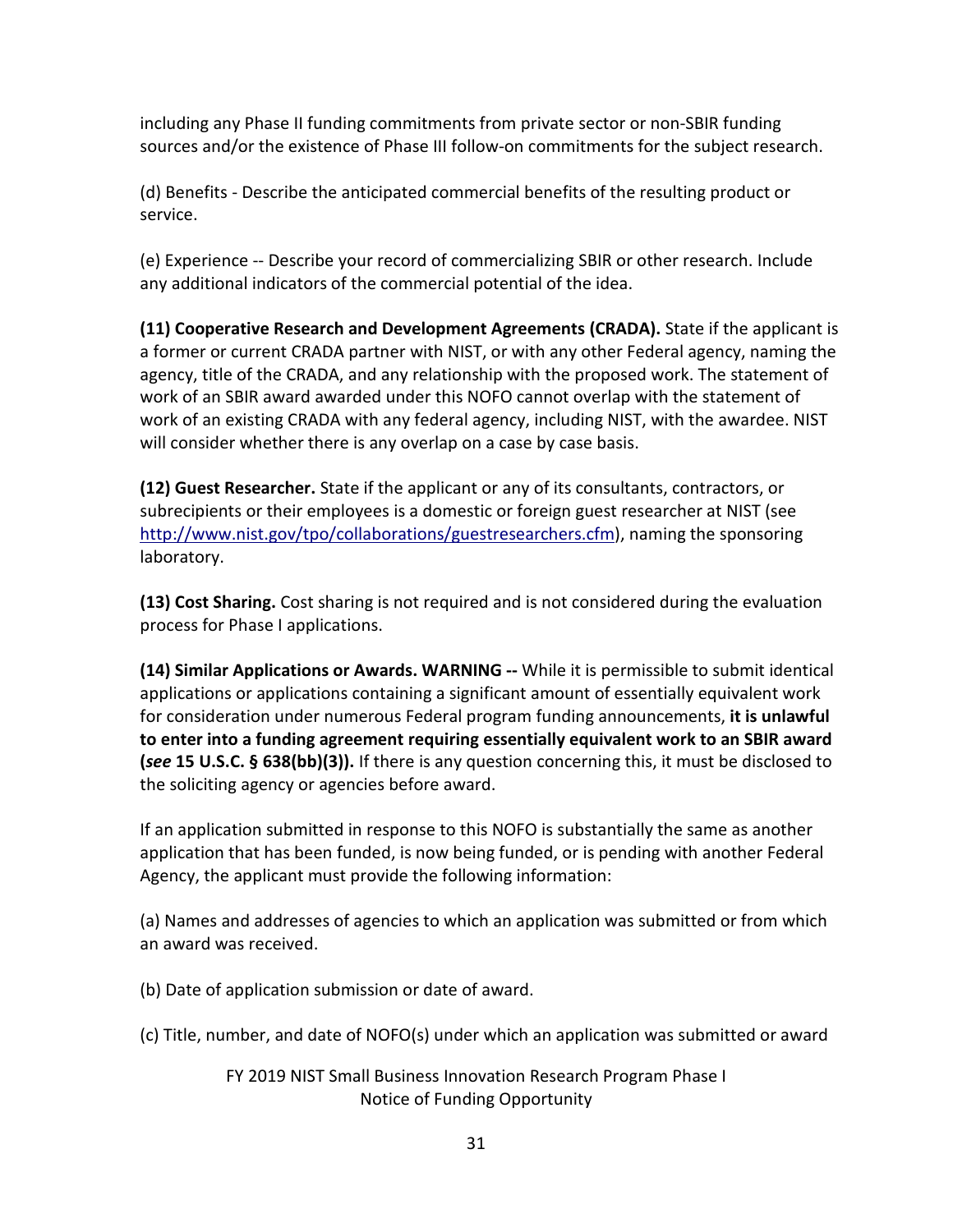including any Phase II funding commitments from private sector or non-SBIR funding sources and/or the existence of Phase III follow-on commitments for the subject research.

(d) Benefits - Describe the anticipated commercial benefits of the resulting product or service.

(e) Experience -- Describe your record of commercializing SBIR or other research. Include any additional indicators of the commercial potential of the idea.

**(11) Cooperative Research and Development Agreements (CRADA).** State if the applicant is a former or current CRADA partner with NIST, or with any other Federal agency, naming the agency, title of the CRADA, and any relationship with the proposed work. The statement of work of an SBIR award awarded under this NOFO cannot overlap with the statement of work of an existing CRADA with any federal agency, including NIST, with the awardee. NIST will consider whether there is any overlap on a case by case basis.

**(12) Guest Researcher.** State if the applicant or any of its consultants, contractors, or subrecipients or their employees is a domestic or foreign guest researcher at NIST (see [http://www.nist.gov/tpo/collaborations/guestresearchers.cfm](http://www.nist.gov/tpo/collaborations/guestresearchers.cfm)), naming the sponsoring laboratory.

**(13) Cost Sharing.** Cost sharing is not required and is not considered during the evaluation process for Phase I applications.

**(14) Similar Applications or Awards. WARNING --** While it is permissible to submit identical applications or applications containing a significant amount of essentially equivalent work for consideration under numerous Federal program funding announcements, **it is unlawful to enter into a funding agreement requiring essentially equivalent work to an SBIR award (*see* 15 U.S.C. § 638(bb)(3)).** If there is any question concerning this, it must be disclosed to the soliciting agency or agencies before award.

If an application submitted in response to this NOFO is substantially the same as another application that has been funded, is now being funded, or is pending with another Federal Agency, the applicant must provide the following information:

(a) Names and addresses of agencies to which an application was submitted or from which an award was received.

(b) Date of application submission or date of award.

(c) Title, number, and date of NOFO(s) under which an application was submitted or award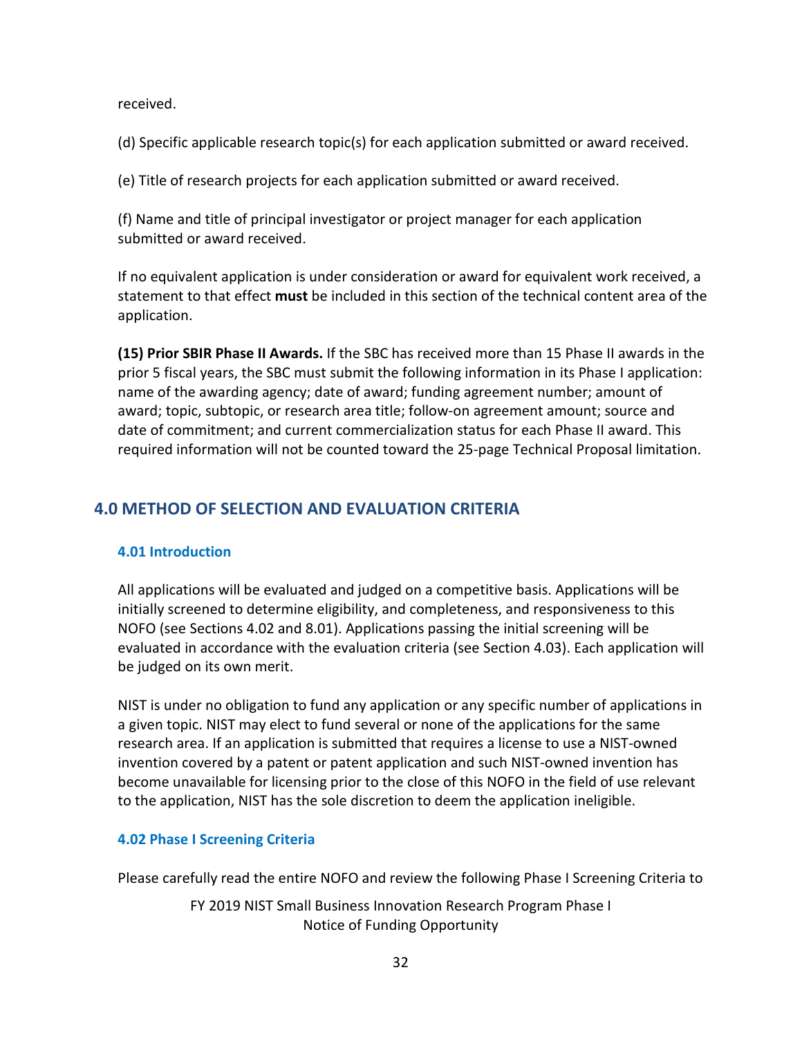received.

(d) Specific applicable research topic(s) for each application submitted or award received.

(e) Title of research projects for each application submitted or award received.

(f) Name and title of principal investigator or project manager for each application submitted or award received.

If no equivalent application is under consideration or award for equivalent work received, a statement to that effect **must** be included in this section of the technical content area of the application.

**(15) Prior SBIR Phase II Awards.** If the SBC has received more than 15 Phase II awards in the prior 5 fiscal years, the SBC must submit the following information in its Phase I application: name of the awarding agency; date of award; funding agreement number; amount of award; topic, subtopic, or research area title; follow-on agreement amount; source and date of commitment; and current commercialization status for each Phase II award. This required information will not be counted toward the 25-page Technical Proposal limitation.

## 4.0 METHOD OF SELECTION AND EVALUATION CRITERIA

### 4.01 Introduction

All applications will be evaluated and judged on a competitive basis. Applications will be initially screened to determine eligibility, and completeness, and responsiveness to this NOFO (see Sections 4.02 and 8.01). Applications passing the initial screening will be evaluated in accordance with the evaluation criteria (see Section 4.03). Each application will be judged on its own merit.

NIST is under no obligation to fund any application or any specific number of applications in a given topic. NIST may elect to fund several or none of the applications for the same research area. If an application is submitted that requires a license to use a NIST-owned invention covered by a patent or patent application and such NIST-owned invention has become unavailable for licensing prior to the close of this NOFO in the field of use relevant to the application, NIST has the sole discretion to deem the application ineligible.

### 4.02 Phase I Screening Criteria

Please carefully read the entire NOFO and review the following Phase I Screening Criteria to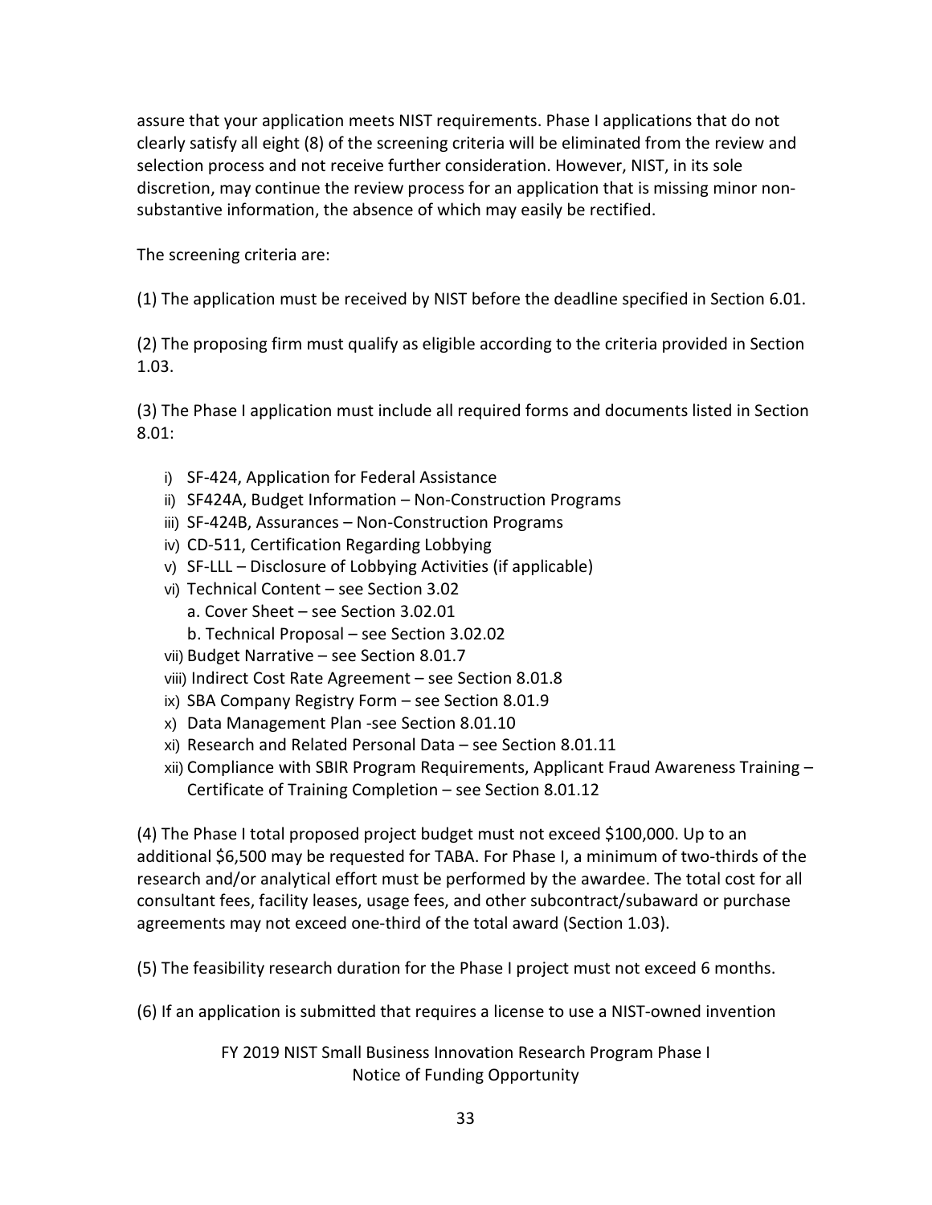assure that your application meets NIST requirements. Phase I applications that do not clearly satisfy all eight (8) of the screening criteria will be eliminated from the review and selection process and not receive further consideration. However, NIST, in its sole discretion, may continue the review process for an application that is missing minor non-substantive information, the absence of which may easily be rectified.

The screening criteria are:

(1) The application must be received by NIST before the deadline specified in Section 6.01.

(2) The proposing firm must qualify as eligible according to the criteria provided in Section 1.03.

(3) The Phase I application must include all required forms and documents listed in Section 8.01:

- i) SF-424, Application for Federal Assistance
- ii) SF424A, Budget Information – Non-Construction Programs
- iii) SF-424B, Assurances – Non-Construction Programs
- iv) CD-511, Certification Regarding Lobbying
- v) SF-LLL – Disclosure of Lobbying Activities (if applicable)
- vi) Technical Content – see Section 3.02
  - a. Cover Sheet – see Section 3.02.01
  - b. Technical Proposal – see Section 3.02.02
- vii) Budget Narrative – see Section 8.01.7
- viii) Indirect Cost Rate Agreement – see Section 8.01.8
- ix) SBA Company Registry Form – see Section 8.01.9
- x) Data Management Plan -see Section 8.01.10
- xi) Research and Related Personal Data – see Section 8.01.11
- xii) Compliance with SBIR Program Requirements, Applicant Fraud Awareness Training – Certificate of Training Completion – see Section 8.01.12

(4) The Phase I total proposed project budget must not exceed $100,000. Up to an additional $6,500 may be requested for TABA. For Phase I, a minimum of two-thirds of the research and/or analytical effort must be performed by the awardee. The total cost for all consultant fees, facility leases, usage fees, and other subcontract/subaward or purchase agreements may not exceed one-third of the total award (Section 1.03).

(5) The feasibility research duration for the Phase I project must not exceed 6 months.

(6) If an application is submitted that requires a license to use a NIST-owned invention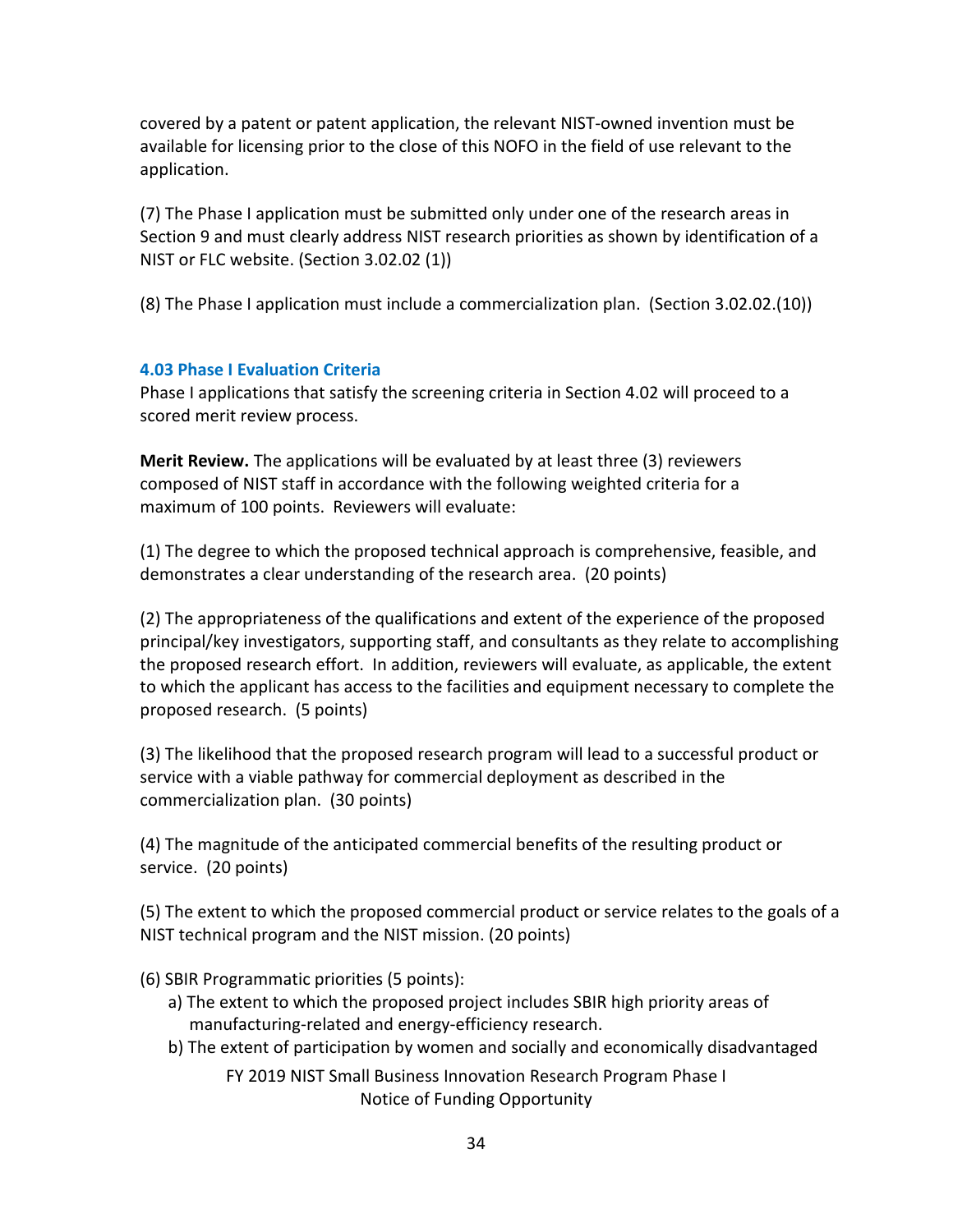covered by a patent or patent application, the relevant NIST-owned invention must be available for licensing prior to the close of this NOFO in the field of use relevant to the application.

(7) The Phase I application must be submitted only under one of the research areas in Section 9 and must clearly address NIST research priorities as shown by identification of a NIST or FLC website. (Section 3.02.02 (1))

(8) The Phase I application must include a commercialization plan. (Section 3.02.02.(10))

### 4.03 Phase I Evaluation Criteria

Phase I applications that satisfy the screening criteria in Section 4.02 will proceed to a scored merit review process.

**Merit Review.** The applications will be evaluated by at least three (3) reviewers composed of NIST staff in accordance with the following weighted criteria for a maximum of 100 points. Reviewers will evaluate:

(1) The degree to which the proposed technical approach is comprehensive, feasible, and demonstrates a clear understanding of the research area. (20 points)

(2) The appropriateness of the qualifications and extent of the experience of the proposed principal/key investigators, supporting staff, and consultants as they relate to accomplishing the proposed research effort. In addition, reviewers will evaluate, as applicable, the extent to which the applicant has access to the facilities and equipment necessary to complete the proposed research. (5 points)

(3) The likelihood that the proposed research program will lead to a successful product or service with a viable pathway for commercial deployment as described in the commercialization plan. (30 points)

(4) The magnitude of the anticipated commercial benefits of the resulting product or service. (20 points)

(5) The extent to which the proposed commercial product or service relates to the goals of a NIST technical program and the NIST mission. (20 points)

(6) SBIR Programmatic priorities (5 points):

a) The extent to which the proposed project includes SBIR high priority areas of manufacturing-related and energy-efficiency research.

b) The extent of participation by women and socially and economically disadvantaged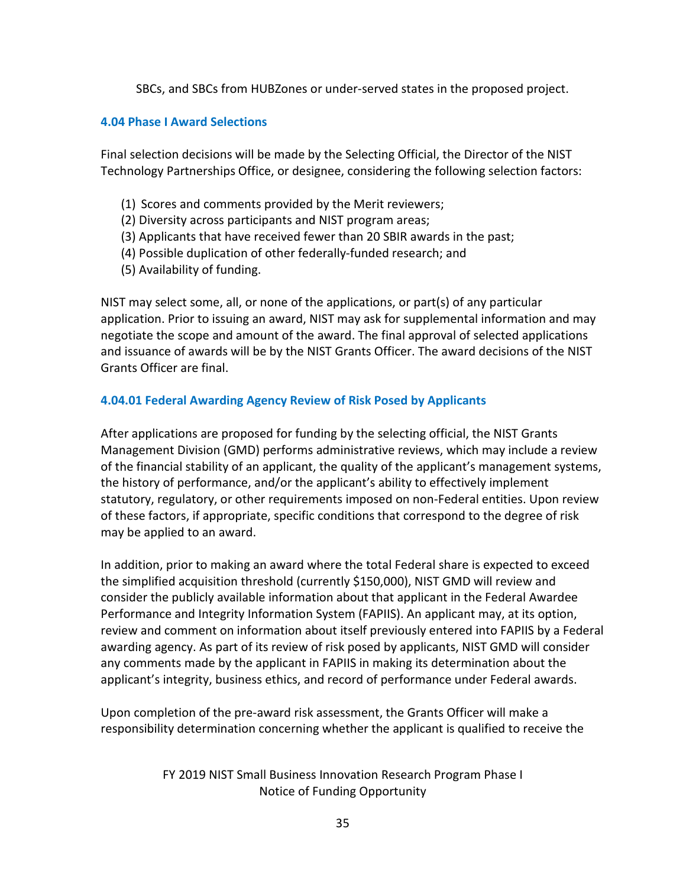SBCs, and SBCs from HUBZones or under-served states in the proposed project.

### 4.04 Phase I Award Selections

Final selection decisions will be made by the Selecting Official, the Director of the NIST Technology Partnerships Office, or designee, considering the following selection factors:

(1) Scores and comments provided by the Merit reviewers;
(2) Diversity across participants and NIST program areas;
(3) Applicants that have received fewer than 20 SBIR awards in the past;
(4) Possible duplication of other federally-funded research; and
(5) Availability of funding.

NIST may select some, all, or none of the applications, or part(s) of any particular application. Prior to issuing an award, NIST may ask for supplemental information and may negotiate the scope and amount of the award. The final approval of selected applications and issuance of awards will be by the NIST Grants Officer. The award decisions of the NIST Grants Officer are final.

### 4.04.01 Federal Awarding Agency Review of Risk Posed by Applicants

After applications are proposed for funding by the selecting official, the NIST Grants Management Division (GMD) performs administrative reviews, which may include a review of the financial stability of an applicant, the quality of the applicant's management systems, the history of performance, and/or the applicant's ability to effectively implement statutory, regulatory, or other requirements imposed on non-Federal entities. Upon review of these factors, if appropriate, specific conditions that correspond to the degree of risk may be applied to an award.

In addition, prior to making an award where the total Federal share is expected to exceed the simplified acquisition threshold (currently $150,000), NIST GMD will review and consider the publicly available information about that applicant in the Federal Awardee Performance and Integrity Information System (FAPIIS). An applicant may, at its option, review and comment on information about itself previously entered into FAPIIS by a Federal awarding agency. As part of its review of risk posed by applicants, NIST GMD will consider any comments made by the applicant in FAPIIS in making its determination about the applicant's integrity, business ethics, and record of performance under Federal awards.

Upon completion of the pre-award risk assessment, the Grants Officer will make a responsibility determination concerning whether the applicant is qualified to receive the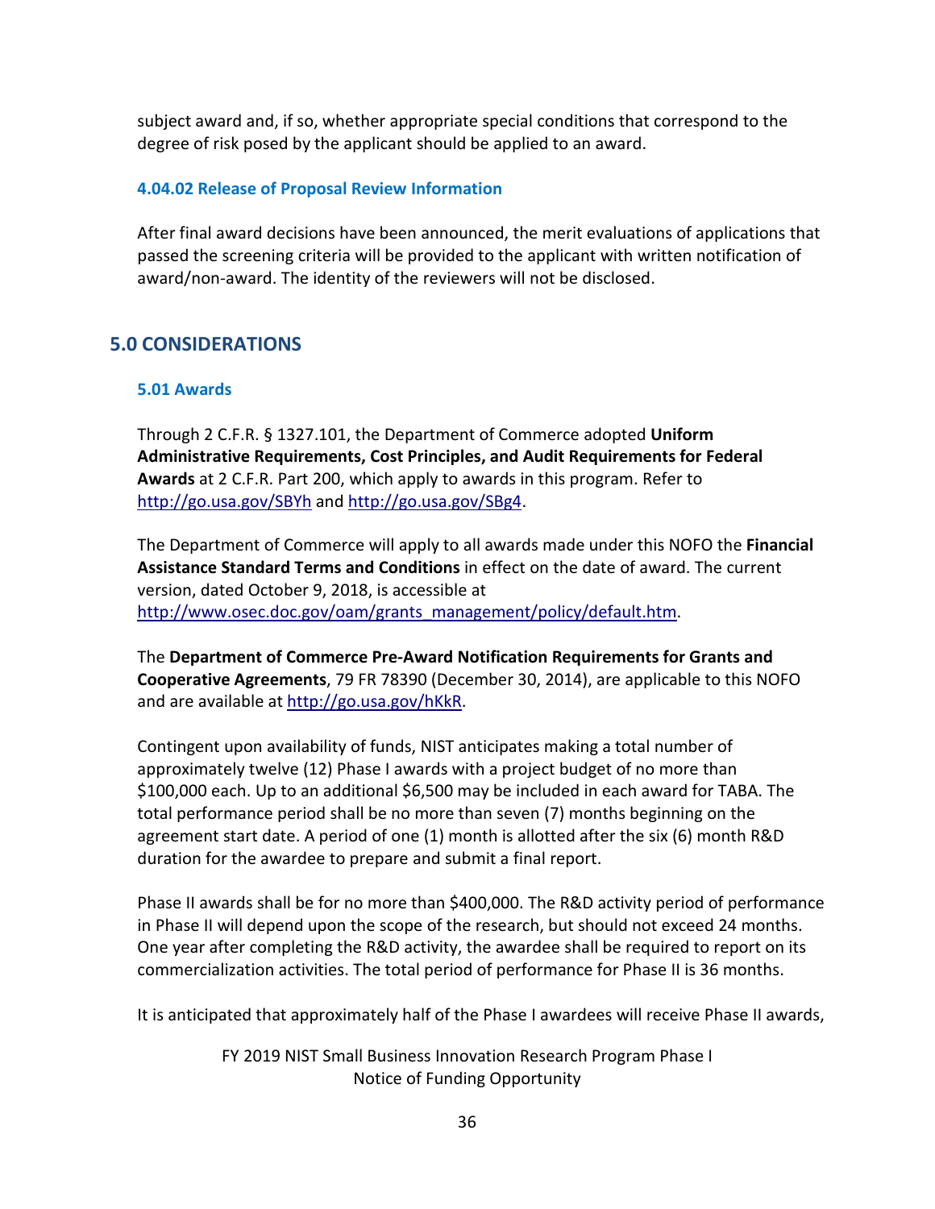subject award and, if so, whether appropriate special conditions that correspond to the degree of risk posed by the applicant should be applied to an award.

### 4.04.02 Release of Proposal Review Information

After final award decisions have been announced, the merit evaluations of applications that passed the screening criteria will be provided to the applicant with written notification of award/non-award. The identity of the reviewers will not be disclosed.

## 5.0 CONSIDERATIONS

### 5.01 Awards

Through 2 C.F.R. § 1327.101, the Department of Commerce adopted **Uniform Administrative Requirements, Cost Principles, and Audit Requirements for Federal Awards** at 2 C.F.R. Part 200, which apply to awards in this program. Refer to http://go.usa.gov/SBYh and http://go.usa.gov/SBg4.

The Department of Commerce will apply to all awards made under this NOFO the **Financial Assistance Standard Terms and Conditions** in effect on the date of award. The current version, dated October 9, 2018, is accessible at http://www.osec.doc.gov/oam/grants_management/policy/default.htm.

The **Department of Commerce Pre-Award Notification Requirements for Grants and Cooperative Agreements**, 79 FR 78390 (December 30, 2014), are applicable to this NOFO and are available at http://go.usa.gov/hKkR.

Contingent upon availability of funds, NIST anticipates making a total number of approximately twelve (12) Phase I awards with a project budget of no more than $100,000 each. Up to an additional $6,500 may be included in each award for TABA. The total performance period shall be no more than seven (7) months beginning on the agreement start date. A period of one (1) month is allotted after the six (6) month R&D duration for the awardee to prepare and submit a final report.

Phase II awards shall be for no more than $400,000. The R&D activity period of performance in Phase II will depend upon the scope of the research, but should not exceed 24 months. One year after completing the R&D activity, the awardee shall be required to report on its commercialization activities. The total period of performance for Phase II is 36 months.

It is anticipated that approximately half of the Phase I awardees will receive Phase II awards,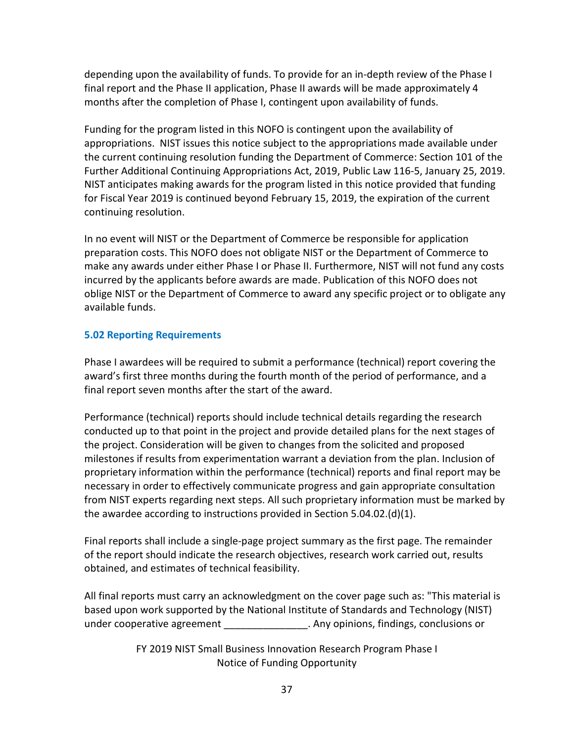depending upon the availability of funds. To provide for an in-depth review of the Phase I final report and the Phase II application, Phase II awards will be made approximately 4 months after the completion of Phase I, contingent upon availability of funds.

Funding for the program listed in this NOFO is contingent upon the availability of appropriations. NIST issues this notice subject to the appropriations made available under the current continuing resolution funding the Department of Commerce: Section 101 of the Further Additional Continuing Appropriations Act, 2019, Public Law 116-5, January 25, 2019. NIST anticipates making awards for the program listed in this notice provided that funding for Fiscal Year 2019 is continued beyond February 15, 2019, the expiration of the current continuing resolution.

In no event will NIST or the Department of Commerce be responsible for application preparation costs. This NOFO does not obligate NIST or the Department of Commerce to make any awards under either Phase I or Phase II. Furthermore, NIST will not fund any costs incurred by the applicants before awards are made. Publication of this NOFO does not oblige NIST or the Department of Commerce to award any specific project or to obligate any available funds.

### 5.02 Reporting Requirements

Phase I awardees will be required to submit a performance (technical) report covering the award's first three months during the fourth month of the period of performance, and a final report seven months after the start of the award.

Performance (technical) reports should include technical details regarding the research conducted up to that point in the project and provide detailed plans for the next stages of the project. Consideration will be given to changes from the solicited and proposed milestones if results from experimentation warrant a deviation from the plan. Inclusion of proprietary information within the performance (technical) reports and final report may be necessary in order to effectively communicate progress and gain appropriate consultation from NIST experts regarding next steps. All such proprietary information must be marked by the awardee according to instructions provided in Section 5.04.02.(d)(1).

Final reports shall include a single-page project summary as the first page. The remainder of the report should indicate the research objectives, research work carried out, results obtained, and estimates of technical feasibility.

All final reports must carry an acknowledgment on the cover page such as: "This material is based upon work supported by the National Institute of Standards and Technology (NIST) under cooperative agreement _______________. Any opinions, findings, conclusions or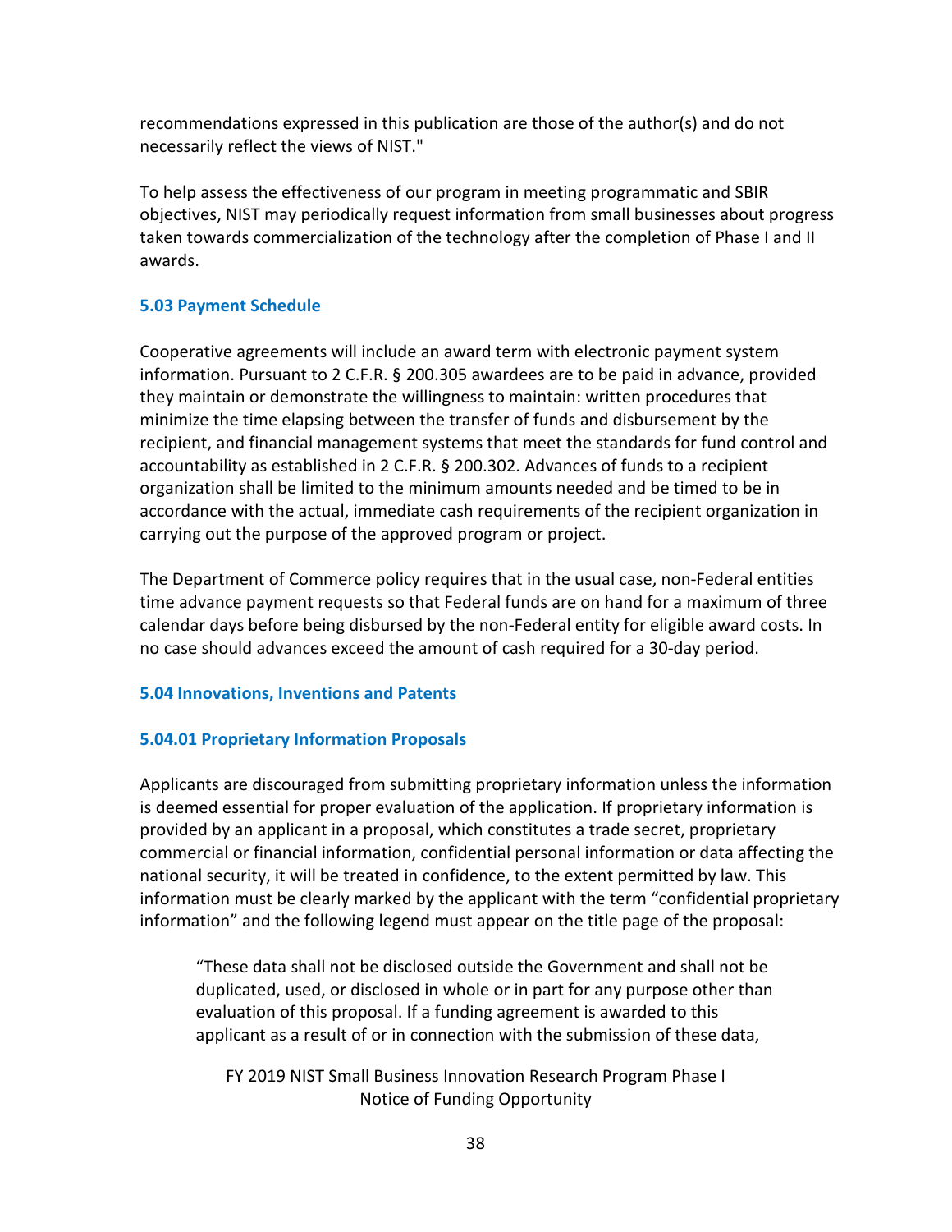recommendations expressed in this publication are those of the author(s) and do not necessarily reflect the views of NIST."

To help assess the effectiveness of our program in meeting programmatic and SBIR objectives, NIST may periodically request information from small businesses about progress taken towards commercialization of the technology after the completion of Phase I and II awards.

### 5.03 Payment Schedule

Cooperative agreements will include an award term with electronic payment system information. Pursuant to 2 C.F.R. § 200.305 awardees are to be paid in advance, provided they maintain or demonstrate the willingness to maintain: written procedures that minimize the time elapsing between the transfer of funds and disbursement by the recipient, and financial management systems that meet the standards for fund control and accountability as established in 2 C.F.R. § 200.302. Advances of funds to a recipient organization shall be limited to the minimum amounts needed and be timed to be in accordance with the actual, immediate cash requirements of the recipient organization in carrying out the purpose of the approved program or project.

The Department of Commerce policy requires that in the usual case, non-Federal entities time advance payment requests so that Federal funds are on hand for a maximum of three calendar days before being disbursed by the non-Federal entity for eligible award costs. In no case should advances exceed the amount of cash required for a 30-day period.

### 5.04 Innovations, Inventions and Patents

#### 5.04.01 Proprietary Information Proposals

Applicants are discouraged from submitting proprietary information unless the information is deemed essential for proper evaluation of the application. If proprietary information is provided by an applicant in a proposal, which constitutes a trade secret, proprietary commercial or financial information, confidential personal information or data affecting the national security, it will be treated in confidence, to the extent permitted by law. This information must be clearly marked by the applicant with the term "confidential proprietary information" and the following legend must appear on the title page of the proposal:

> "These data shall not be disclosed outside the Government and shall not be duplicated, used, or disclosed in whole or in part for any purpose other than evaluation of this proposal. If a funding agreement is awarded to this applicant as a result of or in connection with the submission of these data,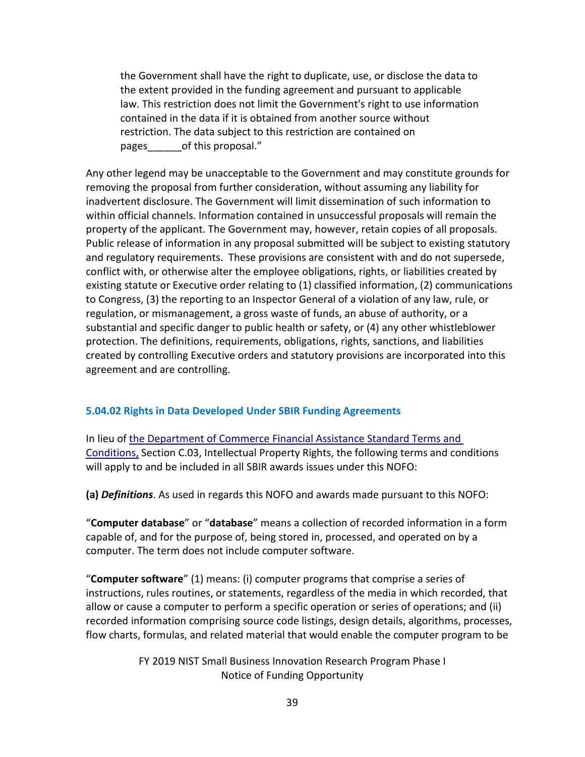the Government shall have the right to duplicate, use, or disclose the data to the extent provided in the funding agreement and pursuant to applicable law. This restriction does not limit the Government's right to use information contained in the data if it is obtained from another source without restriction. The data subject to this restriction are contained on pages______of this proposal."

Any other legend may be unacceptable to the Government and may constitute grounds for removing the proposal from further consideration, without assuming any liability for inadvertent disclosure. The Government will limit dissemination of such information to within official channels. Information contained in unsuccessful proposals will remain the property of the applicant. The Government may, however, retain copies of all proposals. Public release of information in any proposal submitted will be subject to existing statutory and regulatory requirements. These provisions are consistent with and do not supersede, conflict with, or otherwise alter the employee obligations, rights, or liabilities created by existing statute or Executive order relating to (1) classified information, (2) communications to Congress, (3) the reporting to an Inspector General of a violation of any law, rule, or regulation, or mismanagement, a gross waste of funds, an abuse of authority, or a substantial and specific danger to public health or safety, or (4) any other whistleblower protection. The definitions, requirements, obligations, rights, sanctions, and liabilities created by controlling Executive orders and statutory provisions are incorporated into this agreement and are controlling.

### 5.04.02 Rights in Data Developed Under SBIR Funding Agreements

In lieu of the Department of Commerce Financial Assistance Standard Terms and Conditions, Section C.03, Intellectual Property Rights, the following terms and conditions will apply to and be included in all SBIR awards issues under this NOFO:

**(a)** ***Definitions***. As used in regards this NOFO and awards made pursuant to this NOFO:

"**Computer database**" or "**database**" means a collection of recorded information in a form capable of, and for the purpose of, being stored in, processed, and operated on by a computer. The term does not include computer software.

"**Computer software**" (1) means: (i) computer programs that comprise a series of instructions, rules routines, or statements, regardless of the media in which recorded, that allow or cause a computer to perform a specific operation or series of operations; and (ii) recorded information comprising source code listings, design details, algorithms, processes, flow charts, formulas, and related material that would enable the computer program to be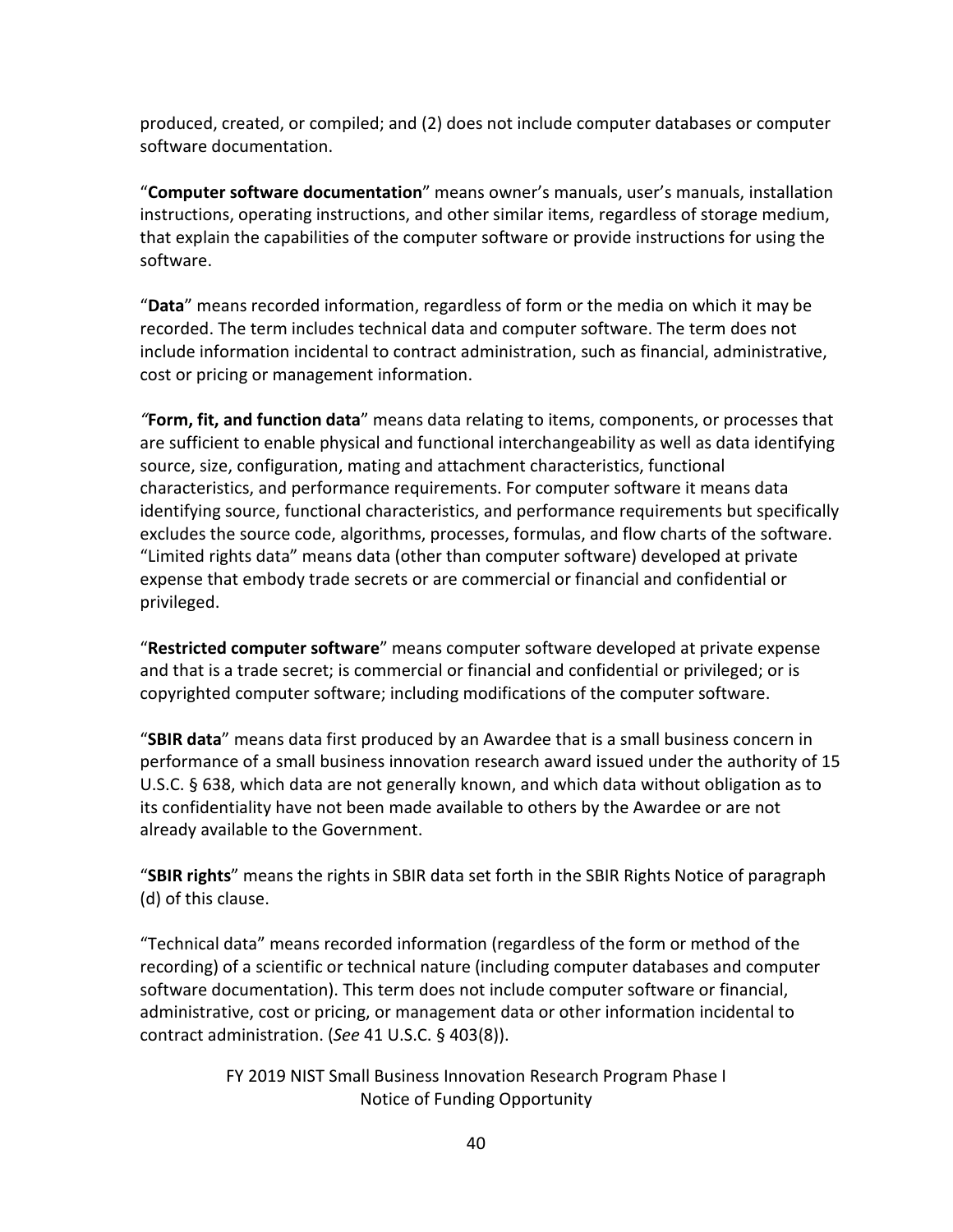produced, created, or compiled; and (2) does not include computer databases or computer software documentation.

"**Computer software documentation**" means owner's manuals, user's manuals, installation instructions, operating instructions, and other similar items, regardless of storage medium, that explain the capabilities of the computer software or provide instructions for using the software.

"**Data**" means recorded information, regardless of form or the media on which it may be recorded. The term includes technical data and computer software. The term does not include information incidental to contract administration, such as financial, administrative, cost or pricing or management information.

*"***Form, fit, and function data**" means data relating to items, components, or processes that are sufficient to enable physical and functional interchangeability as well as data identifying source, size, configuration, mating and attachment characteristics, functional characteristics, and performance requirements. For computer software it means data identifying source, functional characteristics, and performance requirements but specifically excludes the source code, algorithms, processes, formulas, and flow charts of the software. "Limited rights data" means data (other than computer software) developed at private expense that embody trade secrets or are commercial or financial and confidential or privileged.

"**Restricted computer software**" means computer software developed at private expense and that is a trade secret; is commercial or financial and confidential or privileged; or is copyrighted computer software; including modifications of the computer software.

"**SBIR data**" means data first produced by an Awardee that is a small business concern in performance of a small business innovation research award issued under the authority of 15 U.S.C. § 638, which data are not generally known, and which data without obligation as to its confidentiality have not been made available to others by the Awardee or are not already available to the Government.

"**SBIR rights**" means the rights in SBIR data set forth in the SBIR Rights Notice of paragraph (d) of this clause.

"Technical data" means recorded information (regardless of the form or method of the recording) of a scientific or technical nature (including computer databases and computer software documentation). This term does not include computer software or financial, administrative, cost or pricing, or management data or other information incidental to contract administration. (*See* 41 U.S.C. § 403(8)).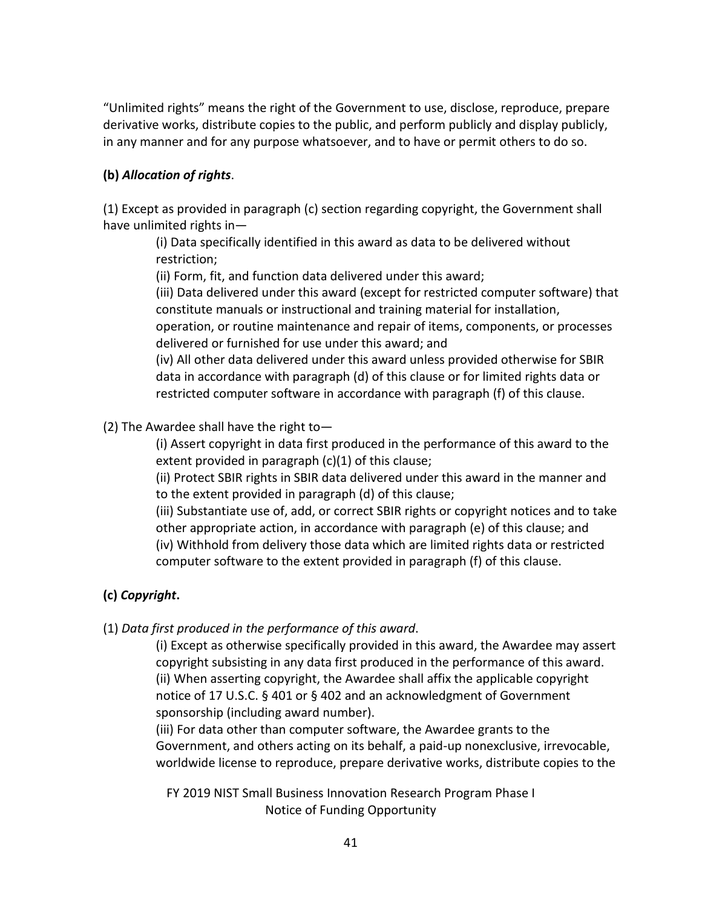"Unlimited rights" means the right of the Government to use, disclose, reproduce, prepare derivative works, distribute copies to the public, and perform publicly and display publicly, in any manner and for any purpose whatsoever, and to have or permit others to do so.

**(b)** ***Allocation of rights***.

(1) Except as provided in paragraph (c) section regarding copyright, the Government shall have unlimited rights in—

> (i) Data specifically identified in this award as data to be delivered without restriction;
> (ii) Form, fit, and function data delivered under this award;
> (iii) Data delivered under this award (except for restricted computer software) that constitute manuals or instructional and training material for installation, operation, or routine maintenance and repair of items, components, or processes delivered or furnished for use under this award; and
> (iv) All other data delivered under this award unless provided otherwise for SBIR data in accordance with paragraph (d) of this clause or for limited rights data or restricted computer software in accordance with paragraph (f) of this clause.

(2) The Awardee shall have the right to—

> (i) Assert copyright in data first produced in the performance of this award to the extent provided in paragraph (c)(1) of this clause;
> (ii) Protect SBIR rights in SBIR data delivered under this award in the manner and to the extent provided in paragraph (d) of this clause;
> (iii) Substantiate use of, add, or correct SBIR rights or copyright notices and to take other appropriate action, in accordance with paragraph (e) of this clause; and
> (iv) Withhold from delivery those data which are limited rights data or restricted computer software to the extent provided in paragraph (f) of this clause.

**(c)** ***Copyright*****.**

(1) *Data first produced in the performance of this award*.

> (i) Except as otherwise specifically provided in this award, the Awardee may assert copyright subsisting in any data first produced in the performance of this award.
> (ii) When asserting copyright, the Awardee shall affix the applicable copyright notice of 17 U.S.C. § 401 or § 402 and an acknowledgment of Government sponsorship (including award number).
> (iii) For data other than computer software, the Awardee grants to the Government, and others acting on its behalf, a paid-up nonexclusive, irrevocable, worldwide license to reproduce, prepare derivative works, distribute copies to the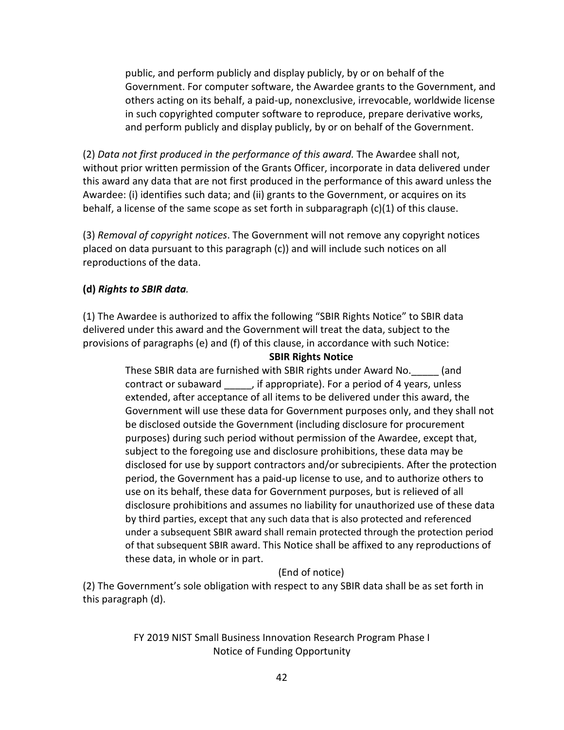public, and perform publicly and display publicly, by or on behalf of the Government. For computer software, the Awardee grants to the Government, and others acting on its behalf, a paid-up, nonexclusive, irrevocable, worldwide license in such copyrighted computer software to reproduce, prepare derivative works, and perform publicly and display publicly, by or on behalf of the Government.

(2) *Data not first produced in the performance of this award.* The Awardee shall not, without prior written permission of the Grants Officer, incorporate in data delivered under this award any data that are not first produced in the performance of this award unless the Awardee: (i) identifies such data; and (ii) grants to the Government, or acquires on its behalf, a license of the same scope as set forth in subparagraph (c)(1) of this clause.

(3) *Removal of copyright notices*. The Government will not remove any copyright notices placed on data pursuant to this paragraph (c)) and will include such notices on all reproductions of the data.

**(d)** ***Rights to SBIR data.***

(1) The Awardee is authorized to affix the following "SBIR Rights Notice" to SBIR data delivered under this award and the Government will treat the data, subject to the provisions of paragraphs (e) and (f) of this clause, in accordance with such Notice:

**SBIR Rights Notice**

These SBIR data are furnished with SBIR rights under Award No.\_\_\_\_\_ (and contract or subaward \_\_\_\_\_, if appropriate). For a period of 4 years, unless extended, after acceptance of all items to be delivered under this award, the Government will use these data for Government purposes only, and they shall not be disclosed outside the Government (including disclosure for procurement purposes) during such period without permission of the Awardee, except that, subject to the foregoing use and disclosure prohibitions, these data may be disclosed for use by support contractors and/or subrecipients. After the protection period, the Government has a paid-up license to use, and to authorize others to use on its behalf, these data for Government purposes, but is relieved of all disclosure prohibitions and assumes no liability for unauthorized use of these data by third parties, except that any such data that is also protected and referenced under a subsequent SBIR award shall remain protected through the protection period of that subsequent SBIR award. This Notice shall be affixed to any reproductions of these data, in whole or in part.

(End of notice)

(2) The Government's sole obligation with respect to any SBIR data shall be as set forth in this paragraph (d).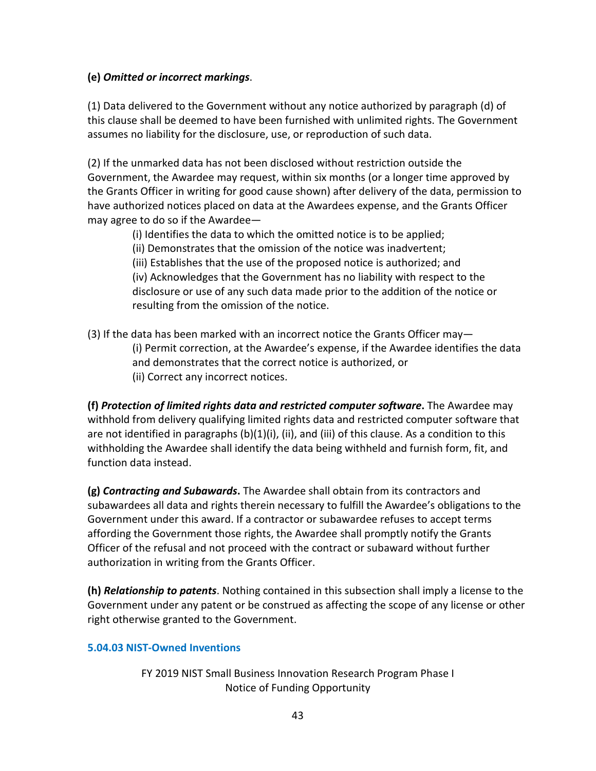**(e)** ***Omitted or incorrect markings***.

(1) Data delivered to the Government without any notice authorized by paragraph (d) of this clause shall be deemed to have been furnished with unlimited rights. The Government assumes no liability for the disclosure, use, or reproduction of such data.

(2) If the unmarked data has not been disclosed without restriction outside the Government, the Awardee may request, within six months (or a longer time approved by the Grants Officer in writing for good cause shown) after delivery of the data, permission to have authorized notices placed on data at the Awardees expense, and the Grants Officer may agree to do so if the Awardee—

(i) Identifies the data to which the omitted notice is to be applied;
(ii) Demonstrates that the omission of the notice was inadvertent;
(iii) Establishes that the use of the proposed notice is authorized; and
(iv) Acknowledges that the Government has no liability with respect to the disclosure or use of any such data made prior to the addition of the notice or resulting from the omission of the notice.

(3) If the data has been marked with an incorrect notice the Grants Officer may—

(i) Permit correction, at the Awardee's expense, if the Awardee identifies the data and demonstrates that the correct notice is authorized, or
(ii) Correct any incorrect notices.

**(f)** ***Protection of limited rights data and restricted computer software*****.** The Awardee may withhold from delivery qualifying limited rights data and restricted computer software that are not identified in paragraphs (b)(1)(i), (ii), and (iii) of this clause. As a condition to this withholding the Awardee shall identify the data being withheld and furnish form, fit, and function data instead.

**(g)** ***Contracting and Subawards*****.** The Awardee shall obtain from its contractors and subawardees all data and rights therein necessary to fulfill the Awardee's obligations to the Government under this award. If a contractor or subawardee refuses to accept terms affording the Government those rights, the Awardee shall promptly notify the Grants Officer of the refusal and not proceed with the contract or subaward without further authorization in writing from the Grants Officer.

**(h)** ***Relationship to patents***. Nothing contained in this subsection shall imply a license to the Government under any patent or be construed as affecting the scope of any license or other right otherwise granted to the Government.

### 5.04.03 NIST-Owned Inventions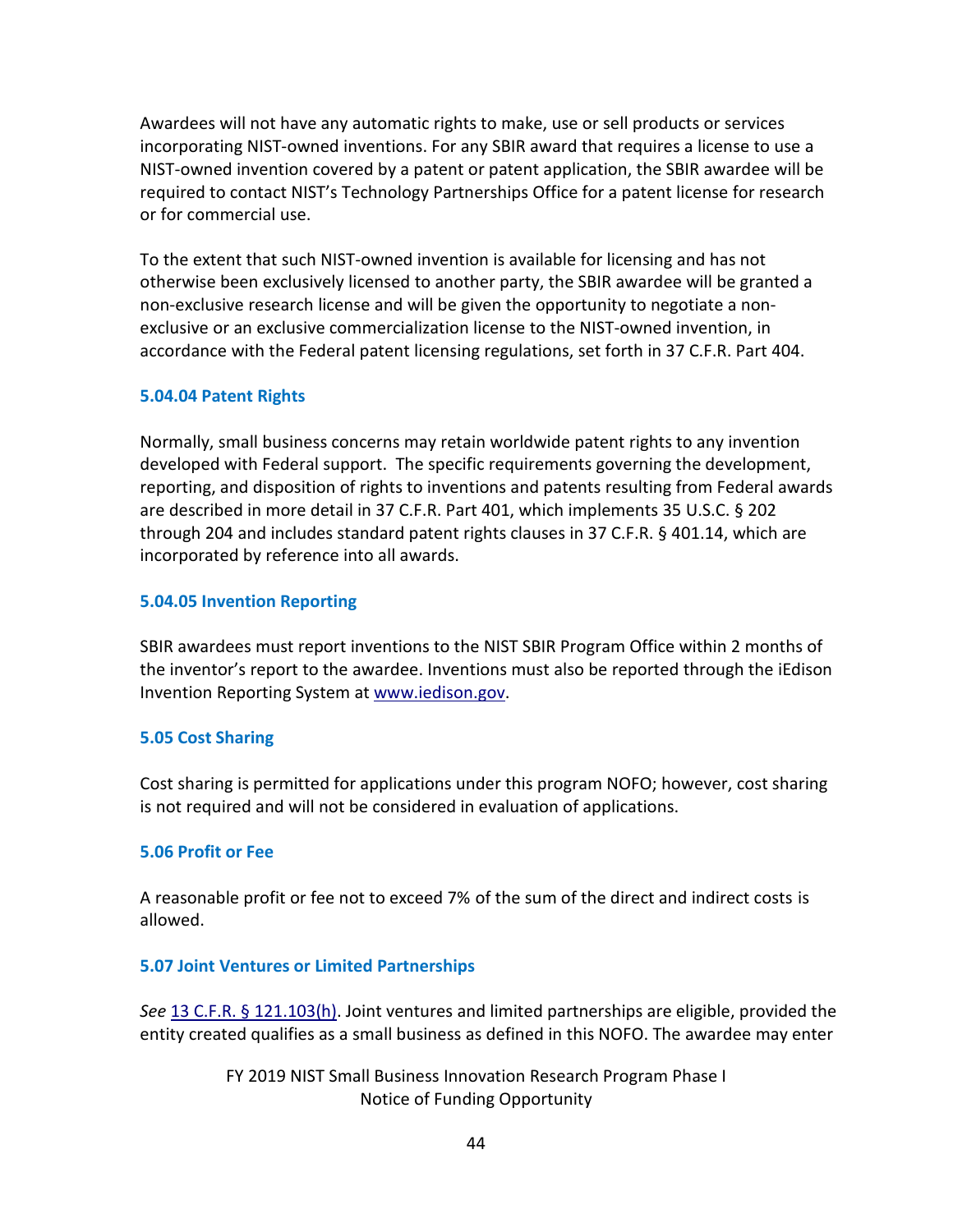Awardees will not have any automatic rights to make, use or sell products or services incorporating NIST-owned inventions. For any SBIR award that requires a license to use a NIST-owned invention covered by a patent or patent application, the SBIR awardee will be required to contact NIST's Technology Partnerships Office for a patent license for research or for commercial use.

To the extent that such NIST-owned invention is available for licensing and has not otherwise been exclusively licensed to another party, the SBIR awardee will be granted a non-exclusive research license and will be given the opportunity to negotiate a non-exclusive or an exclusive commercialization license to the NIST-owned invention, in accordance with the Federal patent licensing regulations, set forth in 37 C.F.R. Part 404.

#### 5.04.04 Patent Rights

Normally, small business concerns may retain worldwide patent rights to any invention developed with Federal support. The specific requirements governing the development, reporting, and disposition of rights to inventions and patents resulting from Federal awards are described in more detail in 37 C.F.R. Part 401, which implements 35 U.S.C. § 202 through 204 and includes standard patent rights clauses in 37 C.F.R. § 401.14, which are incorporated by reference into all awards.

#### 5.04.05 Invention Reporting

SBIR awardees must report inventions to the NIST SBIR Program Office within 2 months of the inventor's report to the awardee. Inventions must also be reported through the iEdison Invention Reporting System at [www.iedison.gov](www.iedison.gov).

### 5.05 Cost Sharing

Cost sharing is permitted for applications under this program NOFO; however, cost sharing is not required and will not be considered in evaluation of applications.

### 5.06 Profit or Fee

A reasonable profit or fee not to exceed 7% of the sum of the direct and indirect costs is allowed.

### 5.07 Joint Ventures or Limited Partnerships

*See* 13 C.F.R. § 121.103(h). Joint ventures and limited partnerships are eligible, provided the entity created qualifies as a small business as defined in this NOFO. The awardee may enter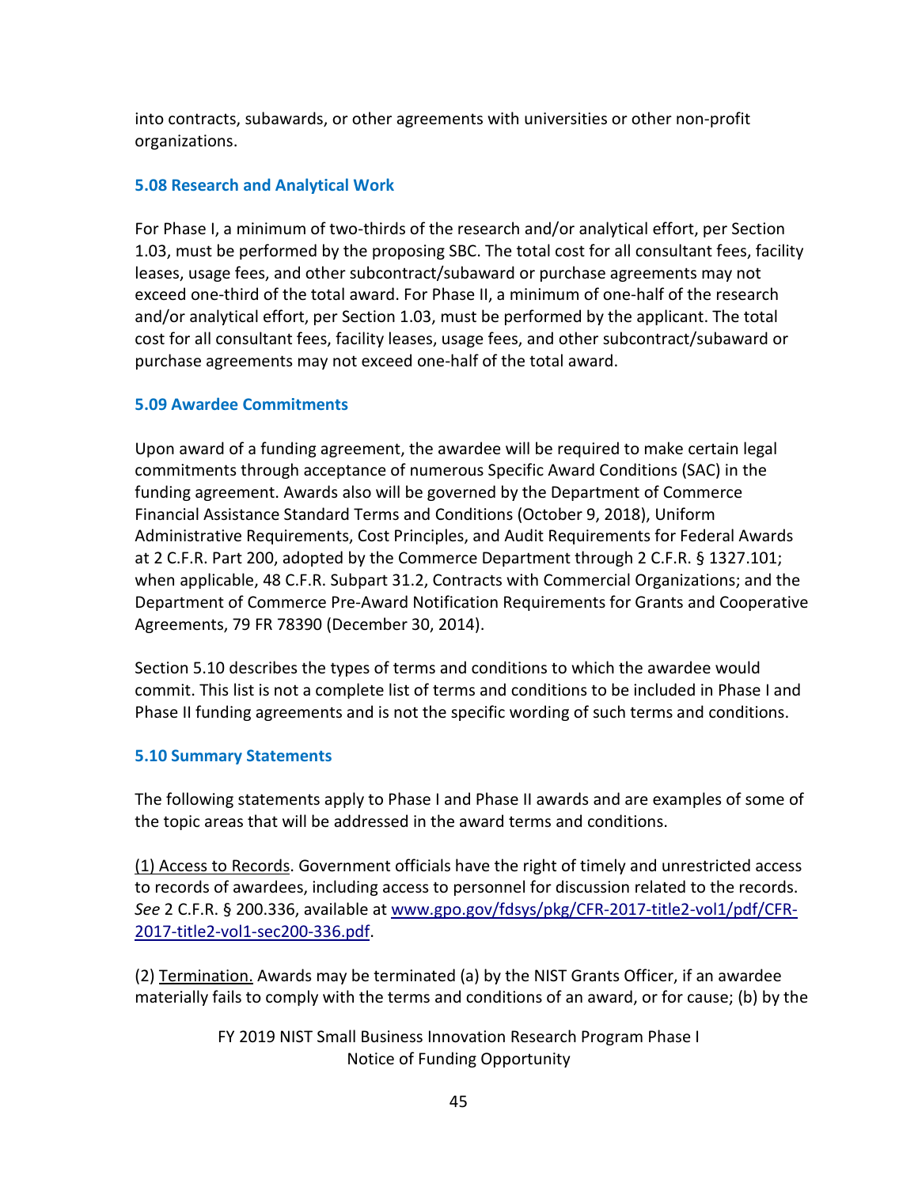into contracts, subawards, or other agreements with universities or other non-profit organizations.

### 5.08 Research and Analytical Work

For Phase I, a minimum of two-thirds of the research and/or analytical effort, per Section 1.03, must be performed by the proposing SBC. The total cost for all consultant fees, facility leases, usage fees, and other subcontract/subaward or purchase agreements may not exceed one-third of the total award. For Phase II, a minimum of one-half of the research and/or analytical effort, per Section 1.03, must be performed by the applicant. The total cost for all consultant fees, facility leases, usage fees, and other subcontract/subaward or purchase agreements may not exceed one-half of the total award.

### 5.09 Awardee Commitments

Upon award of a funding agreement, the awardee will be required to make certain legal commitments through acceptance of numerous Specific Award Conditions (SAC) in the funding agreement. Awards also will be governed by the Department of Commerce Financial Assistance Standard Terms and Conditions (October 9, 2018), Uniform Administrative Requirements, Cost Principles, and Audit Requirements for Federal Awards at 2 C.F.R. Part 200, adopted by the Commerce Department through 2 C.F.R. § 1327.101; when applicable, 48 C.F.R. Subpart 31.2, Contracts with Commercial Organizations; and the Department of Commerce Pre-Award Notification Requirements for Grants and Cooperative Agreements, 79 FR 78390 (December 30, 2014).

Section 5.10 describes the types of terms and conditions to which the awardee would commit. This list is not a complete list of terms and conditions to be included in Phase I and Phase II funding agreements and is not the specific wording of such terms and conditions.

### 5.10 Summary Statements

The following statements apply to Phase I and Phase II awards and are examples of some of the topic areas that will be addressed in the award terms and conditions.

(1) Access to Records. Government officials have the right of timely and unrestricted access to records of awardees, including access to personnel for discussion related to the records. *See* 2 C.F.R. § 200.336, available at [www.gpo.gov/fdsys/pkg/CFR-2017-title2-vol1/pdf/CFR-2017-title2-vol1-sec200-336.pdf](www.gpo.gov/fdsys/pkg/CFR-2017-title2-vol1/pdf/CFR-2017-title2-vol1-sec200-336.pdf).

(2) Termination. Awards may be terminated (a) by the NIST Grants Officer, if an awardee materially fails to comply with the terms and conditions of an award, or for cause; (b) by the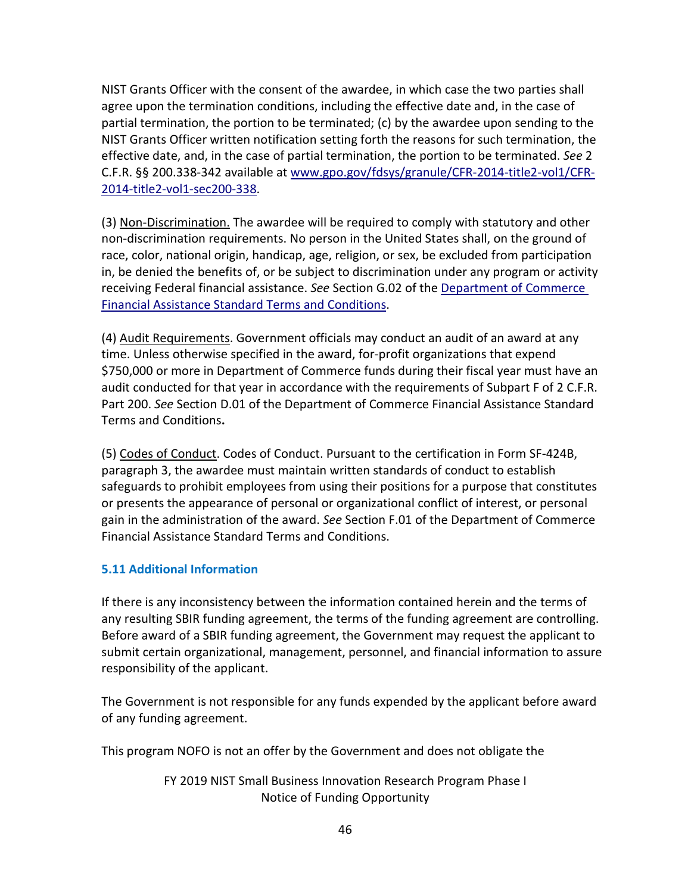NIST Grants Officer with the consent of the awardee, in which case the two parties shall agree upon the termination conditions, including the effective date and, in the case of partial termination, the portion to be terminated; (c) by the awardee upon sending to the NIST Grants Officer written notification setting forth the reasons for such termination, the effective date, and, in the case of partial termination, the portion to be terminated. *See* 2 C.F.R. §§ 200.338-342 available at [www.gpo.gov/fdsys/granule/CFR-2014-title2-vol1/CFR-2014-title2-vol1-sec200-338](www.gpo.gov/fdsys/granule/CFR-2014-title2-vol1/CFR-2014-title2-vol1-sec200-338).

(3) Non-Discrimination. The awardee will be required to comply with statutory and other non-discrimination requirements. No person in the United States shall, on the ground of race, color, national origin, handicap, age, religion, or sex, be excluded from participation in, be denied the benefits of, or be subject to discrimination under any program or activity receiving Federal financial assistance. *See* Section G.02 of the Department of Commerce Financial Assistance Standard Terms and Conditions.

(4) Audit Requirements. Government officials may conduct an audit of an award at any time. Unless otherwise specified in the award, for-profit organizations that expend $750,000 or more in Department of Commerce funds during their fiscal year must have an audit conducted for that year in accordance with the requirements of Subpart F of 2 C.F.R. Part 200. *See* Section D.01 of the Department of Commerce Financial Assistance Standard Terms and Conditions**.**

(5) Codes of Conduct. Codes of Conduct. Pursuant to the certification in Form SF-424B, paragraph 3, the awardee must maintain written standards of conduct to establish safeguards to prohibit employees from using their positions for a purpose that constitutes or presents the appearance of personal or organizational conflict of interest, or personal gain in the administration of the award. *See* Section F.01 of the Department of Commerce Financial Assistance Standard Terms and Conditions.

### 5.11 Additional Information

If there is any inconsistency between the information contained herein and the terms of any resulting SBIR funding agreement, the terms of the funding agreement are controlling. Before award of a SBIR funding agreement, the Government may request the applicant to submit certain organizational, management, personnel, and financial information to assure responsibility of the applicant.

The Government is not responsible for any funds expended by the applicant before award of any funding agreement.

This program NOFO is not an offer by the Government and does not obligate the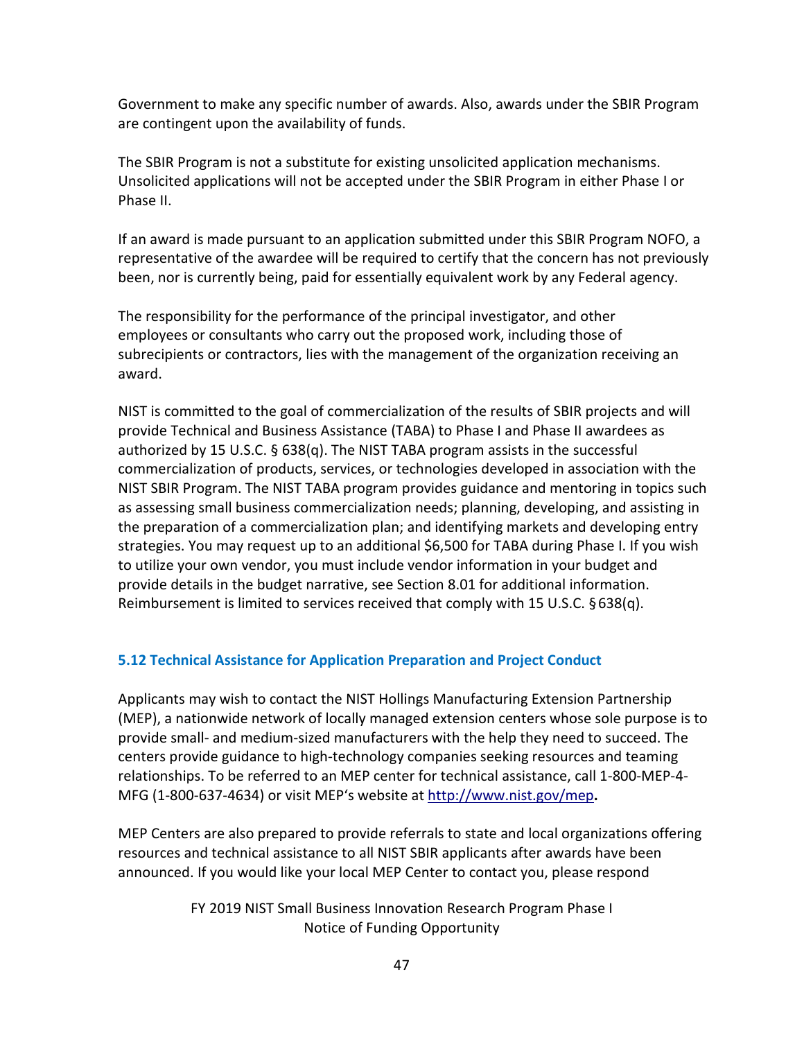Government to make any specific number of awards. Also, awards under the SBIR Program are contingent upon the availability of funds.

The SBIR Program is not a substitute for existing unsolicited application mechanisms. Unsolicited applications will not be accepted under the SBIR Program in either Phase I or Phase II.

If an award is made pursuant to an application submitted under this SBIR Program NOFO, a representative of the awardee will be required to certify that the concern has not previously been, nor is currently being, paid for essentially equivalent work by any Federal agency.

The responsibility for the performance of the principal investigator, and other employees or consultants who carry out the proposed work, including those of subrecipients or contractors, lies with the management of the organization receiving an award.

NIST is committed to the goal of commercialization of the results of SBIR projects and will provide Technical and Business Assistance (TABA) to Phase I and Phase II awardees as authorized by 15 U.S.C. § 638(q). The NIST TABA program assists in the successful commercialization of products, services, or technologies developed in association with the NIST SBIR Program. The NIST TABA program provides guidance and mentoring in topics such as assessing small business commercialization needs; planning, developing, and assisting in the preparation of a commercialization plan; and identifying markets and developing entry strategies. You may request up to an additional $6,500 for TABA during Phase I. If you wish to utilize your own vendor, you must include vendor information in your budget and provide details in the budget narrative, see Section 8.01 for additional information. Reimbursement is limited to services received that comply with 15 U.S.C. § 638(q).

### 5.12 Technical Assistance for Application Preparation and Project Conduct

Applicants may wish to contact the NIST Hollings Manufacturing Extension Partnership (MEP), a nationwide network of locally managed extension centers whose sole purpose is to provide small- and medium-sized manufacturers with the help they need to succeed. The centers provide guidance to high-technology companies seeking resources and teaming relationships. To be referred to an MEP center for technical assistance, call 1-800-MEP-4-MFG (1-800-637-4634) or visit MEP's website at [http://www.nist.gov/mep](http://www.nist.gov/mep)**.**

MEP Centers are also prepared to provide referrals to state and local organizations offering resources and technical assistance to all NIST SBIR applicants after awards have been announced. If you would like your local MEP Center to contact you, please respond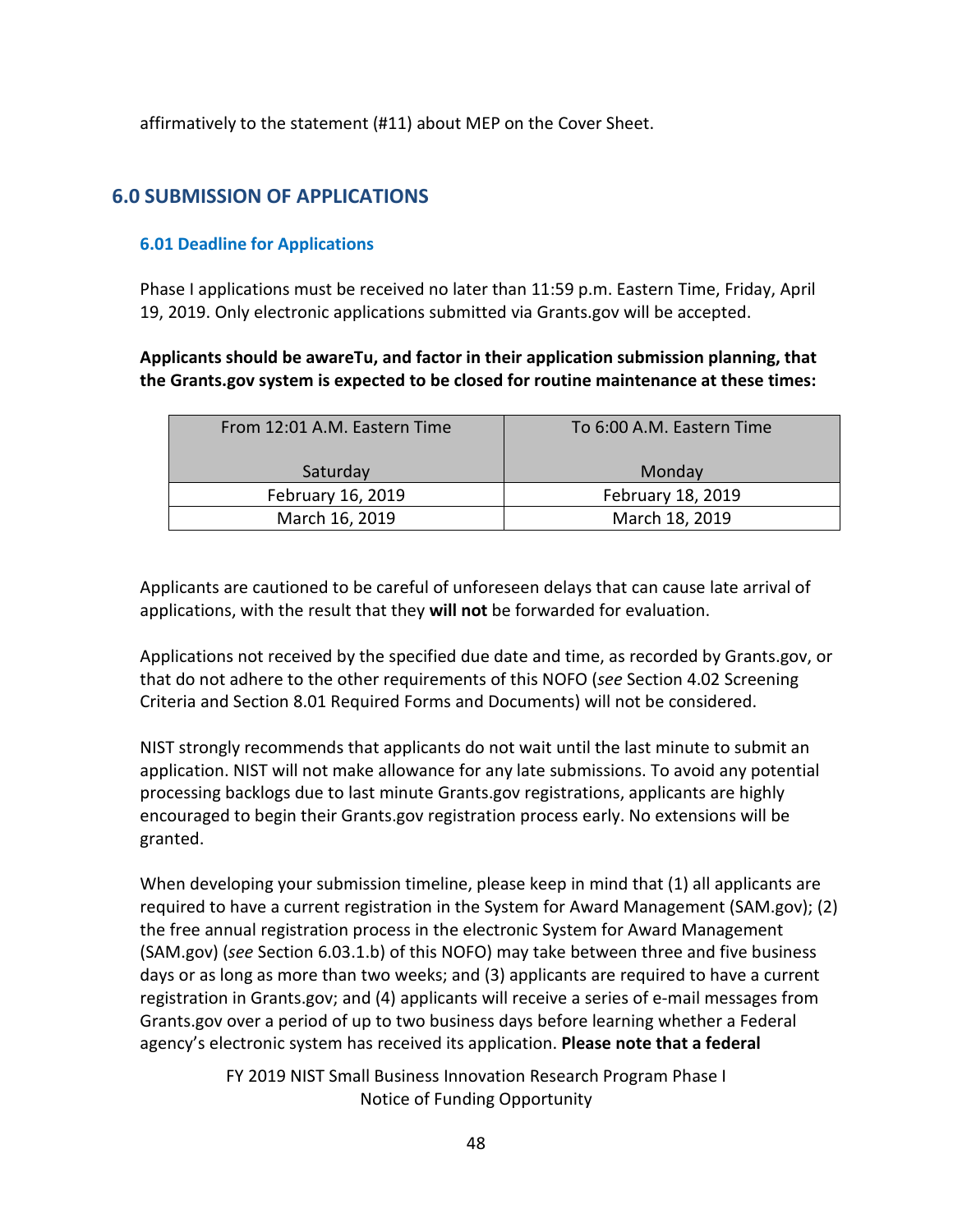affirmatively to the statement (#11) about MEP on the Cover Sheet.

## 6.0 SUBMISSION OF APPLICATIONS

### 6.01 Deadline for Applications

Phase I applications must be received no later than 11:59 p.m. Eastern Time, Friday, April 19, 2019. Only electronic applications submitted via Grants.gov will be accepted.

**Applicants should be awareTu, and factor in their application submission planning, that the Grants.gov system is expected to be closed for routine maintenance at these times:**

| From 12:01 A.M. Eastern Time<br><br>Saturday | To 6:00 A.M. Eastern Time<br><br>Monday |
|---|---|
| February 16, 2019 | February 18, 2019 |
| March 16, 2019 | March 18, 2019 |

Applicants are cautioned to be careful of unforeseen delays that can cause late arrival of applications, with the result that they **will not** be forwarded for evaluation.

Applications not received by the specified due date and time, as recorded by Grants.gov, or that do not adhere to the other requirements of this NOFO (*see* Section 4.02 Screening Criteria and Section 8.01 Required Forms and Documents) will not be considered.

NIST strongly recommends that applicants do not wait until the last minute to submit an application. NIST will not make allowance for any late submissions. To avoid any potential processing backlogs due to last minute Grants.gov registrations, applicants are highly encouraged to begin their Grants.gov registration process early. No extensions will be granted.

When developing your submission timeline, please keep in mind that (1) all applicants are required to have a current registration in the System for Award Management (SAM.gov); (2) the free annual registration process in the electronic System for Award Management (SAM.gov) (*see* Section 6.03.1.b) of this NOFO) may take between three and five business days or as long as more than two weeks; and (3) applicants are required to have a current registration in Grants.gov; and (4) applicants will receive a series of e-mail messages from Grants.gov over a period of up to two business days before learning whether a Federal agency's electronic system has received its application. **Please note that a federal**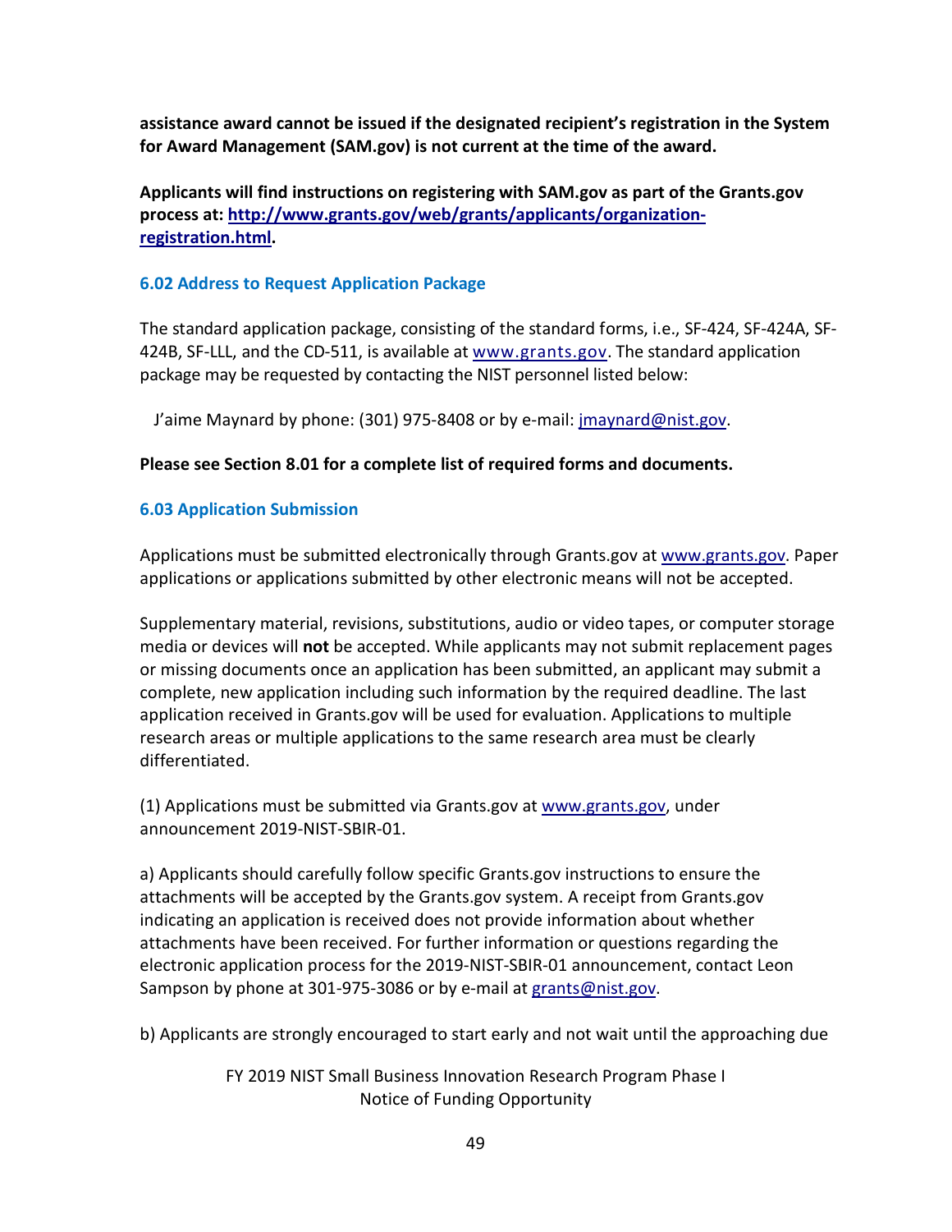**assistance award cannot be issued if the designated recipient's registration in the System for Award Management (SAM.gov) is not current at the time of the award.**

**Applicants will find instructions on registering with SAM.gov as part of the Grants.gov process at: [http://www.grants.gov/web/grants/applicants/organization-registration.html](http://www.grants.gov/web/grants/applicants/organization-registration.html).**

### 6.02 Address to Request Application Package

The standard application package, consisting of the standard forms, i.e., SF-424, SF-424A, SF-424B, SF-LLL, and the CD-511, is available at [www.grants.gov](http://www.grants.gov). The standard application package may be requested by contacting the NIST personnel listed below:

J'aime Maynard by phone: (301) 975-8408 or by e-mail: [jmaynard@nist.gov](mailto:jmaynard@nist.gov).

**Please see Section 8.01 for a complete list of required forms and documents.**

### 6.03 Application Submission

Applications must be submitted electronically through Grants.gov at [www.grants.gov](http://www.grants.gov). Paper applications or applications submitted by other electronic means will not be accepted.

Supplementary material, revisions, substitutions, audio or video tapes, or computer storage media or devices will **not** be accepted. While applicants may not submit replacement pages or missing documents once an application has been submitted, an applicant may submit a complete, new application including such information by the required deadline. The last application received in Grants.gov will be used for evaluation. Applications to multiple research areas or multiple applications to the same research area must be clearly differentiated.

(1) Applications must be submitted via Grants.gov at [www.grants.gov](http://www.grants.gov), under announcement 2019-NIST-SBIR-01.

a) Applicants should carefully follow specific Grants.gov instructions to ensure the attachments will be accepted by the Grants.gov system. A receipt from Grants.gov indicating an application is received does not provide information about whether attachments have been received. For further information or questions regarding the electronic application process for the 2019-NIST-SBIR-01 announcement, contact Leon Sampson by phone at 301-975-3086 or by e-mail at [grants@nist.gov](mailto:grants@nist.gov).

b) Applicants are strongly encouraged to start early and not wait until the approaching due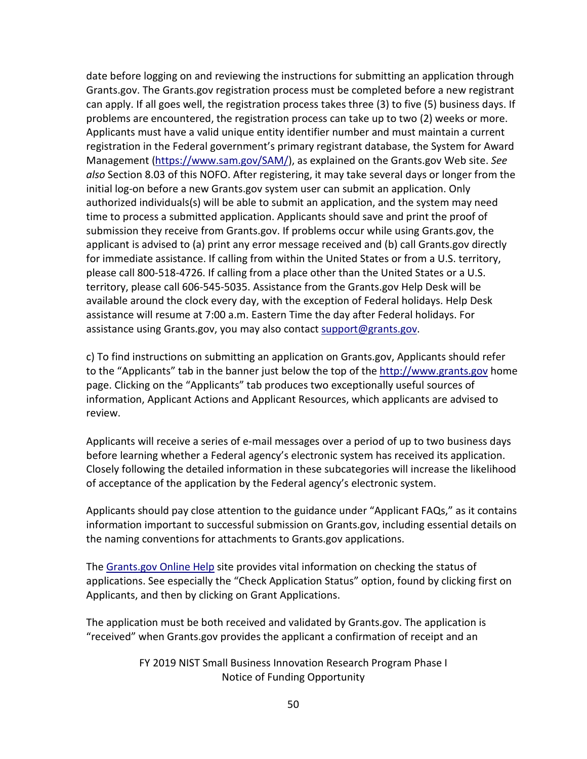date before logging on and reviewing the instructions for submitting an application through Grants.gov. The Grants.gov registration process must be completed before a new registrant can apply. If all goes well, the registration process takes three (3) to five (5) business days. If problems are encountered, the registration process can take up to two (2) weeks or more. Applicants must have a valid unique entity identifier number and must maintain a current registration in the Federal government's primary registrant database, the System for Award Management ([https://www.sam.gov/SAM/](https://www.sam.gov/SAM/)), as explained on the Grants.gov Web site. *See also* Section 8.03 of this NOFO. After registering, it may take several days or longer from the initial log-on before a new Grants.gov system user can submit an application. Only authorized individuals(s) will be able to submit an application, and the system may need time to process a submitted application. Applicants should save and print the proof of submission they receive from Grants.gov. If problems occur while using Grants.gov, the applicant is advised to (a) print any error message received and (b) call Grants.gov directly for immediate assistance. If calling from within the United States or from a U.S. territory, please call 800-518-4726. If calling from a place other than the United States or a U.S. territory, please call 606-545-5035. Assistance from the Grants.gov Help Desk will be available around the clock every day, with the exception of Federal holidays. Help Desk assistance will resume at 7:00 a.m. Eastern Time the day after Federal holidays. For assistance using Grants.gov, you may also contact [support@grants.gov](mailto:support@grants.gov).

c) To find instructions on submitting an application on Grants.gov, Applicants should refer to the "Applicants" tab in the banner just below the top of the [http://www.grants.gov](http://www.grants.gov) home page. Clicking on the "Applicants" tab produces two exceptionally useful sources of information, Applicant Actions and Applicant Resources, which applicants are advised to review.

Applicants will receive a series of e-mail messages over a period of up to two business days before learning whether a Federal agency's electronic system has received its application. Closely following the detailed information in these subcategories will increase the likelihood of acceptance of the application by the Federal agency's electronic system.

Applicants should pay close attention to the guidance under "Applicant FAQs," as it contains information important to successful submission on Grants.gov, including essential details on the naming conventions for attachments to Grants.gov applications.

The Grants.gov Online Help site provides vital information on checking the status of applications. See especially the "Check Application Status" option, found by clicking first on Applicants, and then by clicking on Grant Applications.

The application must be both received and validated by Grants.gov. The application is "received" when Grants.gov provides the applicant a confirmation of receipt and an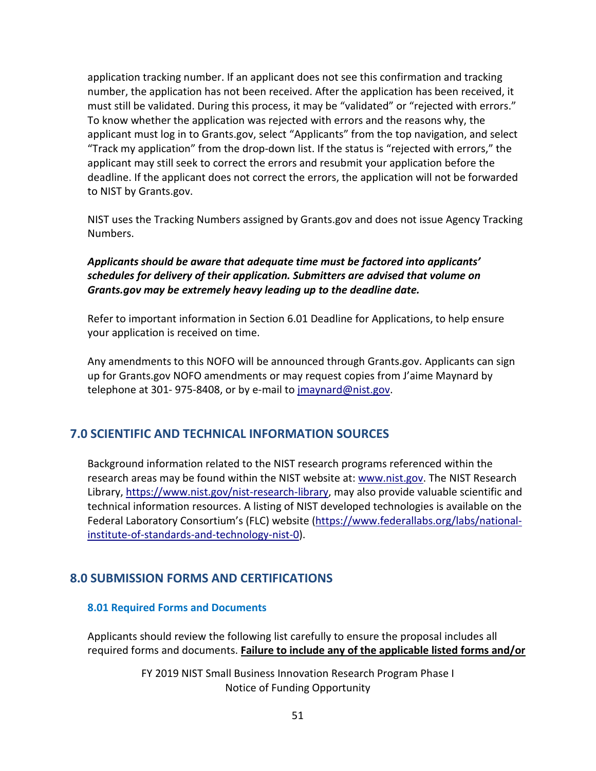application tracking number. If an applicant does not see this confirmation and tracking number, the application has not been received. After the application has been received, it must still be validated. During this process, it may be "validated" or "rejected with errors." To know whether the application was rejected with errors and the reasons why, the applicant must log in to Grants.gov, select "Applicants" from the top navigation, and select "Track my application" from the drop-down list. If the status is "rejected with errors," the applicant may still seek to correct the errors and resubmit your application before the deadline. If the applicant does not correct the errors, the application will not be forwarded to NIST by Grants.gov.

NIST uses the Tracking Numbers assigned by Grants.gov and does not issue Agency Tracking Numbers.

***Applicants should be aware that adequate time must be factored into applicants' schedules for delivery of their application. Submitters are advised that volume on Grants.gov may be extremely heavy leading up to the deadline date.***

Refer to important information in Section 6.01 Deadline for Applications, to help ensure your application is received on time.

Any amendments to this NOFO will be announced through Grants.gov. Applicants can sign up for Grants.gov NOFO amendments or may request copies from J'aime Maynard by telephone at 301- 975-8408, or by e-mail to [jmaynard@nist.gov](mailto:jmaynard@nist.gov).

## 7.0 SCIENTIFIC AND TECHNICAL INFORMATION SOURCES

Background information related to the NIST research programs referenced within the research areas may be found within the NIST website at: [www.nist.gov](http://www.nist.gov). The NIST Research Library, [https://www.nist.gov/nist-research-library](https://www.nist.gov/nist-research-library), may also provide valuable scientific and technical information resources. A listing of NIST developed technologies is available on the Federal Laboratory Consortium's (FLC) website ([https://www.federallabs.org/labs/national-institute-of-standards-and-technology-nist-0](https://www.federallabs.org/labs/national-institute-of-standards-and-technology-nist-0)).

## 8.0 SUBMISSION FORMS AND CERTIFICATIONS

### 8.01 Required Forms and Documents

Applicants should review the following list carefully to ensure the proposal includes all required forms and documents. **Failure to include any of the applicable listed forms and/or**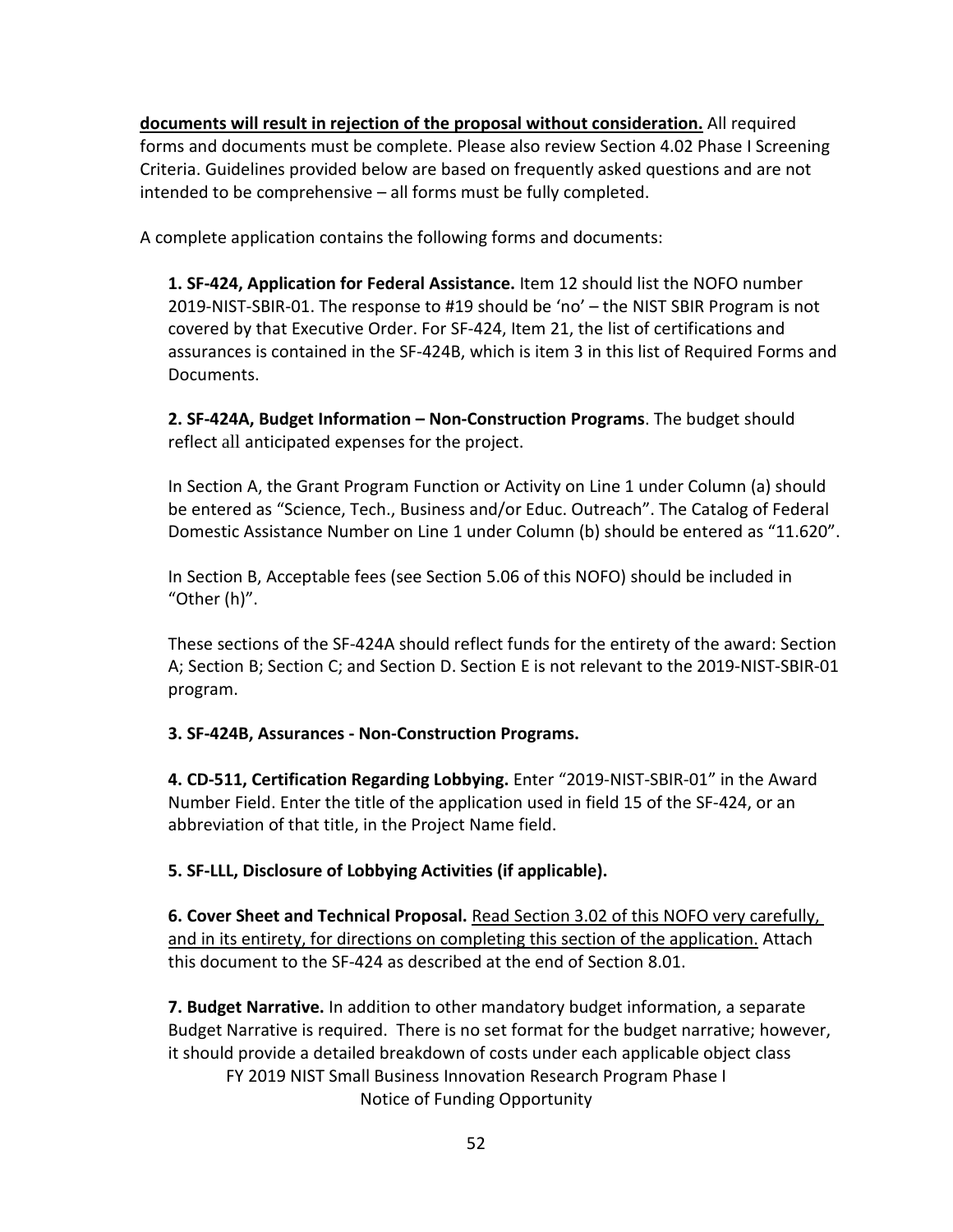**documents will result in rejection of the proposal without consideration.** All required forms and documents must be complete. Please also review Section 4.02 Phase I Screening Criteria. Guidelines provided below are based on frequently asked questions and are not intended to be comprehensive – all forms must be fully completed.

A complete application contains the following forms and documents:

**1. SF-424, Application for Federal Assistance.** Item 12 should list the NOFO number 2019-NIST-SBIR-01. The response to #19 should be 'no' – the NIST SBIR Program is not covered by that Executive Order. For SF-424, Item 21, the list of certifications and assurances is contained in the SF-424B, which is item 3 in this list of Required Forms and Documents.

**2. SF-424A, Budget Information – Non-Construction Programs**. The budget should reflect all anticipated expenses for the project.

In Section A, the Grant Program Function or Activity on Line 1 under Column (a) should be entered as "Science, Tech., Business and/or Educ. Outreach". The Catalog of Federal Domestic Assistance Number on Line 1 under Column (b) should be entered as "11.620".

In Section B, Acceptable fees (see Section 5.06 of this NOFO) should be included in "Other (h)".

These sections of the SF-424A should reflect funds for the entirety of the award: Section A; Section B; Section C; and Section D. Section E is not relevant to the 2019-NIST-SBIR-01 program.

**3. SF-424B, Assurances - Non-Construction Programs.**

**4. CD-511, Certification Regarding Lobbying.** Enter "2019-NIST-SBIR-01" in the Award Number Field. Enter the title of the application used in field 15 of the SF-424, or an abbreviation of that title, in the Project Name field.

**5. SF-LLL, Disclosure of Lobbying Activities (if applicable).**

**6. Cover Sheet and Technical Proposal.** <u>Read Section 3.02 of this NOFO very carefully, and in its entirety, for directions on completing this section of the application.</u> Attach this document to the SF-424 as described at the end of Section 8.01.

**7. Budget Narrative.** In addition to other mandatory budget information, a separate Budget Narrative is required. There is no set format for the budget narrative; however, it should provide a detailed breakdown of costs under each applicable object class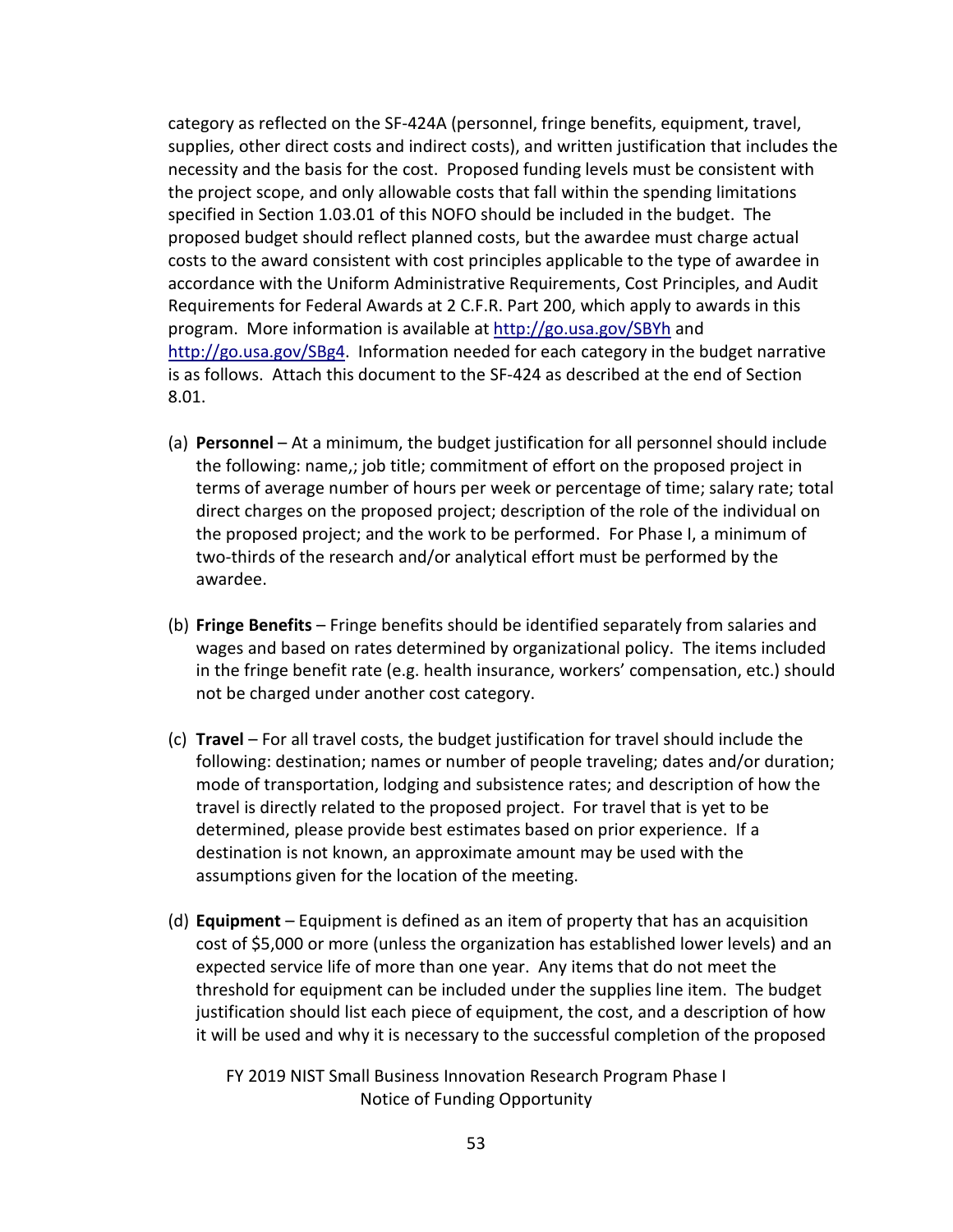category as reflected on the SF-424A (personnel, fringe benefits, equipment, travel, supplies, other direct costs and indirect costs), and written justification that includes the necessity and the basis for the cost. Proposed funding levels must be consistent with the project scope, and only allowable costs that fall within the spending limitations specified in Section 1.03.01 of this NOFO should be included in the budget. The proposed budget should reflect planned costs, but the awardee must charge actual costs to the award consistent with cost principles applicable to the type of awardee in accordance with the Uniform Administrative Requirements, Cost Principles, and Audit Requirements for Federal Awards at 2 C.F.R. Part 200, which apply to awards in this program. More information is available at http://go.usa.gov/SBYh and http://go.usa.gov/SBg4. Information needed for each category in the budget narrative is as follows. Attach this document to the SF-424 as described at the end of Section 8.01.

(a) **Personnel** – At a minimum, the budget justification for all personnel should include the following: name,; job title; commitment of effort on the proposed project in terms of average number of hours per week or percentage of time; salary rate; total direct charges on the proposed project; description of the role of the individual on the proposed project; and the work to be performed. For Phase I, a minimum of two-thirds of the research and/or analytical effort must be performed by the awardee.

(b) **Fringe Benefits** – Fringe benefits should be identified separately from salaries and wages and based on rates determined by organizational policy. The items included in the fringe benefit rate (e.g. health insurance, workers' compensation, etc.) should not be charged under another cost category.

(c) **Travel** – For all travel costs, the budget justification for travel should include the following: destination; names or number of people traveling; dates and/or duration; mode of transportation, lodging and subsistence rates; and description of how the travel is directly related to the proposed project. For travel that is yet to be determined, please provide best estimates based on prior experience. If a destination is not known, an approximate amount may be used with the assumptions given for the location of the meeting.

(d) **Equipment** – Equipment is defined as an item of property that has an acquisition cost of $5,000 or more (unless the organization has established lower levels) and an expected service life of more than one year. Any items that do not meet the threshold for equipment can be included under the supplies line item. The budget justification should list each piece of equipment, the cost, and a description of how it will be used and why it is necessary to the successful completion of the proposed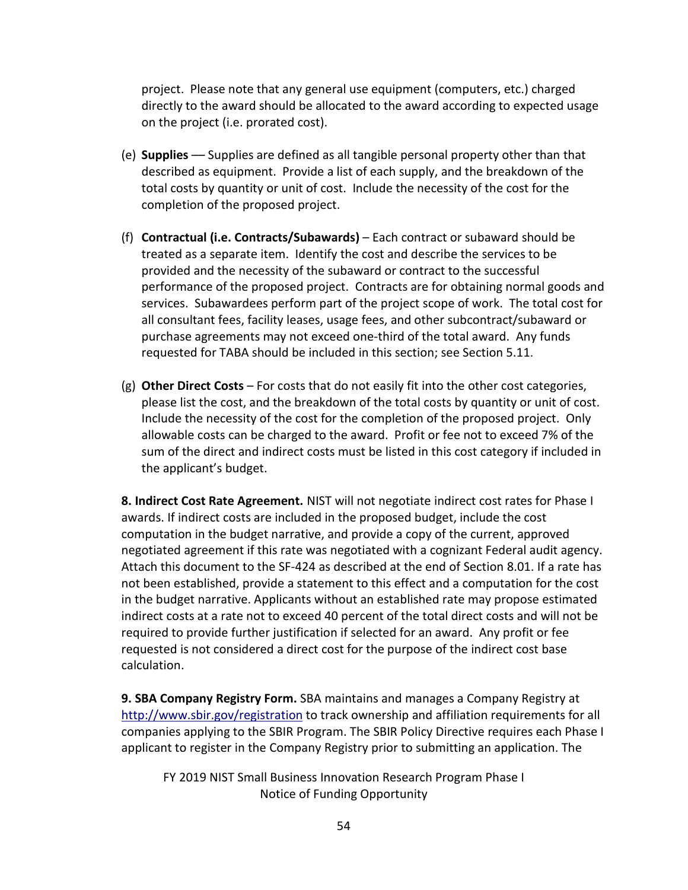project. Please note that any general use equipment (computers, etc.) charged directly to the award should be allocated to the award according to expected usage on the project (i.e. prorated cost).

(e) **Supplies** — Supplies are defined as all tangible personal property other than that described as equipment. Provide a list of each supply, and the breakdown of the total costs by quantity or unit of cost. Include the necessity of the cost for the completion of the proposed project.

(f) **Contractual (i.e. Contracts/Subawards)** – Each contract or subaward should be treated as a separate item. Identify the cost and describe the services to be provided and the necessity of the subaward or contract to the successful performance of the proposed project. Contracts are for obtaining normal goods and services. Subawardees perform part of the project scope of work. The total cost for all consultant fees, facility leases, usage fees, and other subcontract/subaward or purchase agreements may not exceed one-third of the total award. Any funds requested for TABA should be included in this section; see Section 5.11.

(g) **Other Direct Costs** – For costs that do not easily fit into the other cost categories, please list the cost, and the breakdown of the total costs by quantity or unit of cost. Include the necessity of the cost for the completion of the proposed project. Only allowable costs can be charged to the award. Profit or fee not to exceed 7% of the sum of the direct and indirect costs must be listed in this cost category if included in the applicant's budget.

**8. Indirect Cost Rate Agreement.** NIST will not negotiate indirect cost rates for Phase I awards. If indirect costs are included in the proposed budget, include the cost computation in the budget narrative, and provide a copy of the current, approved negotiated agreement if this rate was negotiated with a cognizant Federal audit agency. Attach this document to the SF-424 as described at the end of Section 8.01. If a rate has not been established, provide a statement to this effect and a computation for the cost in the budget narrative. Applicants without an established rate may propose estimated indirect costs at a rate not to exceed 40 percent of the total direct costs and will not be required to provide further justification if selected for an award. Any profit or fee requested is not considered a direct cost for the purpose of the indirect cost base calculation.

**9. SBA Company Registry Form.** SBA maintains and manages a Company Registry at http://www.sbir.gov/registration to track ownership and affiliation requirements for all companies applying to the SBIR Program. The SBIR Policy Directive requires each Phase I applicant to register in the Company Registry prior to submitting an application. The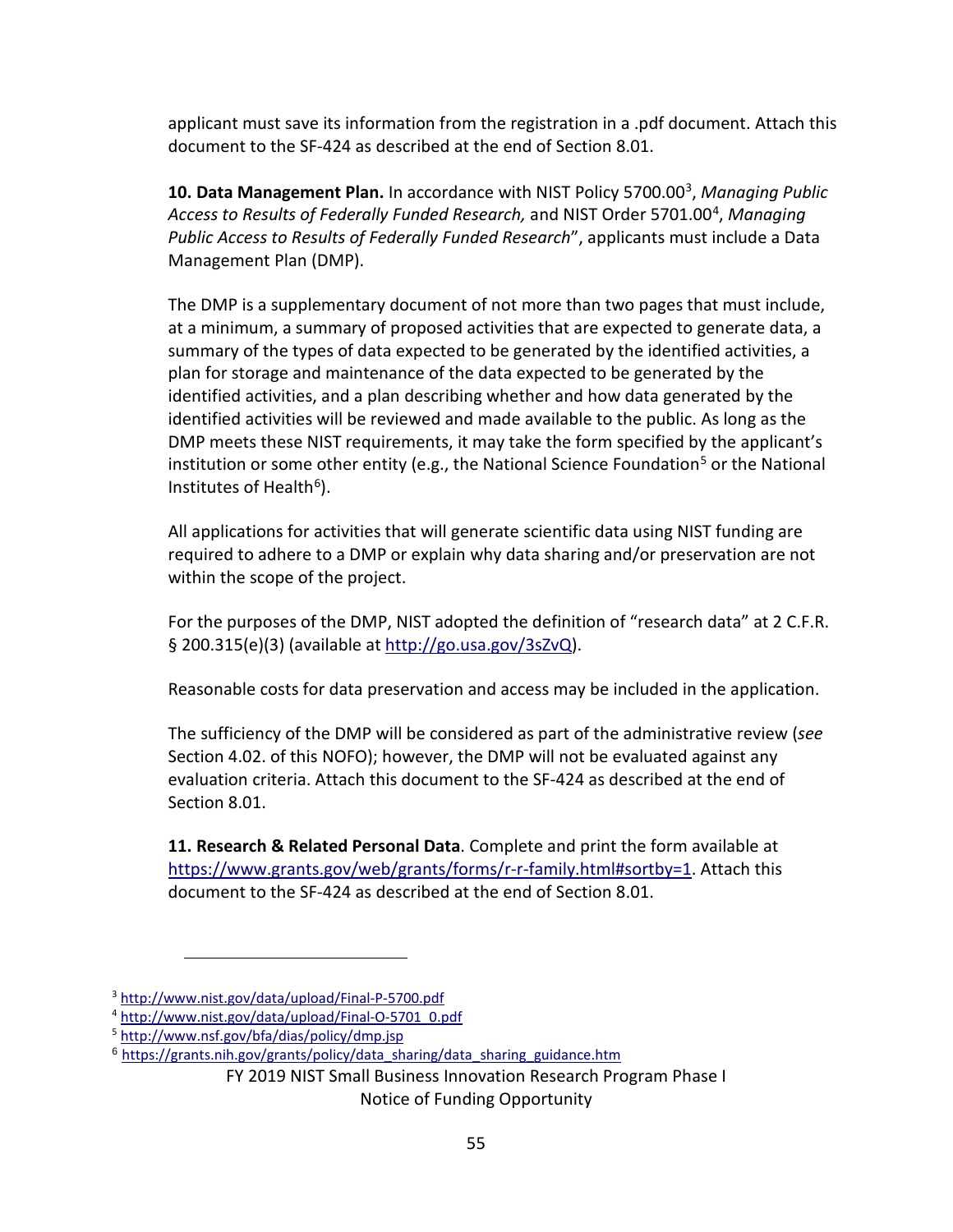applicant must save its information from the registration in a .pdf document. Attach this document to the SF-424 as described at the end of Section 8.01.

**10. Data Management Plan.** In accordance with NIST Policy 5700.00[3], *Managing Public Access to Results of Federally Funded Research,* and NIST Order 5701.00[4], *Managing Public Access to Results of Federally Funded Research*", applicants must include a Data Management Plan (DMP).

The DMP is a supplementary document of not more than two pages that must include, at a minimum, a summary of proposed activities that are expected to generate data, a summary of the types of data expected to be generated by the identified activities, a plan for storage and maintenance of the data expected to be generated by the identified activities, and a plan describing whether and how data generated by the identified activities will be reviewed and made available to the public. As long as the DMP meets these NIST requirements, it may take the form specified by the applicant's institution or some other entity (e.g., the National Science Foundation[5] or the National Institutes of Health[6]).

All applications for activities that will generate scientific data using NIST funding are required to adhere to a DMP or explain why data sharing and/or preservation are not within the scope of the project.

For the purposes of the DMP, NIST adopted the definition of "research data" at 2 C.F.R. § 200.315(e)(3) (available at http://go.usa.gov/3sZvQ).

Reasonable costs for data preservation and access may be included in the application.

The sufficiency of the DMP will be considered as part of the administrative review (*see* Section 4.02. of this NOFO); however, the DMP will not be evaluated against any evaluation criteria. Attach this document to the SF-424 as described at the end of Section 8.01.

**11. Research & Related Personal Data**. Complete and print the form available at https://www.grants.gov/web/grants/forms/r-r-family.html#sortby=1. Attach this document to the SF-424 as described at the end of Section 8.01.

---

[3] http://www.nist.gov/data/upload/Final-P-5700.pdf

[4] http://www.nist.gov/data/upload/Final-O-5701_0.pdf

[5] http://www.nsf.gov/bfa/dias/policy/dmp.jsp

[6] https://grants.nih.gov/grants/policy/data_sharing/data_sharing_guidance.htm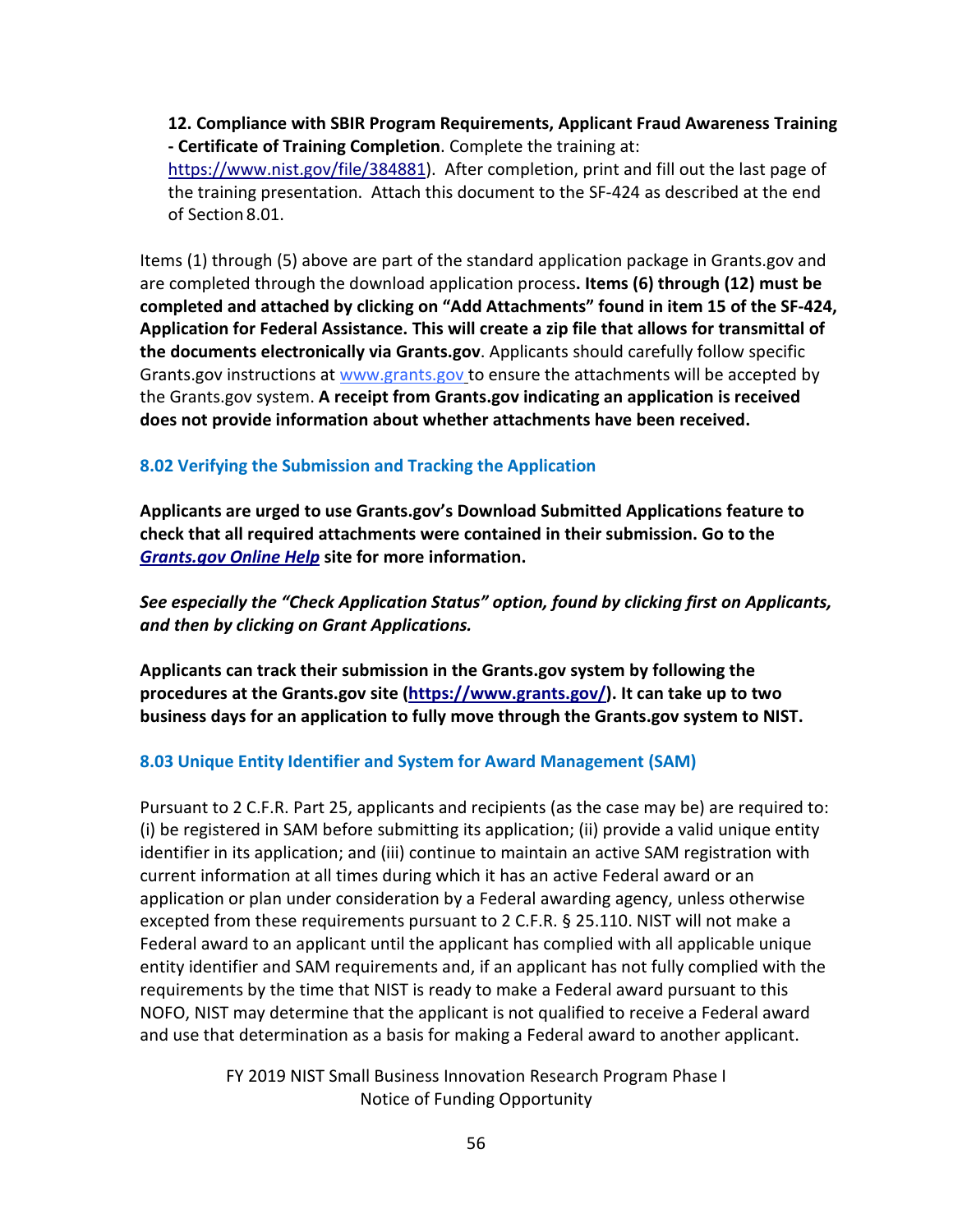**12. Compliance with SBIR Program Requirements, Applicant Fraud Awareness Training - Certificate of Training Completion**. Complete the training at: https://www.nist.gov/file/384881). After completion, print and fill out the last page of the training presentation. Attach this document to the SF-424 as described at the end of Section 8.01.

Items (1) through (5) above are part of the standard application package in Grants.gov and are completed through the download application process**. Items (6) through (12) must be completed and attached by clicking on "Add Attachments" found in item 15 of the SF-424, Application for Federal Assistance. This will create a zip file that allows for transmittal of the documents electronically via Grants.gov**. Applicants should carefully follow specific Grants.gov instructions at www.grants.gov to ensure the attachments will be accepted by the Grants.gov system. **A receipt from Grants.gov indicating an application is received does not provide information about whether attachments have been received.**

### 8.02 Verifying the Submission and Tracking the Application

**Applicants are urged to use Grants.gov's Download Submitted Applications feature to check that all required attachments were contained in their submission. Go to the *Grants.gov Online Help* site for more information.**

***See especially the "Check Application Status" option, found by clicking first on Applicants, and then by clicking on Grant Applications.***

**Applicants can track their submission in the Grants.gov system by following the procedures at the Grants.gov site (https://www.grants.gov/). It can take up to two business days for an application to fully move through the Grants.gov system to NIST.**

### 8.03 Unique Entity Identifier and System for Award Management (SAM)

Pursuant to 2 C.F.R. Part 25, applicants and recipients (as the case may be) are required to: (i) be registered in SAM before submitting its application; (ii) provide a valid unique entity identifier in its application; and (iii) continue to maintain an active SAM registration with current information at all times during which it has an active Federal award or an application or plan under consideration by a Federal awarding agency, unless otherwise excepted from these requirements pursuant to 2 C.F.R. § 25.110. NIST will not make a Federal award to an applicant until the applicant has complied with all applicable unique entity identifier and SAM requirements and, if an applicant has not fully complied with the requirements by the time that NIST is ready to make a Federal award pursuant to this NOFO, NIST may determine that the applicant is not qualified to receive a Federal award and use that determination as a basis for making a Federal award to another applicant.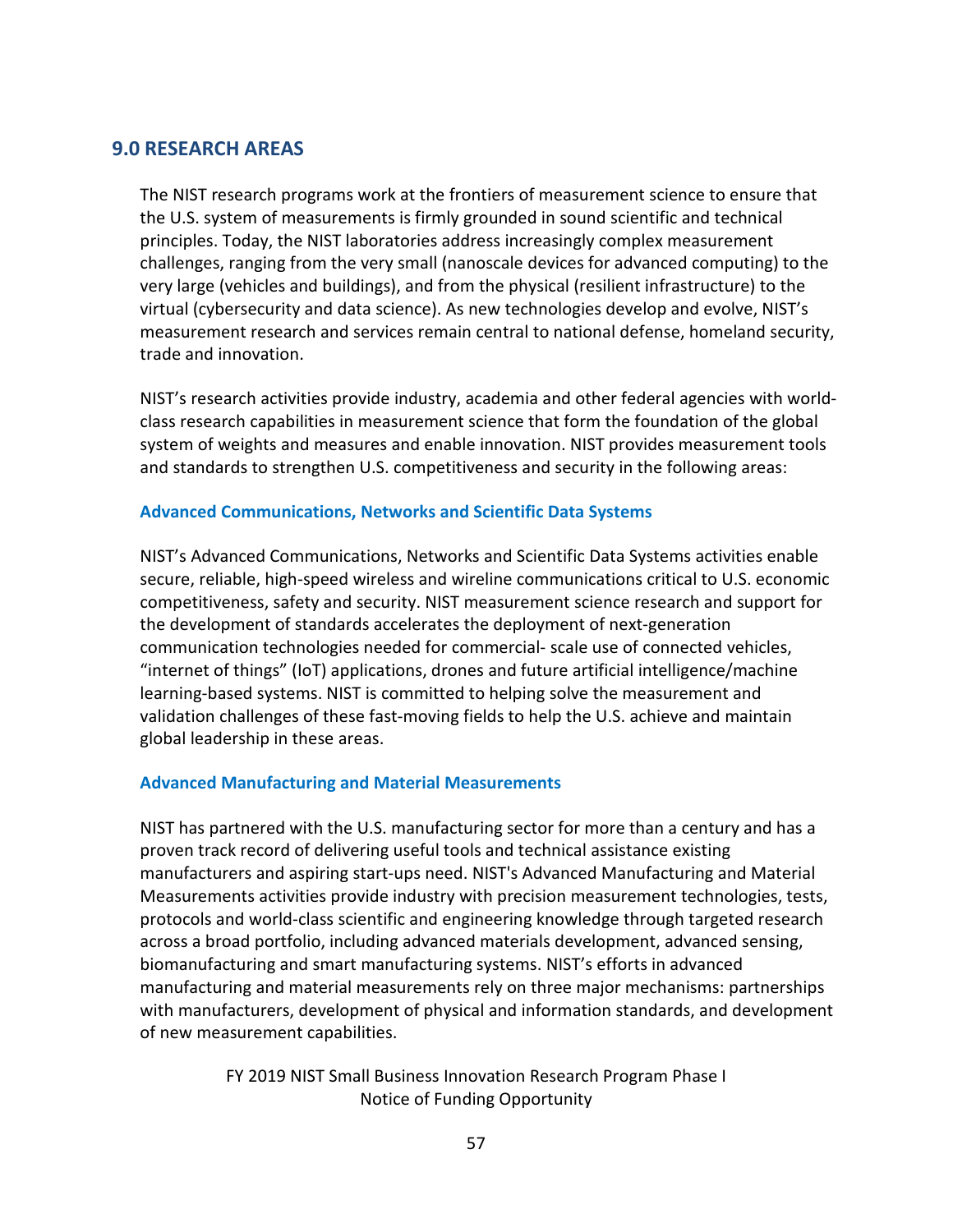## 9.0 RESEARCH AREAS

The NIST research programs work at the frontiers of measurement science to ensure that the U.S. system of measurements is firmly grounded in sound scientific and technical principles. Today, the NIST laboratories address increasingly complex measurement challenges, ranging from the very small (nanoscale devices for advanced computing) to the very large (vehicles and buildings), and from the physical (resilient infrastructure) to the virtual (cybersecurity and data science). As new technologies develop and evolve, NIST's measurement research and services remain central to national defense, homeland security, trade and innovation.

NIST's research activities provide industry, academia and other federal agencies with world-class research capabilities in measurement science that form the foundation of the global system of weights and measures and enable innovation. NIST provides measurement tools and standards to strengthen U.S. competitiveness and security in the following areas:

### Advanced Communications, Networks and Scientific Data Systems

NIST's Advanced Communications, Networks and Scientific Data Systems activities enable secure, reliable, high-speed wireless and wireline communications critical to U.S. economic competitiveness, safety and security. NIST measurement science research and support for the development of standards accelerates the deployment of next-generation communication technologies needed for commercial- scale use of connected vehicles, "internet of things" (IoT) applications, drones and future artificial intelligence/machine learning-based systems. NIST is committed to helping solve the measurement and validation challenges of these fast-moving fields to help the U.S. achieve and maintain global leadership in these areas.

### Advanced Manufacturing and Material Measurements

NIST has partnered with the U.S. manufacturing sector for more than a century and has a proven track record of delivering useful tools and technical assistance existing manufacturers and aspiring start-ups need. NIST's Advanced Manufacturing and Material Measurements activities provide industry with precision measurement technologies, tests, protocols and world-class scientific and engineering knowledge through targeted research across a broad portfolio, including advanced materials development, advanced sensing, biomanufacturing and smart manufacturing systems. NIST's efforts in advanced manufacturing and material measurements rely on three major mechanisms: partnerships with manufacturers, development of physical and information standards, and development of new measurement capabilities.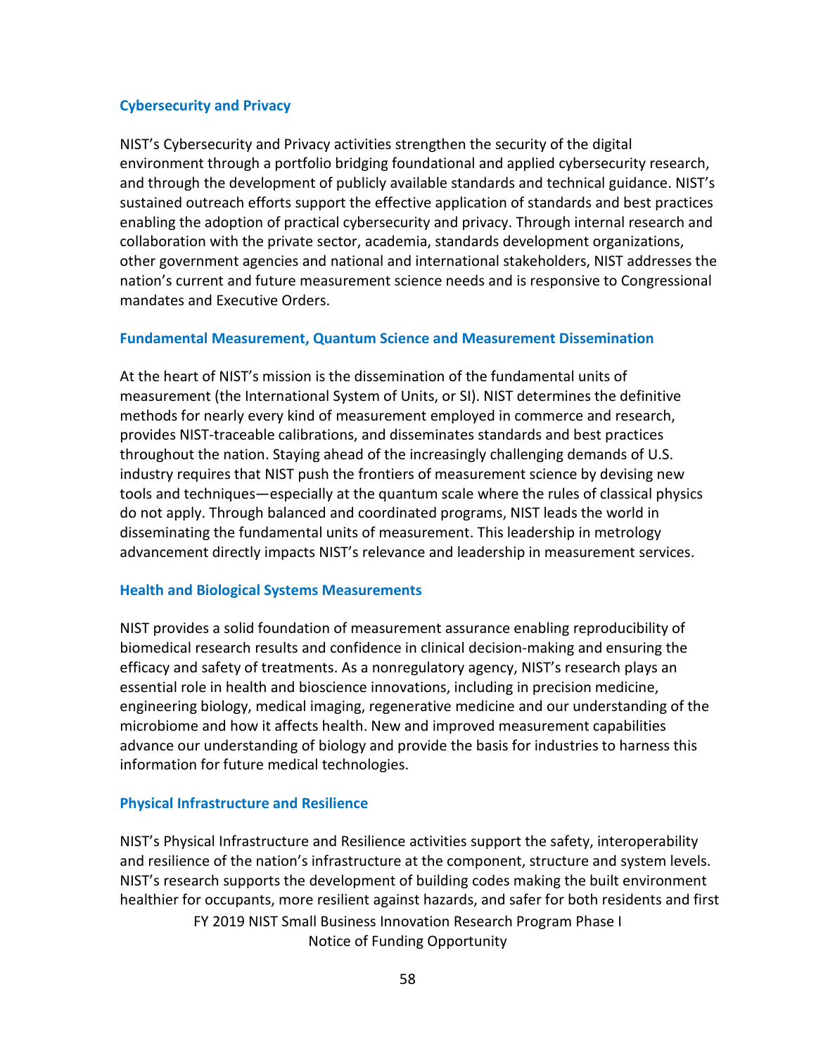### Cybersecurity and Privacy

NIST's Cybersecurity and Privacy activities strengthen the security of the digital environment through a portfolio bridging foundational and applied cybersecurity research, and through the development of publicly available standards and technical guidance. NIST's sustained outreach efforts support the effective application of standards and best practices enabling the adoption of practical cybersecurity and privacy. Through internal research and collaboration with the private sector, academia, standards development organizations, other government agencies and national and international stakeholders, NIST addresses the nation's current and future measurement science needs and is responsive to Congressional mandates and Executive Orders.

### Fundamental Measurement, Quantum Science and Measurement Dissemination

At the heart of NIST's mission is the dissemination of the fundamental units of measurement (the International System of Units, or SI). NIST determines the definitive methods for nearly every kind of measurement employed in commerce and research, provides NIST-traceable calibrations, and disseminates standards and best practices throughout the nation. Staying ahead of the increasingly challenging demands of U.S. industry requires that NIST push the frontiers of measurement science by devising new tools and techniques—especially at the quantum scale where the rules of classical physics do not apply. Through balanced and coordinated programs, NIST leads the world in disseminating the fundamental units of measurement. This leadership in metrology advancement directly impacts NIST's relevance and leadership in measurement services.

### Health and Biological Systems Measurements

NIST provides a solid foundation of measurement assurance enabling reproducibility of biomedical research results and confidence in clinical decision-making and ensuring the efficacy and safety of treatments. As a nonregulatory agency, NIST's research plays an essential role in health and bioscience innovations, including in precision medicine, engineering biology, medical imaging, regenerative medicine and our understanding of the microbiome and how it affects health. New and improved measurement capabilities advance our understanding of biology and provide the basis for industries to harness this information for future medical technologies.

### Physical Infrastructure and Resilience

NIST's Physical Infrastructure and Resilience activities support the safety, interoperability and resilience of the nation's infrastructure at the component, structure and system levels. NIST's research supports the development of building codes making the built environment healthier for occupants, more resilient against hazards, and safer for both residents and first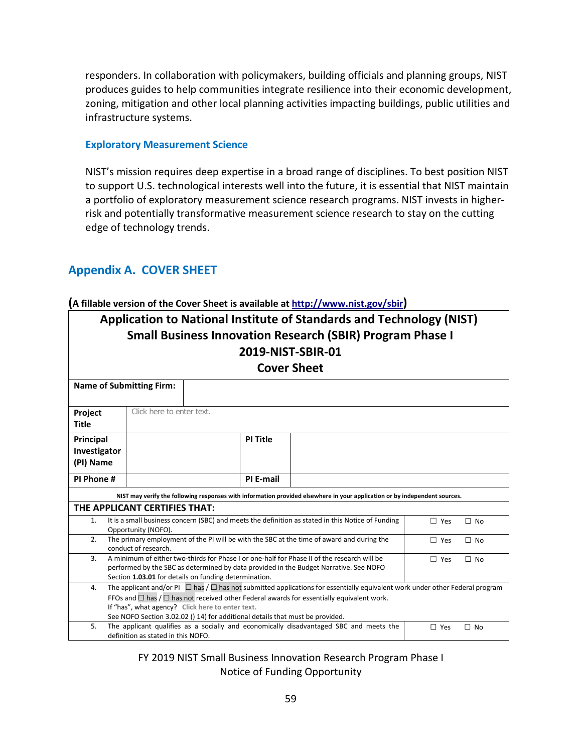responders. In collaboration with policymakers, building officials and planning groups, NIST produces guides to help communities integrate resilience into their economic development, zoning, mitigation and other local planning activities impacting buildings, public utilities and infrastructure systems.

### Exploratory Measurement Science

NIST's mission requires deep expertise in a broad range of disciplines. To best position NIST to support U.S. technological interests well into the future, it is essential that NIST maintain a portfolio of exploratory measurement science research programs. NIST invests in higher-risk and potentially transformative measurement science research to stay on the cutting edge of technology trends.

## Appendix A. COVER SHEET

**(A fillable version of the Cover Sheet is available at http://www.nist.gov/sbir)**

**Application to National Institute of Standards and Technology (NIST) Small Business Innovation Research (SBIR) Program Phase I**
**2019-NIST-SBIR-01**
**Cover Sheet**

| | | | |
|---|---|---|---|
| **Name of Submitting Firm:** | | | |
| **Project Title** | Click here to enter text. | | |
| **Principal Investigator (PI) Name** | | **PI Title** | |
| **PI Phone #** | | **PI E-mail** | |

**NIST may verify the following responses with information provided elsewhere in your application or by independent sources.**

**THE APPLICANT CERTIFIES THAT:**

| | | |
|---|---|---|
| 1. | It is a small business concern (SBC) and meets the definition as stated in this Notice of Funding Opportunity (NOFO). | ☐ Yes ☐ No |
| 2. | The primary employment of the PI will be with the SBC at the time of award and during the conduct of research. | ☐ Yes ☐ No |
| 3. | A minimum of either two-thirds for Phase I or one-half for Phase II of the research will be performed by the SBC as determined by data provided in the Budget Narrative. See NOFO Section **1.03.01** for details on funding determination. | ☐ Yes ☐ No |
| 4. | The applicant and/or PI ☐ has / ☐ has not submitted applications for essentially equivalent work under other Federal program FFOs and ☐ has / ☐ has not received other Federal awards for essentially equivalent work. If "has", what agency? Click here to enter text. See NOFO Section 3.02.02 () 14) for additional details that must be provided. | |
| 5. | The applicant qualifies as a socially and economically disadvantaged SBC and meets the definition as stated in this NOFO. | ☐ Yes ☐ No |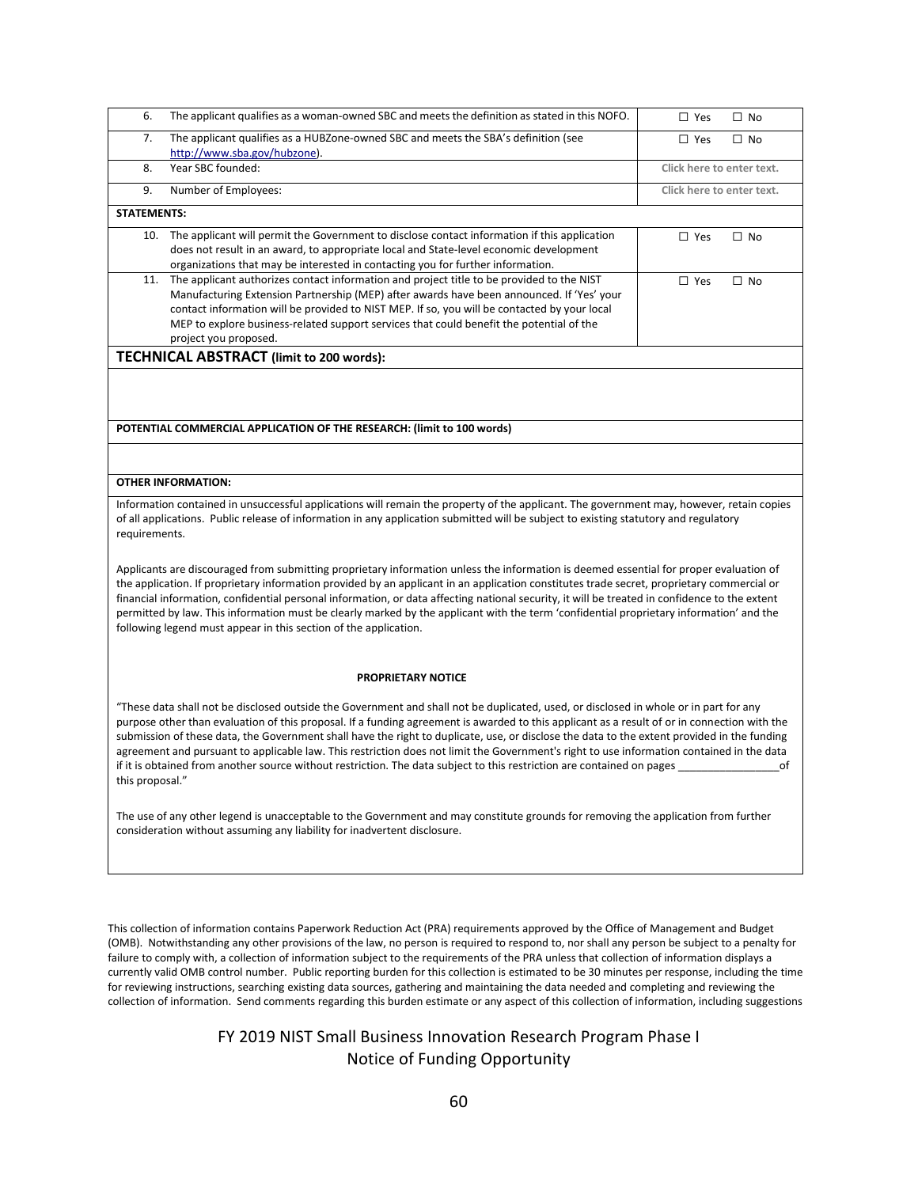| | | |
|---|---|---|
| 6. | The applicant qualifies as a woman-owned SBC and meets the definition as stated in this NOFO. | ☐ Yes ☐ No |
| 7. | The applicant qualifies as a HUBZone-owned SBC and meets the SBA's definition (see http://www.sba.gov/hubzone). | ☐ Yes ☐ No |
| 8. | Year SBC founded: | Click here to enter text. |
| 9. | Number of Employees: | Click here to enter text. |
| **STATEMENTS:** | | |
| 10. | The applicant will permit the Government to disclose contact information if this application does not result in an award, to appropriate local and State-level economic development organizations that may be interested in contacting you for further information. | ☐ Yes ☐ No |
| 11. | The applicant authorizes contact information and project title to be provided to the NIST Manufacturing Extension Partnership (MEP) after awards have been announced. If 'Yes' your contact information will be provided to NIST MEP. If so, you will be contacted by your local MEP to explore business-related support services that could benefit the potential of the project you proposed. | ☐ Yes ☐ No |

**TECHNICAL ABSTRACT (limit to 200 words):**

**POTENTIAL COMMERCIAL APPLICATION OF THE RESEARCH: (limit to 100 words)**

**OTHER INFORMATION:**

Information contained in unsuccessful applications will remain the property of the applicant. The government may, however, retain copies of all applications. Public release of information in any application submitted will be subject to existing statutory and regulatory requirements.

Applicants are discouraged from submitting proprietary information unless the information is deemed essential for proper evaluation of the application. If proprietary information provided by an applicant in an application constitutes trade secret, proprietary commercial or financial information, confidential personal information, or data affecting national security, it will be treated in confidence to the extent permitted by law. This information must be clearly marked by the applicant with the term 'confidential proprietary information' and the following legend must appear in this section of the application.

**PROPRIETARY NOTICE**

"These data shall not be disclosed outside the Government and shall not be duplicated, used, or disclosed in whole or in part for any purpose other than evaluation of this proposal. If a funding agreement is awarded to this applicant as a result of or in connection with the submission of these data, the Government shall have the right to duplicate, use, or disclose the data to the extent provided in the funding agreement and pursuant to applicable law. This restriction does not limit the Government's right to use information contained in the data if it is obtained from another source without restriction. The data subject to this restriction are contained on pages _________________of this proposal."

The use of any other legend is unacceptable to the Government and may constitute grounds for removing the application from further consideration without assuming any liability for inadvertent disclosure.

This collection of information contains Paperwork Reduction Act (PRA) requirements approved by the Office of Management and Budget (OMB). Notwithstanding any other provisions of the law, no person is required to respond to, nor shall any person be subject to a penalty for failure to comply with, a collection of information subject to the requirements of the PRA unless that collection of information displays a currently valid OMB control number. Public reporting burden for this collection is estimated to be 30 minutes per response, including the time for reviewing instructions, searching existing data sources, gathering and maintaining the data needed and completing and reviewing the collection of information. Send comments regarding this burden estimate or any aspect of this collection of information, including suggestions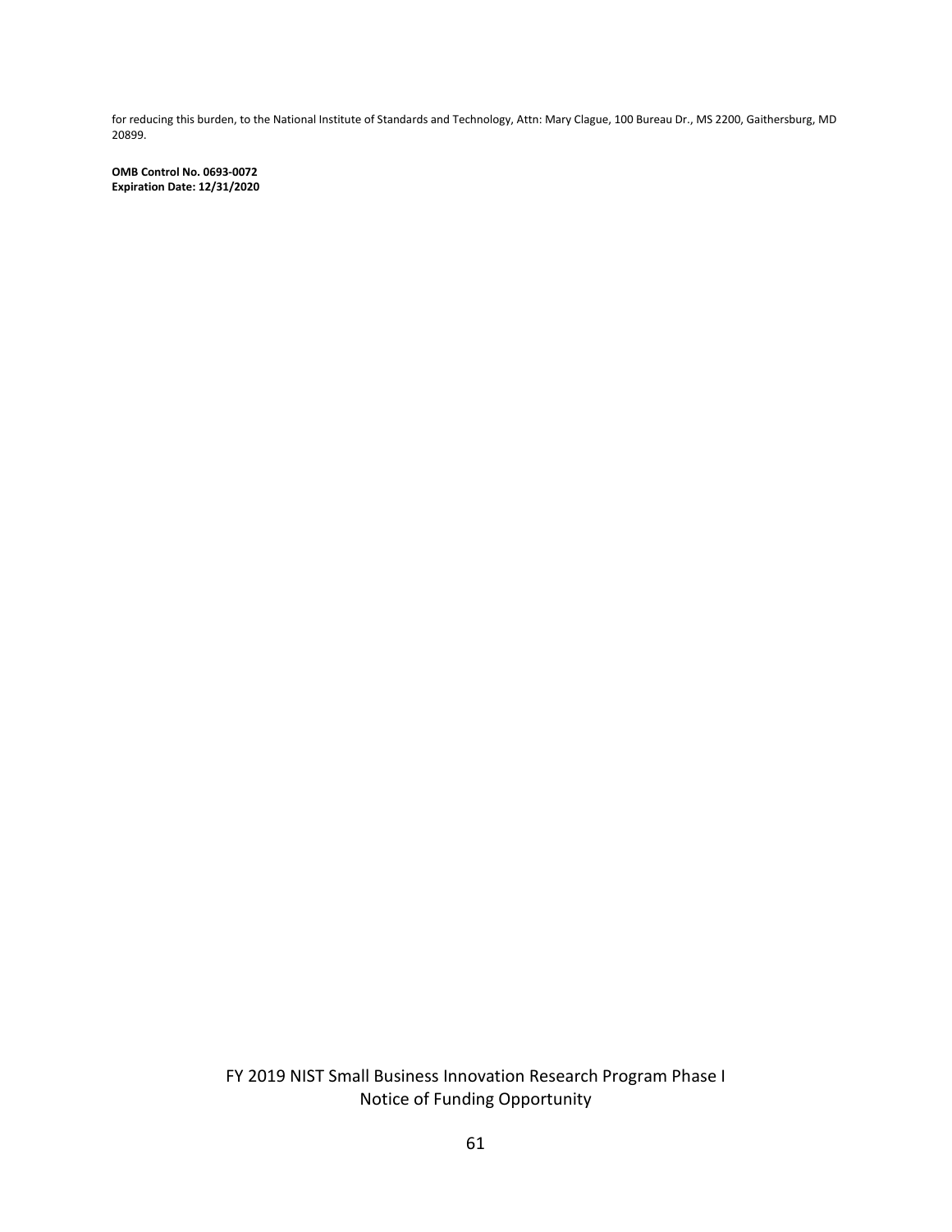for reducing this burden, to the National Institute of Standards and Technology, Attn: Mary Clague, 100 Bureau Dr., MS 2200, Gaithersburg, MD 20899.

**OMB Control No. 0693-0072**
**Expiration Date: 12/31/2020**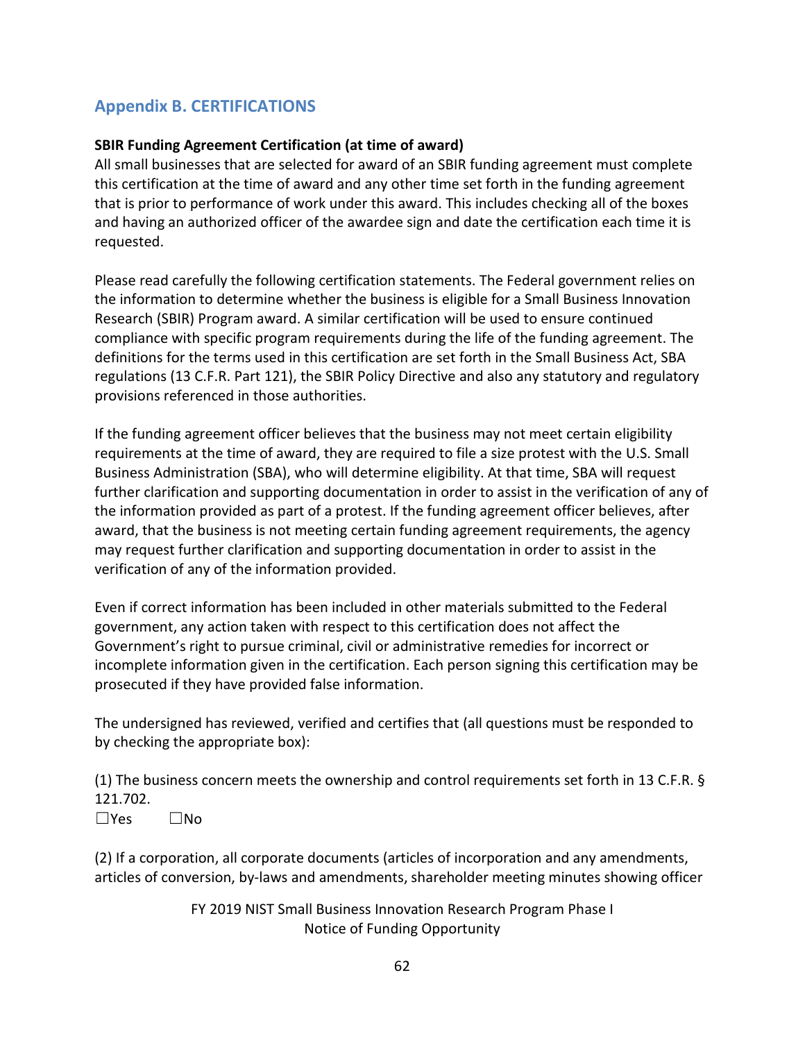## Appendix B. CERTIFICATIONS

**SBIR Funding Agreement Certification (at time of award)**

All small businesses that are selected for award of an SBIR funding agreement must complete this certification at the time of award and any other time set forth in the funding agreement that is prior to performance of work under this award. This includes checking all of the boxes and having an authorized officer of the awardee sign and date the certification each time it is requested.

Please read carefully the following certification statements. The Federal government relies on the information to determine whether the business is eligible for a Small Business Innovation Research (SBIR) Program award. A similar certification will be used to ensure continued compliance with specific program requirements during the life of the funding agreement. The definitions for the terms used in this certification are set forth in the Small Business Act, SBA regulations (13 C.F.R. Part 121), the SBIR Policy Directive and also any statutory and regulatory provisions referenced in those authorities.

If the funding agreement officer believes that the business may not meet certain eligibility requirements at the time of award, they are required to file a size protest with the U.S. Small Business Administration (SBA), who will determine eligibility. At that time, SBA will request further clarification and supporting documentation in order to assist in the verification of any of the information provided as part of a protest. If the funding agreement officer believes, after award, that the business is not meeting certain funding agreement requirements, the agency may request further clarification and supporting documentation in order to assist in the verification of any of the information provided.

Even if correct information has been included in other materials submitted to the Federal government, any action taken with respect to this certification does not affect the Government's right to pursue criminal, civil or administrative remedies for incorrect or incomplete information given in the certification. Each person signing this certification may be prosecuted if they have provided false information.

The undersigned has reviewed, verified and certifies that (all questions must be responded to by checking the appropriate box):

(1) The business concern meets the ownership and control requirements set forth in 13 C.F.R. § 121.702.

☐Yes ☐No

(2) If a corporation, all corporate documents (articles of incorporation and any amendments, articles of conversion, by-laws and amendments, shareholder meeting minutes showing officer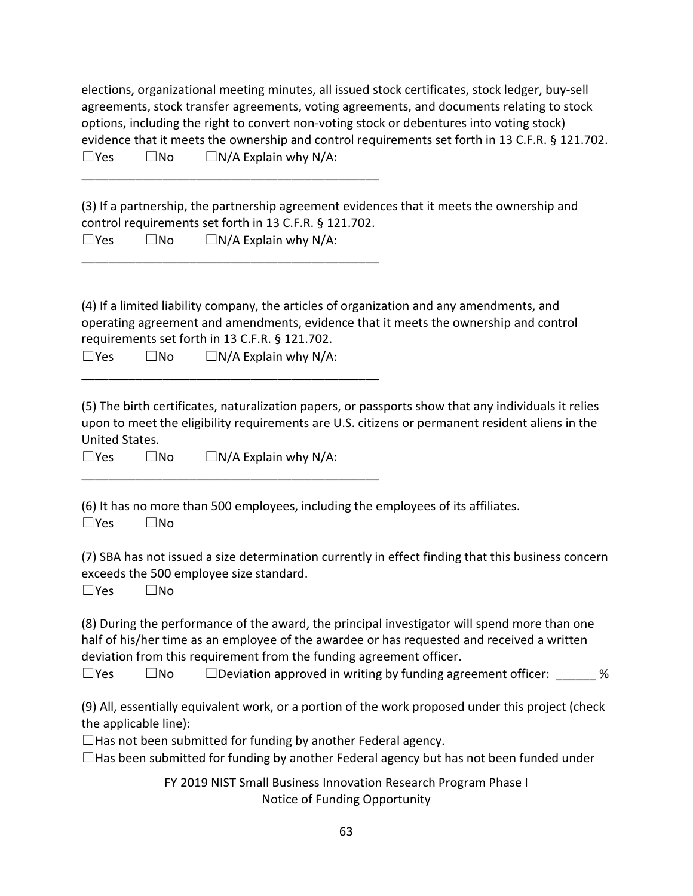elections, organizational meeting minutes, all issued stock certificates, stock ledger, buy-sell agreements, stock transfer agreements, voting agreements, and documents relating to stock options, including the right to convert non-voting stock or debentures into voting stock) evidence that it meets the ownership and control requirements set forth in 13 C.F.R. § 121.702.

☐Yes ☐No ☐N/A Explain why N/A:

_____________________________________________

(3) If a partnership, the partnership agreement evidences that it meets the ownership and control requirements set forth in 13 C.F.R. § 121.702.

☐Yes ☐No ☐N/A Explain why N/A:

_____________________________________________

(4) If a limited liability company, the articles of organization and any amendments, and operating agreement and amendments, evidence that it meets the ownership and control requirements set forth in 13 C.F.R. § 121.702.

☐Yes ☐No ☐N/A Explain why N/A:

_____________________________________________

(5) The birth certificates, naturalization papers, or passports show that any individuals it relies upon to meet the eligibility requirements are U.S. citizens or permanent resident aliens in the United States.

☐Yes ☐No ☐N/A Explain why N/A:

_____________________________________________

(6) It has no more than 500 employees, including the employees of its affiliates.

☐Yes ☐No

(7) SBA has not issued a size determination currently in effect finding that this business concern exceeds the 500 employee size standard.

☐Yes ☐No

(8) During the performance of the award, the principal investigator will spend more than one half of his/her time as an employee of the awardee or has requested and received a written deviation from this requirement from the funding agreement officer.

☐Yes ☐No ☐Deviation approved in writing by funding agreement officer: ______ %

(9) All, essentially equivalent work, or a portion of the work proposed under this project (check the applicable line):

☐Has not been submitted for funding by another Federal agency.

☐Has been submitted for funding by another Federal agency but has not been funded under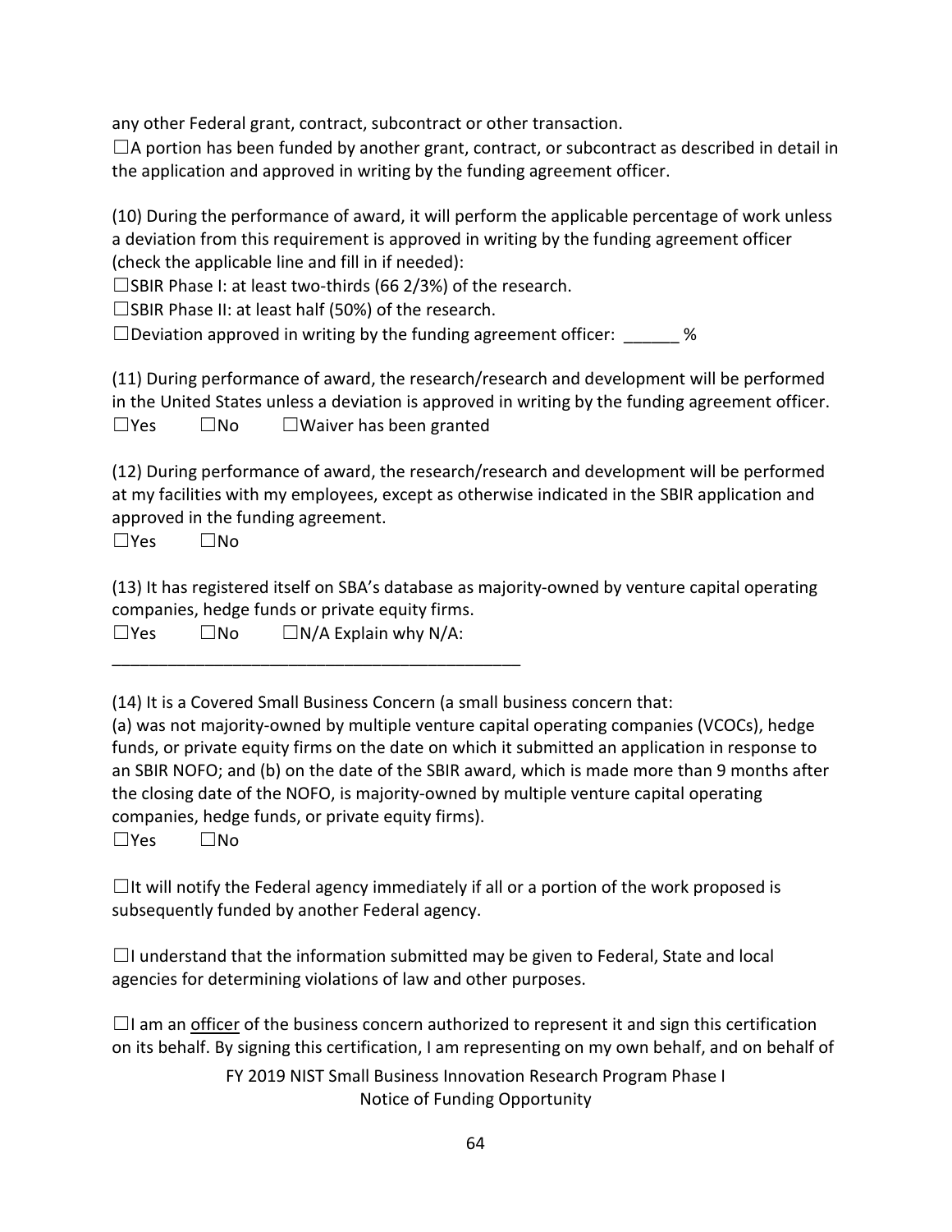any other Federal grant, contract, subcontract or other transaction.

☐A portion has been funded by another grant, contract, or subcontract as described in detail in the application and approved in writing by the funding agreement officer.

(10) During the performance of award, it will perform the applicable percentage of work unless a deviation from this requirement is approved in writing by the funding agreement officer (check the applicable line and fill in if needed):

☐SBIR Phase I: at least two-thirds (66 2/3%) of the research.

☐SBIR Phase II: at least half (50%) of the research.

☐Deviation approved in writing by the funding agreement officer: ______ %

(11) During performance of award, the research/research and development will be performed in the United States unless a deviation is approved in writing by the funding agreement officer.

☐Yes ☐No ☐Waiver has been granted

(12) During performance of award, the research/research and development will be performed at my facilities with my employees, except as otherwise indicated in the SBIR application and approved in the funding agreement.

☐Yes ☐No

(13) It has registered itself on SBA's database as majority-owned by venture capital operating companies, hedge funds or private equity firms.

☐Yes ☐No ☐N/A Explain why N/A: ____________________________________________

(14) It is a Covered Small Business Concern (a small business concern that:
(a) was not majority-owned by multiple venture capital operating companies (VCOCs), hedge funds, or private equity firms on the date on which it submitted an application in response to an SBIR NOFO; and (b) on the date of the SBIR award, which is made more than 9 months after the closing date of the NOFO, is majority-owned by multiple venture capital operating companies, hedge funds, or private equity firms).

☐Yes ☐No

☐It will notify the Federal agency immediately if all or a portion of the work proposed is subsequently funded by another Federal agency.

☐I understand that the information submitted may be given to Federal, State and local agencies for determining violations of law and other purposes.

☐I am an officer of the business concern authorized to represent it and sign this certification on its behalf. By signing this certification, I am representing on my own behalf, and on behalf of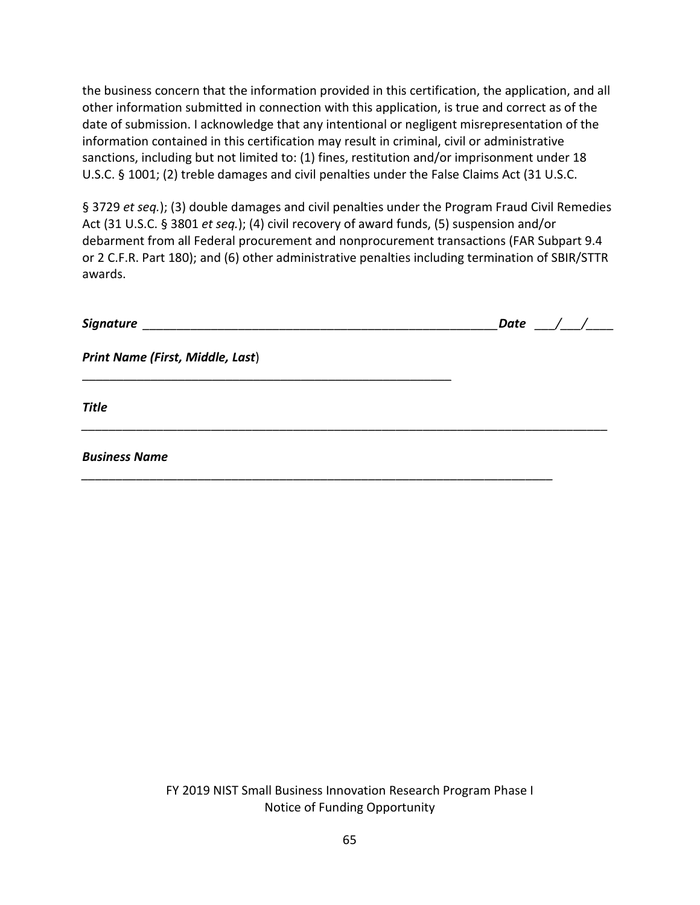the business concern that the information provided in this certification, the application, and all other information submitted in connection with this application, is true and correct as of the date of submission. I acknowledge that any intentional or negligent misrepresentation of the information contained in this certification may result in criminal, civil or administrative sanctions, including but not limited to: (1) fines, restitution and/or imprisonment under 18 U.S.C. § 1001; (2) treble damages and civil penalties under the False Claims Act (31 U.S.C.

§ 3729 *et seq.*); (3) double damages and civil penalties under the Program Fraud Civil Remedies Act (31 U.S.C. § 3801 *et seq.*); (4) civil recovery of award funds, (5) suspension and/or debarment from all Federal procurement and nonprocurement transactions (FAR Subpart 9.4 or 2 C.F.R. Part 180); and (6) other administrative penalties including termination of SBIR/STTR awards.

***Signature*** ______________________________________________________ ***Date*** ___/___/____

***Print Name (First, Middle, Last)***

________________________________________________________

***Title***

________________________________________________________________________________

***Business Name***

________________________________________________________________________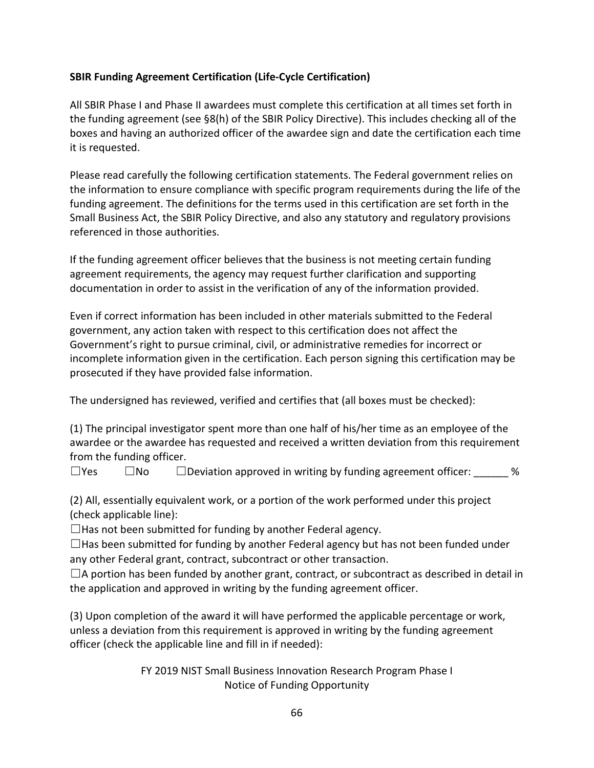**SBIR Funding Agreement Certification (Life-Cycle Certification)**

All SBIR Phase I and Phase II awardees must complete this certification at all times set forth in the funding agreement (see §8(h) of the SBIR Policy Directive). This includes checking all of the boxes and having an authorized officer of the awardee sign and date the certification each time it is requested.

Please read carefully the following certification statements. The Federal government relies on the information to ensure compliance with specific program requirements during the life of the funding agreement. The definitions for the terms used in this certification are set forth in the Small Business Act, the SBIR Policy Directive, and also any statutory and regulatory provisions referenced in those authorities.

If the funding agreement officer believes that the business is not meeting certain funding agreement requirements, the agency may request further clarification and supporting documentation in order to assist in the verification of any of the information provided.

Even if correct information has been included in other materials submitted to the Federal government, any action taken with respect to this certification does not affect the Government's right to pursue criminal, civil, or administrative remedies for incorrect or incomplete information given in the certification. Each person signing this certification may be prosecuted if they have provided false information.

The undersigned has reviewed, verified and certifies that (all boxes must be checked):

(1) The principal investigator spent more than one half of his/her time as an employee of the awardee or the awardee has requested and received a written deviation from this requirement from the funding officer.

☐Yes ☐No ☐Deviation approved in writing by funding agreement officer: ______ %

(2) All, essentially equivalent work, or a portion of the work performed under this project (check applicable line):

☐Has not been submitted for funding by another Federal agency.

☐Has been submitted for funding by another Federal agency but has not been funded under any other Federal grant, contract, subcontract or other transaction.

☐A portion has been funded by another grant, contract, or subcontract as described in detail in the application and approved in writing by the funding agreement officer.

(3) Upon completion of the award it will have performed the applicable percentage or work, unless a deviation from this requirement is approved in writing by the funding agreement officer (check the applicable line and fill in if needed):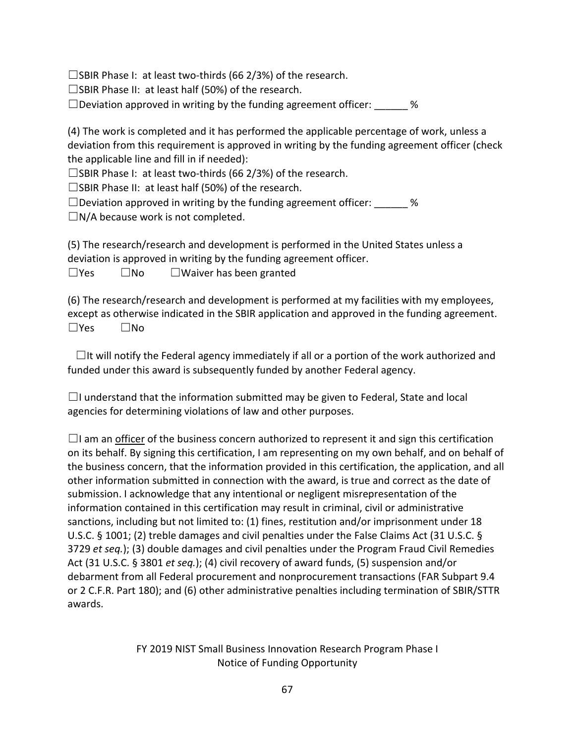☐SBIR Phase I:  at least two-thirds (66 2/3%) of the research.

☐SBIR Phase II:  at least half (50%) of the research.

☐Deviation approved in writing by the funding agreement officer: ______ %

(4) The work is completed and it has performed the applicable percentage of work, unless a deviation from this requirement is approved in writing by the funding agreement officer (check the applicable line and fill in if needed):

☐SBIR Phase I:  at least two-thirds (66 2/3%) of the research.

☐SBIR Phase II:  at least half (50%) of the research.

☐Deviation approved in writing by the funding agreement officer: ______ %

☐N/A because work is not completed.

(5) The research/research and development is performed in the United States unless a deviation is approved in writing by the funding agreement officer.

☐Yes    ☐No    ☐Waiver has been granted

(6) The research/research and development is performed at my facilities with my employees, except as otherwise indicated in the SBIR application and approved in the funding agreement.

☐Yes    ☐No

☐It will notify the Federal agency immediately if all or a portion of the work authorized and funded under this award is subsequently funded by another Federal agency.

☐I understand that the information submitted may be given to Federal, State and local agencies for determining violations of law and other purposes.

☐I am an <u>officer</u> of the business concern authorized to represent it and sign this certification on its behalf. By signing this certification, I am representing on my own behalf, and on behalf of the business concern, that the information provided in this certification, the application, and all other information submitted in connection with the award, is true and correct as the date of submission. I acknowledge that any intentional or negligent misrepresentation of the information contained in this certification may result in criminal, civil or administrative sanctions, including but not limited to: (1) fines, restitution and/or imprisonment under 18 U.S.C. § 1001; (2) treble damages and civil penalties under the False Claims Act (31 U.S.C. § 3729 *et seq.*); (3) double damages and civil penalties under the Program Fraud Civil Remedies Act (31 U.S.C. § 3801 *et seq.*); (4) civil recovery of award funds, (5) suspension and/or debarment from all Federal procurement and nonprocurement transactions (FAR Subpart 9.4 or 2 C.F.R. Part 180); and (6) other administrative penalties including termination of SBIR/STTR awards.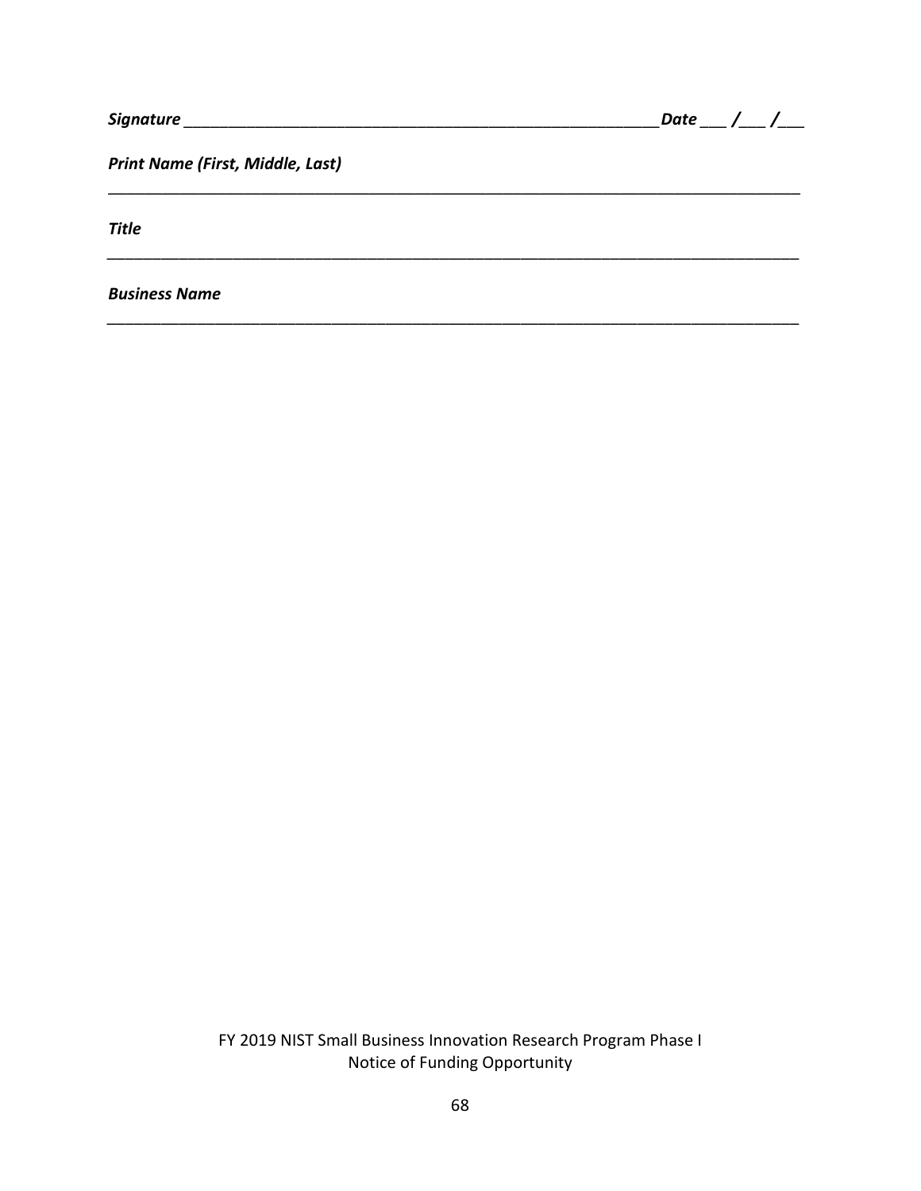***Signature* \_\_\_\_\_\_\_\_\_\_\_\_\_\_\_\_\_\_\_\_\_\_\_\_\_\_\_\_\_\_\_\_\_\_\_\_\_\_\_\_\_\_\_\_\_\_\_\_\_\_\_\_\_\_\_\_ *Date* \_\_\_ / \_\_\_ / \_\_\_**

***Print Name (First, Middle, Last)***

\_\_\_\_\_\_\_\_\_\_\_\_\_\_\_\_\_\_\_\_\_\_\_\_\_\_\_\_\_\_\_\_\_\_\_\_\_\_\_\_\_\_\_\_\_\_\_\_\_\_\_\_\_\_\_\_\_\_\_\_\_\_\_\_\_\_\_\_\_\_\_\_\_\_\_\_\_\_

***Title***

\_\_\_\_\_\_\_\_\_\_\_\_\_\_\_\_\_\_\_\_\_\_\_\_\_\_\_\_\_\_\_\_\_\_\_\_\_\_\_\_\_\_\_\_\_\_\_\_\_\_\_\_\_\_\_\_\_\_\_\_\_\_\_\_\_\_\_\_\_\_\_\_\_\_\_\_\_\_

***Business Name***

\_\_\_\_\_\_\_\_\_\_\_\_\_\_\_\_\_\_\_\_\_\_\_\_\_\_\_\_\_\_\_\_\_\_\_\_\_\_\_\_\_\_\_\_\_\_\_\_\_\_\_\_\_\_\_\_\_\_\_\_\_\_\_\_\_\_\_\_\_\_\_\_\_\_\_\_\_\_